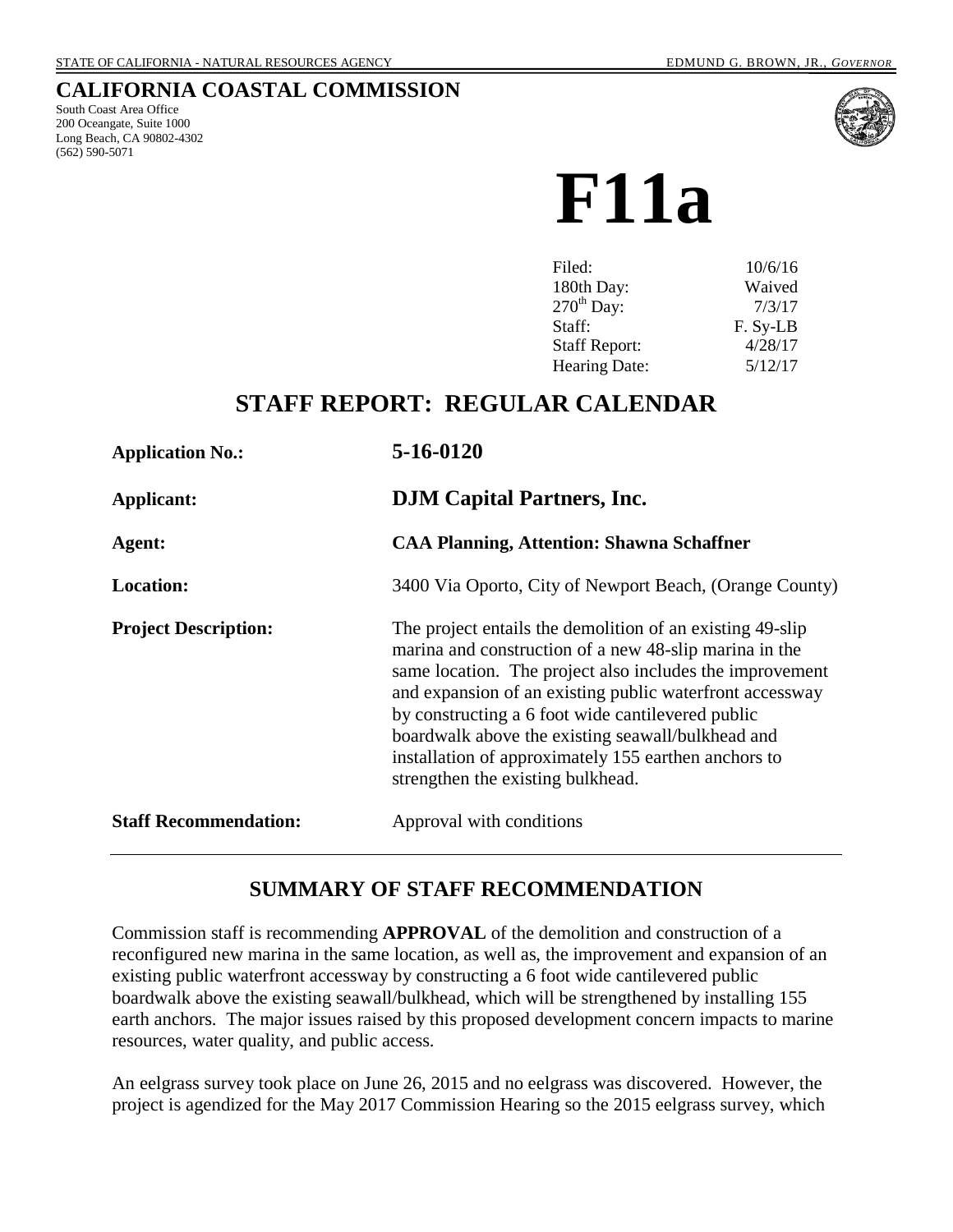STATE OF CALIFORNIA - NATURAL RESOURCES AGENCY EDMUND G. BROWN, JR., *GOVERNOR*

# CALIFORNIA COASTAL COMMISSION

South Coast Area Office
200 Oceangate, Suite 1000
Long Beach, CA 90802-4302
(562) 590-5071

# F11a

| | |
|---|---|
| Filed: | 10/6/16 |
| 180th Day: | Waived |
| 270th Day: | 7/3/17 |
| Staff: | F. Sy-LB |
| Staff Report: | 4/28/17 |
| Hearing Date: | 5/12/17 |

## STAFF REPORT: REGULAR CALENDAR

| | |
|---|---|
| **Application No.:** | **5-16-0120** |
| **Applicant:** | **DJM Capital Partners, Inc.** |
| **Agent:** | **CAA Planning, Attention: Shawna Schaffner** |
| **Location:** | 3400 Via Oporto, City of Newport Beach, (Orange County) |
| **Project Description:** | The project entails the demolition of an existing 49-slip marina and construction of a new 48-slip marina in the same location. The project also includes the improvement and expansion of an existing public waterfront accessway by constructing a 6 foot wide cantilevered public boardwalk above the existing seawall/bulkhead and installation of approximately 155 earthen anchors to strengthen the existing bulkhead. |
| **Staff Recommendation:** | Approval with conditions |

## SUMMARY OF STAFF RECOMMENDATION

Commission staff is recommending **APPROVAL** of the demolition and construction of a reconfigured new marina in the same location, as well as, the improvement and expansion of an existing public waterfront accessway by constructing a 6 foot wide cantilevered public boardwalk above the existing seawall/bulkhead, which will be strengthened by installing 155 earth anchors. The major issues raised by this proposed development concern impacts to marine resources, water quality, and public access.

An eelgrass survey took place on June 26, 2015 and no eelgrass was discovered. However, the project is agendized for the May 2017 Commission Hearing so the 2015 eelgrass survey, which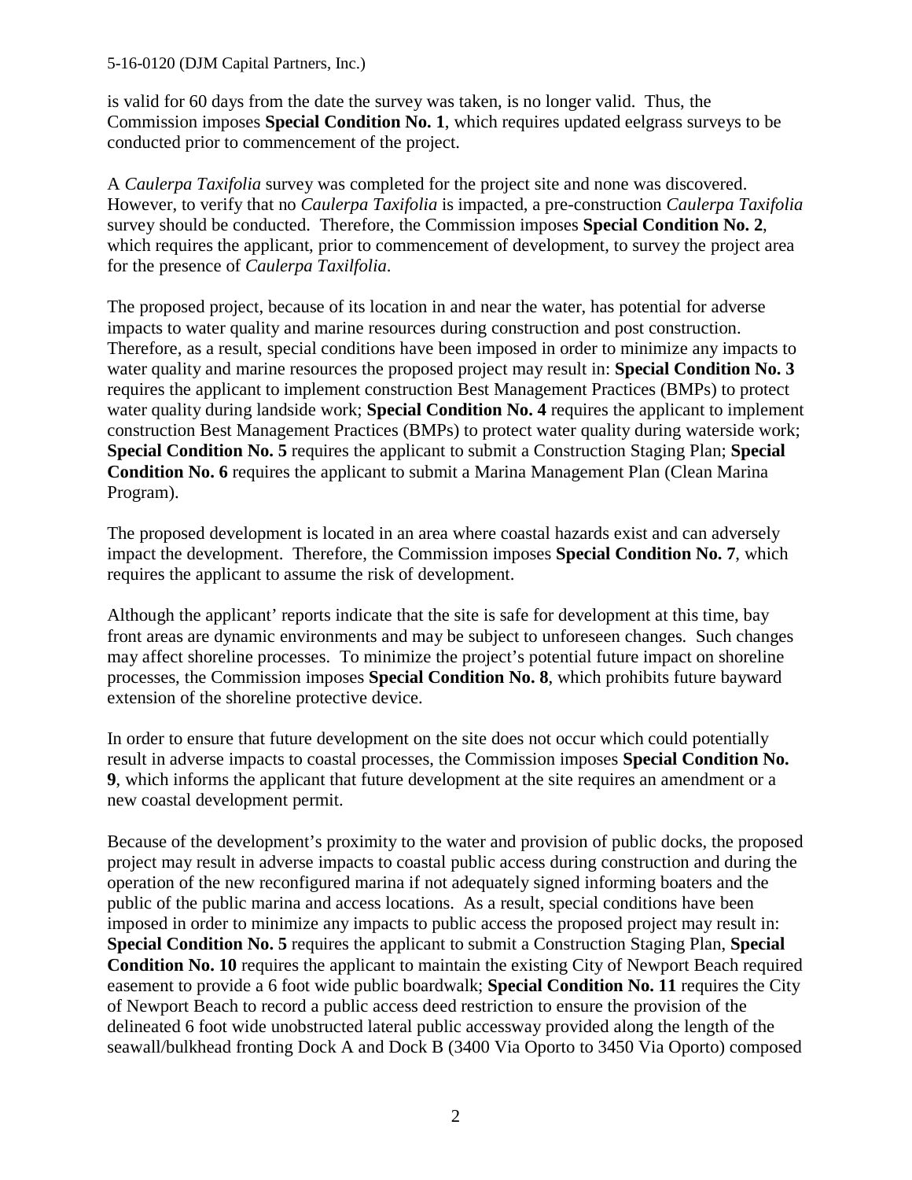is valid for 60 days from the date the survey was taken, is no longer valid. Thus, the Commission imposes **Special Condition No. 1**, which requires updated eelgrass surveys to be conducted prior to commencement of the project.

A *Caulerpa Taxifolia* survey was completed for the project site and none was discovered. However, to verify that no *Caulerpa Taxifolia* is impacted, a pre-construction *Caulerpa Taxifolia* survey should be conducted. Therefore, the Commission imposes **Special Condition No. 2**, which requires the applicant, prior to commencement of development, to survey the project area for the presence of *Caulerpa Taxilfolia*.

The proposed project, because of its location in and near the water, has potential for adverse impacts to water quality and marine resources during construction and post construction. Therefore, as a result, special conditions have been imposed in order to minimize any impacts to water quality and marine resources the proposed project may result in: **Special Condition No. 3** requires the applicant to implement construction Best Management Practices (BMPs) to protect water quality during landside work; **Special Condition No. 4** requires the applicant to implement construction Best Management Practices (BMPs) to protect water quality during waterside work; **Special Condition No. 5** requires the applicant to submit a Construction Staging Plan; **Special Condition No. 6** requires the applicant to submit a Marina Management Plan (Clean Marina Program).

The proposed development is located in an area where coastal hazards exist and can adversely impact the development. Therefore, the Commission imposes **Special Condition No. 7**, which requires the applicant to assume the risk of development.

Although the applicant' reports indicate that the site is safe for development at this time, bay front areas are dynamic environments and may be subject to unforeseen changes. Such changes may affect shoreline processes. To minimize the project's potential future impact on shoreline processes, the Commission imposes **Special Condition No. 8**, which prohibits future bayward extension of the shoreline protective device.

In order to ensure that future development on the site does not occur which could potentially result in adverse impacts to coastal processes, the Commission imposes **Special Condition No. 9**, which informs the applicant that future development at the site requires an amendment or a new coastal development permit.

Because of the development's proximity to the water and provision of public docks, the proposed project may result in adverse impacts to coastal public access during construction and during the operation of the new reconfigured marina if not adequately signed informing boaters and the public of the public marina and access locations. As a result, special conditions have been imposed in order to minimize any impacts to public access the proposed project may result in: **Special Condition No. 5** requires the applicant to submit a Construction Staging Plan, **Special Condition No. 10** requires the applicant to maintain the existing City of Newport Beach required easement to provide a 6 foot wide public boardwalk; **Special Condition No. 11** requires the City of Newport Beach to record a public access deed restriction to ensure the provision of the delineated 6 foot wide unobstructed lateral public accessway provided along the length of the seawall/bulkhead fronting Dock A and Dock B (3400 Via Oporto to 3450 Via Oporto) composed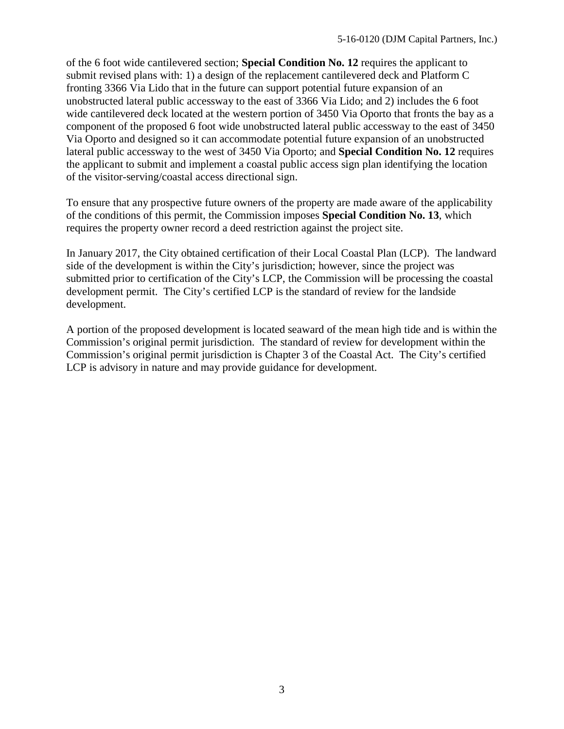of the 6 foot wide cantilevered section; **Special Condition No. 12** requires the applicant to submit revised plans with: 1) a design of the replacement cantilevered deck and Platform C fronting 3366 Via Lido that in the future can support potential future expansion of an unobstructed lateral public accessway to the east of 3366 Via Lido; and 2) includes the 6 foot wide cantilevered deck located at the western portion of 3450 Via Oporto that fronts the bay as a component of the proposed 6 foot wide unobstructed lateral public accessway to the east of 3450 Via Oporto and designed so it can accommodate potential future expansion of an unobstructed lateral public accessway to the west of 3450 Via Oporto; and **Special Condition No. 12** requires the applicant to submit and implement a coastal public access sign plan identifying the location of the visitor-serving/coastal access directional sign.

To ensure that any prospective future owners of the property are made aware of the applicability of the conditions of this permit, the Commission imposes **Special Condition No. 13**, which requires the property owner record a deed restriction against the project site.

In January 2017, the City obtained certification of their Local Coastal Plan (LCP). The landward side of the development is within the City's jurisdiction; however, since the project was submitted prior to certification of the City's LCP, the Commission will be processing the coastal development permit. The City's certified LCP is the standard of review for the landside development.

A portion of the proposed development is located seaward of the mean high tide and is within the Commission's original permit jurisdiction. The standard of review for development within the Commission's original permit jurisdiction is Chapter 3 of the Coastal Act. The City's certified LCP is advisory in nature and may provide guidance for development.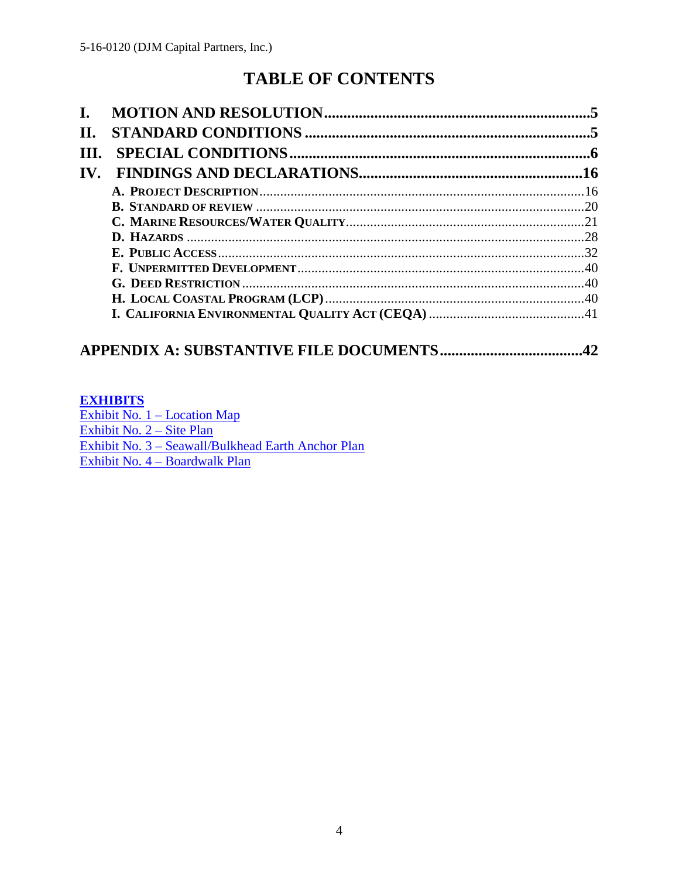# TABLE OF CONTENTS

**I. MOTION AND RESOLUTION** .......... 5

**II. STANDARD CONDITIONS** .......... 5

**III. SPECIAL CONDITIONS** .......... 6

**IV. FINDINGS AND DECLARATIONS** .......... 16

- **A. PROJECT DESCRIPTION** .......... 16
- **B. STANDARD OF REVIEW** .......... 20
- **C. MARINE RESOURCES/WATER QUALITY** .......... 21
- **D. HAZARDS** .......... 28
- **E. PUBLIC ACCESS** .......... 32
- **F. UNPERMITTED DEVELOPMENT** .......... 40
- **G. DEED RESTRICTION** .......... 40
- **H. LOCAL COASTAL PROGRAM (LCP)** .......... 40
- **I. CALIFORNIA ENVIRONMENTAL QUALITY ACT (CEQA)** .......... 41

**APPENDIX A: SUBSTANTIVE FILE DOCUMENTS** .......... 42

**EXHIBITS**

Exhibit No. 1 – Location Map
Exhibit No. 2 – Site Plan
Exhibit No. 3 – Seawall/Bulkhead Earth Anchor Plan
Exhibit No. 4 – Boardwalk Plan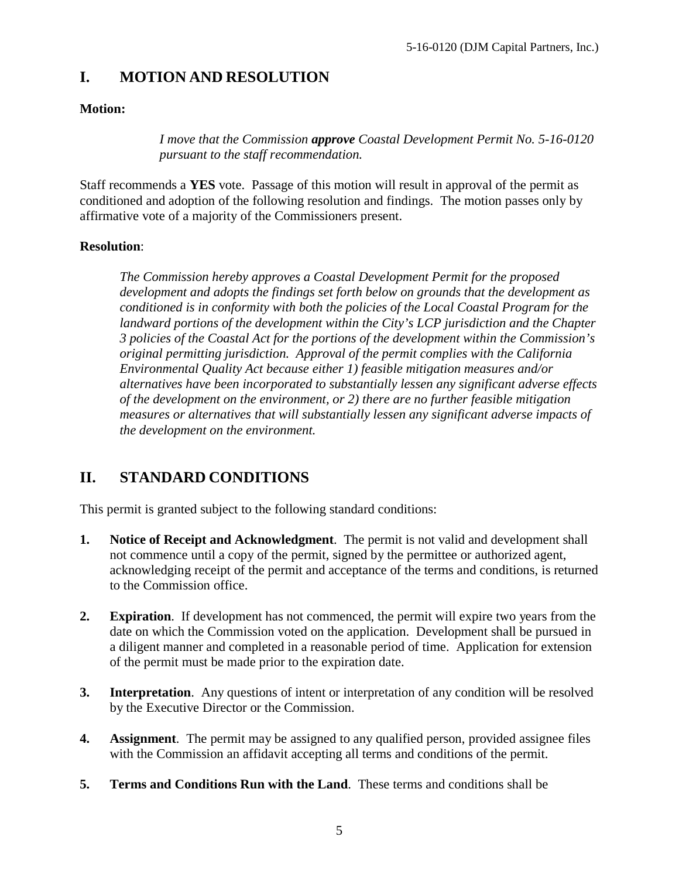# I. MOTION AND RESOLUTION

**Motion:**

> *I move that the Commission **approve** Coastal Development Permit No. 5-16-0120 pursuant to the staff recommendation.*

Staff recommends a **YES** vote. Passage of this motion will result in approval of the permit as conditioned and adoption of the following resolution and findings. The motion passes only by affirmative vote of a majority of the Commissioners present.

**Resolution**:

> *The Commission hereby approves a Coastal Development Permit for the proposed development and adopts the findings set forth below on grounds that the development as conditioned is in conformity with both the policies of the Local Coastal Program for the landward portions of the development within the City's LCP jurisdiction and the Chapter 3 policies of the Coastal Act for the portions of the development within the Commission's original permitting jurisdiction. Approval of the permit complies with the California Environmental Quality Act because either 1) feasible mitigation measures and/or alternatives have been incorporated to substantially lessen any significant adverse effects of the development on the environment, or 2) there are no further feasible mitigation measures or alternatives that will substantially lessen any significant adverse impacts of the development on the environment.*

# II. STANDARD CONDITIONS

This permit is granted subject to the following standard conditions:

1. **Notice of Receipt and Acknowledgment**. The permit is not valid and development shall not commence until a copy of the permit, signed by the permittee or authorized agent, acknowledging receipt of the permit and acceptance of the terms and conditions, is returned to the Commission office.

2. **Expiration**. If development has not commenced, the permit will expire two years from the date on which the Commission voted on the application. Development shall be pursued in a diligent manner and completed in a reasonable period of time. Application for extension of the permit must be made prior to the expiration date.

3. **Interpretation**. Any questions of intent or interpretation of any condition will be resolved by the Executive Director or the Commission.

4. **Assignment**. The permit may be assigned to any qualified person, provided assignee files with the Commission an affidavit accepting all terms and conditions of the permit.

5. **Terms and Conditions Run with the Land**. These terms and conditions shall be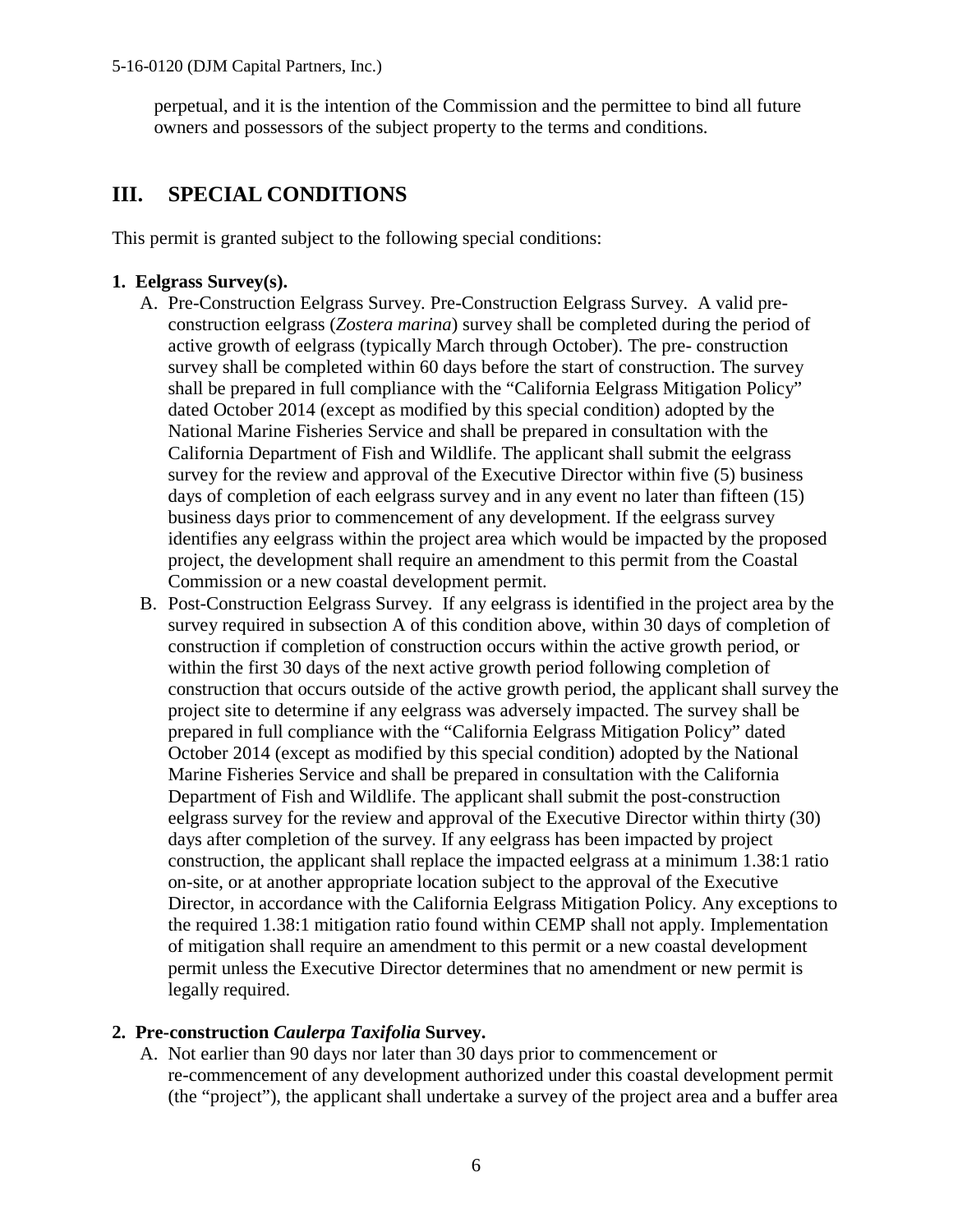perpetual, and it is the intention of the Commission and the permittee to bind all future owners and possessors of the subject property to the terms and conditions.

## III. SPECIAL CONDITIONS

This permit is granted subject to the following special conditions:

**1. Eelgrass Survey(s).**

A. Pre-Construction Eelgrass Survey. Pre-Construction Eelgrass Survey. A valid pre-construction eelgrass (*Zostera marina*) survey shall be completed during the period of active growth of eelgrass (typically March through October). The pre- construction survey shall be completed within 60 days before the start of construction. The survey shall be prepared in full compliance with the "California Eelgrass Mitigation Policy" dated October 2014 (except as modified by this special condition) adopted by the National Marine Fisheries Service and shall be prepared in consultation with the California Department of Fish and Wildlife. The applicant shall submit the eelgrass survey for the review and approval of the Executive Director within five (5) business days of completion of each eelgrass survey and in any event no later than fifteen (15) business days prior to commencement of any development. If the eelgrass survey identifies any eelgrass within the project area which would be impacted by the proposed project, the development shall require an amendment to this permit from the Coastal Commission or a new coastal development permit.

B. Post-Construction Eelgrass Survey. If any eelgrass is identified in the project area by the survey required in subsection A of this condition above, within 30 days of completion of construction if completion of construction occurs within the active growth period, or within the first 30 days of the next active growth period following completion of construction that occurs outside of the active growth period, the applicant shall survey the project site to determine if any eelgrass was adversely impacted. The survey shall be prepared in full compliance with the "California Eelgrass Mitigation Policy" dated October 2014 (except as modified by this special condition) adopted by the National Marine Fisheries Service and shall be prepared in consultation with the California Department of Fish and Wildlife. The applicant shall submit the post-construction eelgrass survey for the review and approval of the Executive Director within thirty (30) days after completion of the survey. If any eelgrass has been impacted by project construction, the applicant shall replace the impacted eelgrass at a minimum 1.38:1 ratio on-site, or at another appropriate location subject to the approval of the Executive Director, in accordance with the California Eelgrass Mitigation Policy. Any exceptions to the required 1.38:1 mitigation ratio found within CEMP shall not apply. Implementation of mitigation shall require an amendment to this permit or a new coastal development permit unless the Executive Director determines that no amendment or new permit is legally required.

**2. Pre-construction *Caulerpa Taxifolia* Survey.**

A. Not earlier than 90 days nor later than 30 days prior to commencement or re-commencement of any development authorized under this coastal development permit (the "project"), the applicant shall undertake a survey of the project area and a buffer area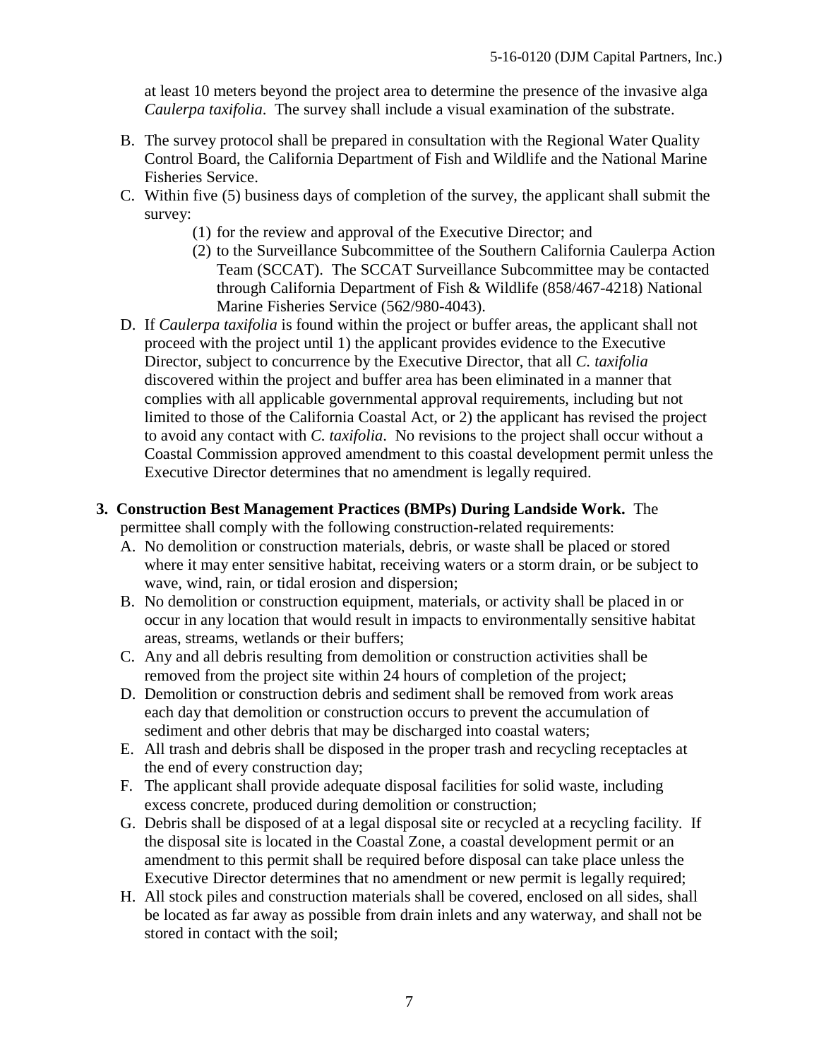at least 10 meters beyond the project area to determine the presence of the invasive alga *Caulerpa taxifolia*. The survey shall include a visual examination of the substrate.

B. The survey protocol shall be prepared in consultation with the Regional Water Quality Control Board, the California Department of Fish and Wildlife and the National Marine Fisheries Service.

C. Within five (5) business days of completion of the survey, the applicant shall submit the survey:
   (1) for the review and approval of the Executive Director; and
   (2) to the Surveillance Subcommittee of the Southern California Caulerpa Action Team (SCCAT). The SCCAT Surveillance Subcommittee may be contacted through California Department of Fish & Wildlife (858/467-4218) National Marine Fisheries Service (562/980-4043).

D. If *Caulerpa taxifolia* is found within the project or buffer areas, the applicant shall not proceed with the project until 1) the applicant provides evidence to the Executive Director, subject to concurrence by the Executive Director, that all *C. taxifolia* discovered within the project and buffer area has been eliminated in a manner that complies with all applicable governmental approval requirements, including but not limited to those of the California Coastal Act, or 2) the applicant has revised the project to avoid any contact with *C. taxifolia*. No revisions to the project shall occur without a Coastal Commission approved amendment to this coastal development permit unless the Executive Director determines that no amendment is legally required.

**3. Construction Best Management Practices (BMPs) During Landside Work.** The permittee shall comply with the following construction-related requirements:

A. No demolition or construction materials, debris, or waste shall be placed or stored where it may enter sensitive habitat, receiving waters or a storm drain, or be subject to wave, wind, rain, or tidal erosion and dispersion;

B. No demolition or construction equipment, materials, or activity shall be placed in or occur in any location that would result in impacts to environmentally sensitive habitat areas, streams, wetlands or their buffers;

C. Any and all debris resulting from demolition or construction activities shall be removed from the project site within 24 hours of completion of the project;

D. Demolition or construction debris and sediment shall be removed from work areas each day that demolition or construction occurs to prevent the accumulation of sediment and other debris that may be discharged into coastal waters;

E. All trash and debris shall be disposed in the proper trash and recycling receptacles at the end of every construction day;

F. The applicant shall provide adequate disposal facilities for solid waste, including excess concrete, produced during demolition or construction;

G. Debris shall be disposed of at a legal disposal site or recycled at a recycling facility. If the disposal site is located in the Coastal Zone, a coastal development permit or an amendment to this permit shall be required before disposal can take place unless the Executive Director determines that no amendment or new permit is legally required;

H. All stock piles and construction materials shall be covered, enclosed on all sides, shall be located as far away as possible from drain inlets and any waterway, and shall not be stored in contact with the soil;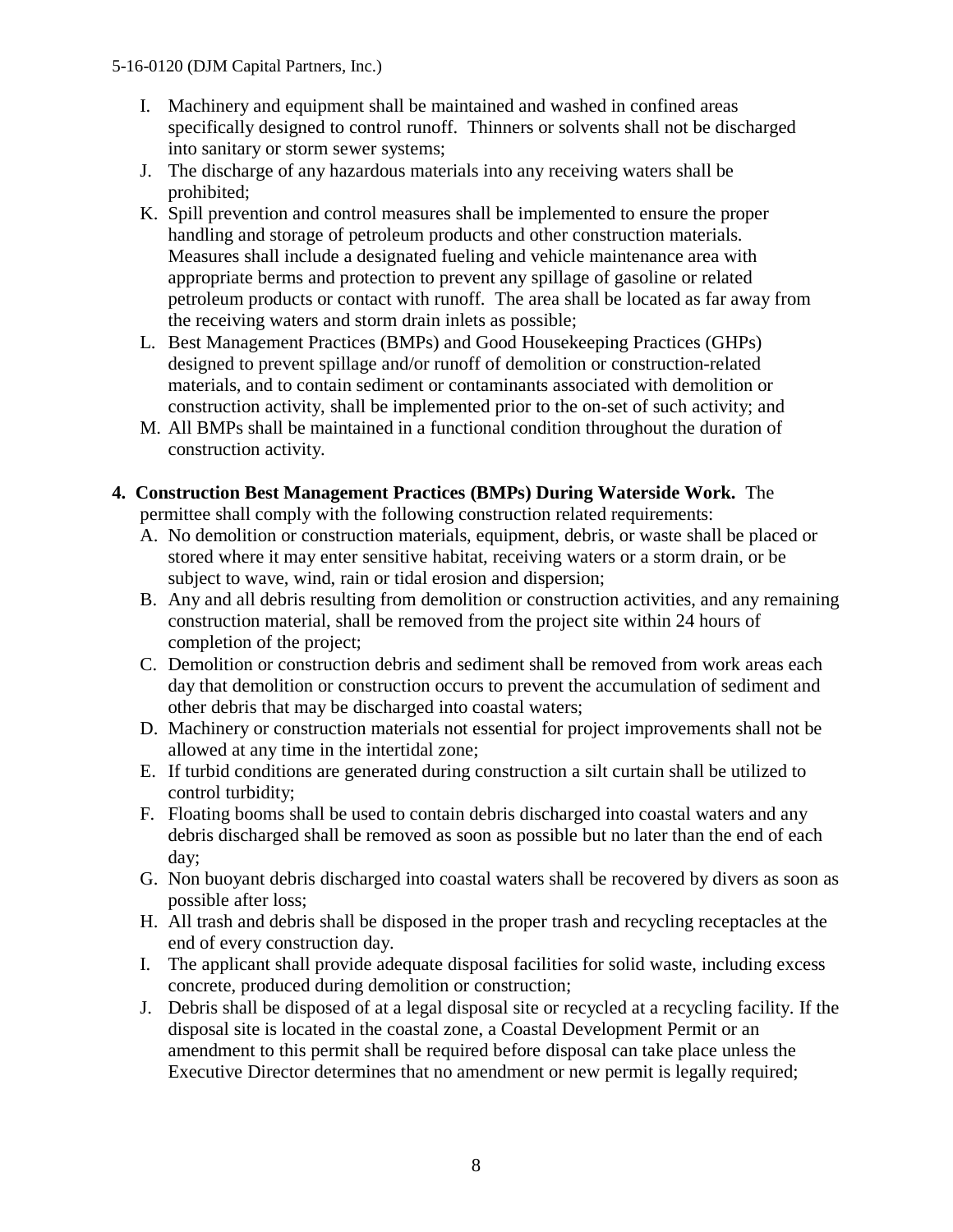I. Machinery and equipment shall be maintained and washed in confined areas specifically designed to control runoff. Thinners or solvents shall not be discharged into sanitary or storm sewer systems;
J. The discharge of any hazardous materials into any receiving waters shall be prohibited;
K. Spill prevention and control measures shall be implemented to ensure the proper handling and storage of petroleum products and other construction materials. Measures shall include a designated fueling and vehicle maintenance area with appropriate berms and protection to prevent any spillage of gasoline or related petroleum products or contact with runoff. The area shall be located as far away from the receiving waters and storm drain inlets as possible;
L. Best Management Practices (BMPs) and Good Housekeeping Practices (GHPs) designed to prevent spillage and/or runoff of demolition or construction-related materials, and to contain sediment or contaminants associated with demolition or construction activity, shall be implemented prior to the on-set of such activity; and
M. All BMPs shall be maintained in a functional condition throughout the duration of construction activity.

**4. Construction Best Management Practices (BMPs) During Waterside Work.** The permittee shall comply with the following construction related requirements:

A. No demolition or construction materials, equipment, debris, or waste shall be placed or stored where it may enter sensitive habitat, receiving waters or a storm drain, or be subject to wave, wind, rain or tidal erosion and dispersion;
B. Any and all debris resulting from demolition or construction activities, and any remaining construction material, shall be removed from the project site within 24 hours of completion of the project;
C. Demolition or construction debris and sediment shall be removed from work areas each day that demolition or construction occurs to prevent the accumulation of sediment and other debris that may be discharged into coastal waters;
D. Machinery or construction materials not essential for project improvements shall not be allowed at any time in the intertidal zone;
E. If turbid conditions are generated during construction a silt curtain shall be utilized to control turbidity;
F. Floating booms shall be used to contain debris discharged into coastal waters and any debris discharged shall be removed as soon as possible but no later than the end of each day;
G. Non buoyant debris discharged into coastal waters shall be recovered by divers as soon as possible after loss;
H. All trash and debris shall be disposed in the proper trash and recycling receptacles at the end of every construction day.
I. The applicant shall provide adequate disposal facilities for solid waste, including excess concrete, produced during demolition or construction;
J. Debris shall be disposed of at a legal disposal site or recycled at a recycling facility. If the disposal site is located in the coastal zone, a Coastal Development Permit or an amendment to this permit shall be required before disposal can take place unless the Executive Director determines that no amendment or new permit is legally required;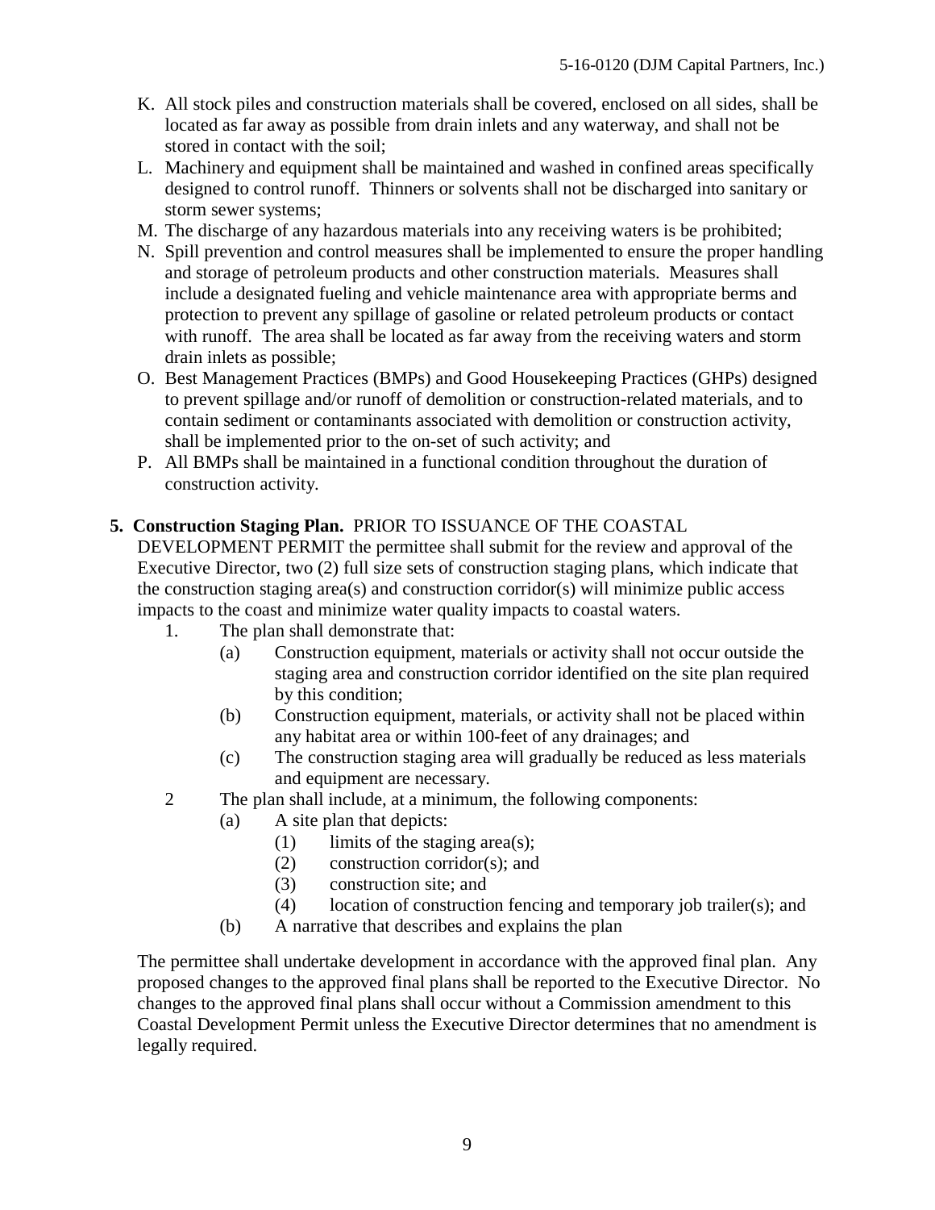K. All stock piles and construction materials shall be covered, enclosed on all sides, shall be located as far away as possible from drain inlets and any waterway, and shall not be stored in contact with the soil;
L. Machinery and equipment shall be maintained and washed in confined areas specifically designed to control runoff. Thinners or solvents shall not be discharged into sanitary or storm sewer systems;
M. The discharge of any hazardous materials into any receiving waters is be prohibited;
N. Spill prevention and control measures shall be implemented to ensure the proper handling and storage of petroleum products and other construction materials. Measures shall include a designated fueling and vehicle maintenance area with appropriate berms and protection to prevent any spillage of gasoline or related petroleum products or contact with runoff. The area shall be located as far away from the receiving waters and storm drain inlets as possible;
O. Best Management Practices (BMPs) and Good Housekeeping Practices (GHPs) designed to prevent spillage and/or runoff of demolition or construction-related materials, and to contain sediment or contaminants associated with demolition or construction activity, shall be implemented prior to the on-set of such activity; and
P. All BMPs shall be maintained in a functional condition throughout the duration of construction activity.

**5. Construction Staging Plan.** PRIOR TO ISSUANCE OF THE COASTAL DEVELOPMENT PERMIT the permittee shall submit for the review and approval of the Executive Director, two (2) full size sets of construction staging plans, which indicate that the construction staging area(s) and construction corridor(s) will minimize public access impacts to the coast and minimize water quality impacts to coastal waters.

1. The plan shall demonstrate that:
   - (a) Construction equipment, materials or activity shall not occur outside the staging area and construction corridor identified on the site plan required by this condition;
   - (b) Construction equipment, materials, or activity shall not be placed within any habitat area or within 100-feet of any drainages; and
   - (c) The construction staging area will gradually be reduced as less materials and equipment are necessary.
2. The plan shall include, at a minimum, the following components:
   - (a) A site plan that depicts:
     - (1) limits of the staging area(s);
     - (2) construction corridor(s); and
     - (3) construction site; and
     - (4) location of construction fencing and temporary job trailer(s); and
   - (b) A narrative that describes and explains the plan

The permittee shall undertake development in accordance with the approved final plan. Any proposed changes to the approved final plans shall be reported to the Executive Director. No changes to the approved final plans shall occur without a Commission amendment to this Coastal Development Permit unless the Executive Director determines that no amendment is legally required.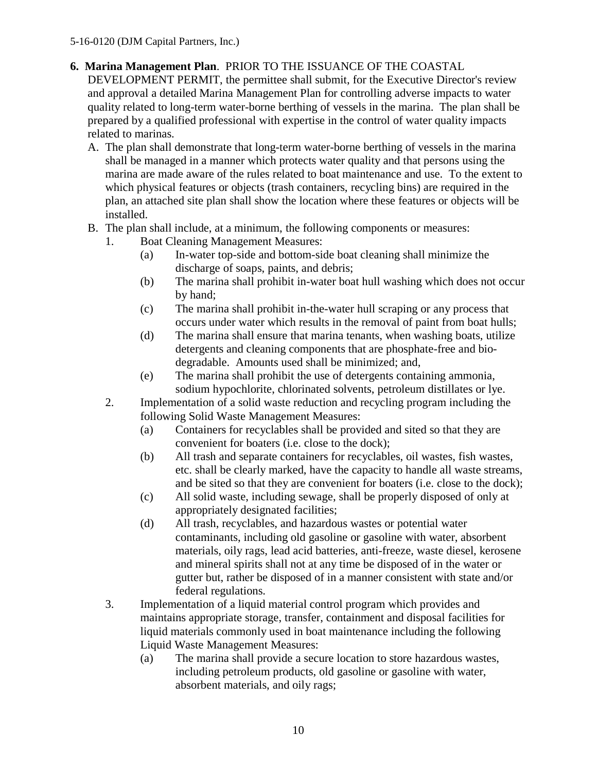**6. Marina Management Plan**. PRIOR TO THE ISSUANCE OF THE COASTAL DEVELOPMENT PERMIT, the permittee shall submit, for the Executive Director's review and approval a detailed Marina Management Plan for controlling adverse impacts to water quality related to long-term water-borne berthing of vessels in the marina. The plan shall be prepared by a qualified professional with expertise in the control of water quality impacts related to marinas.

A. The plan shall demonstrate that long-term water-borne berthing of vessels in the marina shall be managed in a manner which protects water quality and that persons using the marina are made aware of the rules related to boat maintenance and use. To the extent to which physical features or objects (trash containers, recycling bins) are required in the plan, an attached site plan shall show the location where these features or objects will be installed.

B. The plan shall include, at a minimum, the following components or measures:

1. Boat Cleaning Management Measures:
   - (a) In-water top-side and bottom-side boat cleaning shall minimize the discharge of soaps, paints, and debris;
   - (b) The marina shall prohibit in-water boat hull washing which does not occur by hand;
   - (c) The marina shall prohibit in-the-water hull scraping or any process that occurs under water which results in the removal of paint from boat hulls;
   - (d) The marina shall ensure that marina tenants, when washing boats, utilize detergents and cleaning components that are phosphate-free and bio-degradable. Amounts used shall be minimized; and,
   - (e) The marina shall prohibit the use of detergents containing ammonia, sodium hypochlorite, chlorinated solvents, petroleum distillates or lye.

2. Implementation of a solid waste reduction and recycling program including the following Solid Waste Management Measures:
   - (a) Containers for recyclables shall be provided and sited so that they are convenient for boaters (i.e. close to the dock);
   - (b) All trash and separate containers for recyclables, oil wastes, fish wastes, etc. shall be clearly marked, have the capacity to handle all waste streams, and be sited so that they are convenient for boaters (i.e. close to the dock);
   - (c) All solid waste, including sewage, shall be properly disposed of only at appropriately designated facilities;
   - (d) All trash, recyclables, and hazardous wastes or potential water contaminants, including old gasoline or gasoline with water, absorbent materials, oily rags, lead acid batteries, anti-freeze, waste diesel, kerosene and mineral spirits shall not at any time be disposed of in the water or gutter but, rather be disposed of in a manner consistent with state and/or federal regulations.

3. Implementation of a liquid material control program which provides and maintains appropriate storage, transfer, containment and disposal facilities for liquid materials commonly used in boat maintenance including the following Liquid Waste Management Measures:
   - (a) The marina shall provide a secure location to store hazardous wastes, including petroleum products, old gasoline or gasoline with water, absorbent materials, and oily rags;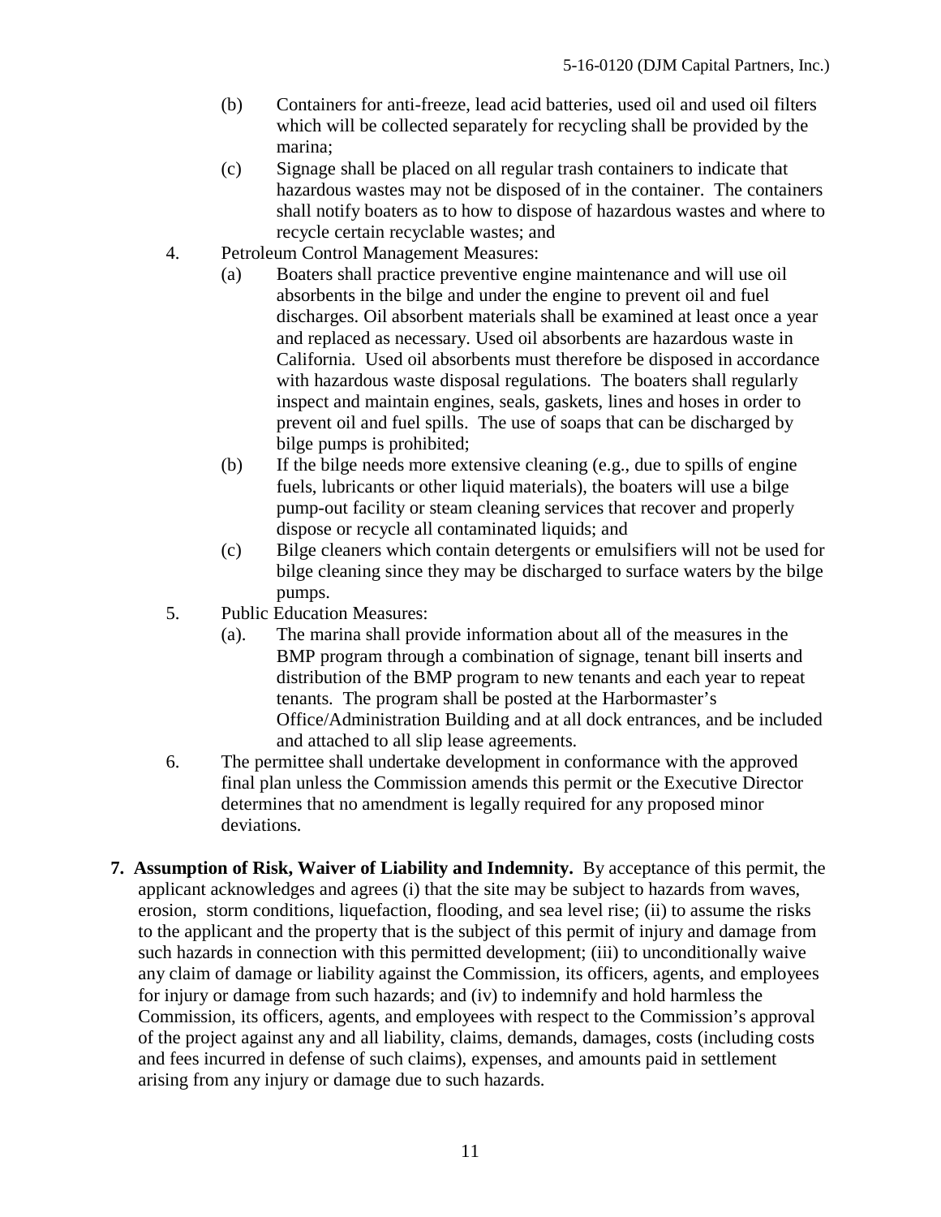(b) Containers for anti-freeze, lead acid batteries, used oil and used oil filters which will be collected separately for recycling shall be provided by the marina;

   (c) Signage shall be placed on all regular trash containers to indicate that hazardous wastes may not be disposed of in the container. The containers shall notify boaters as to how to dispose of hazardous wastes and where to recycle certain recyclable wastes; and

4. Petroleum Control Management Measures:

   (a) Boaters shall practice preventive engine maintenance and will use oil absorbents in the bilge and under the engine to prevent oil and fuel discharges. Oil absorbent materials shall be examined at least once a year and replaced as necessary. Used oil absorbents are hazardous waste in California. Used oil absorbents must therefore be disposed in accordance with hazardous waste disposal regulations. The boaters shall regularly inspect and maintain engines, seals, gaskets, lines and hoses in order to prevent oil and fuel spills. The use of soaps that can be discharged by bilge pumps is prohibited;

   (b) If the bilge needs more extensive cleaning (e.g., due to spills of engine fuels, lubricants or other liquid materials), the boaters will use a bilge pump-out facility or steam cleaning services that recover and properly dispose or recycle all contaminated liquids; and

   (c) Bilge cleaners which contain detergents or emulsifiers will not be used for bilge cleaning since they may be discharged to surface waters by the bilge pumps.

5. Public Education Measures:

   (a). The marina shall provide information about all of the measures in the BMP program through a combination of signage, tenant bill inserts and distribution of the BMP program to new tenants and each year to repeat tenants. The program shall be posted at the Harbormaster's Office/Administration Building and at all dock entrances, and be included and attached to all slip lease agreements.

6. The permittee shall undertake development in conformance with the approved final plan unless the Commission amends this permit or the Executive Director determines that no amendment is legally required for any proposed minor deviations.

**7. Assumption of Risk, Waiver of Liability and Indemnity.** By acceptance of this permit, the applicant acknowledges and agrees (i) that the site may be subject to hazards from waves, erosion, storm conditions, liquefaction, flooding, and sea level rise; (ii) to assume the risks to the applicant and the property that is the subject of this permit of injury and damage from such hazards in connection with this permitted development; (iii) to unconditionally waive any claim of damage or liability against the Commission, its officers, agents, and employees for injury or damage from such hazards; and (iv) to indemnify and hold harmless the Commission, its officers, agents, and employees with respect to the Commission's approval of the project against any and all liability, claims, demands, damages, costs (including costs and fees incurred in defense of such claims), expenses, and amounts paid in settlement arising from any injury or damage due to such hazards.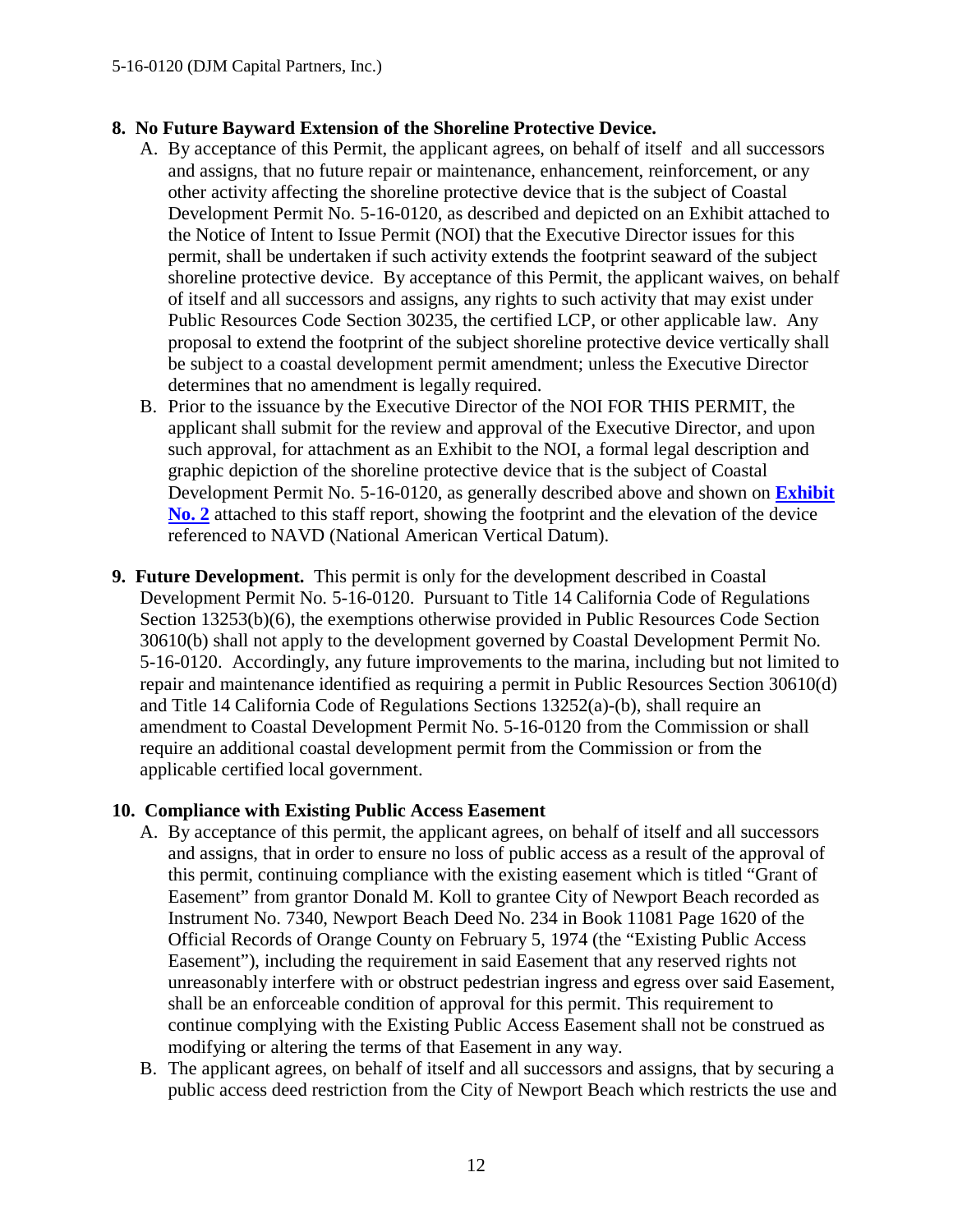**8. No Future Bayward Extension of the Shoreline Protective Device.**

A. By acceptance of this Permit, the applicant agrees, on behalf of itself and all successors and assigns, that no future repair or maintenance, enhancement, reinforcement, or any other activity affecting the shoreline protective device that is the subject of Coastal Development Permit No. 5-16-0120, as described and depicted on an Exhibit attached to the Notice of Intent to Issue Permit (NOI) that the Executive Director issues for this permit, shall be undertaken if such activity extends the footprint seaward of the subject shoreline protective device. By acceptance of this Permit, the applicant waives, on behalf of itself and all successors and assigns, any rights to such activity that may exist under Public Resources Code Section 30235, the certified LCP, or other applicable law. Any proposal to extend the footprint of the subject shoreline protective device vertically shall be subject to a coastal development permit amendment; unless the Executive Director determines that no amendment is legally required.

B. Prior to the issuance by the Executive Director of the NOI FOR THIS PERMIT, the applicant shall submit for the review and approval of the Executive Director, and upon such approval, for attachment as an Exhibit to the NOI, a formal legal description and graphic depiction of the shoreline protective device that is the subject of Coastal Development Permit No. 5-16-0120, as generally described above and shown on **Exhibit No. 2** attached to this staff report, showing the footprint and the elevation of the device referenced to NAVD (National American Vertical Datum).

**9. Future Development.** This permit is only for the development described in Coastal Development Permit No. 5-16-0120. Pursuant to Title 14 California Code of Regulations Section 13253(b)(6), the exemptions otherwise provided in Public Resources Code Section 30610(b) shall not apply to the development governed by Coastal Development Permit No. 5-16-0120. Accordingly, any future improvements to the marina, including but not limited to repair and maintenance identified as requiring a permit in Public Resources Section 30610(d) and Title 14 California Code of Regulations Sections 13252(a)-(b), shall require an amendment to Coastal Development Permit No. 5-16-0120 from the Commission or shall require an additional coastal development permit from the Commission or from the applicable certified local government.

**10. Compliance with Existing Public Access Easement**

A. By acceptance of this permit, the applicant agrees, on behalf of itself and all successors and assigns, that in order to ensure no loss of public access as a result of the approval of this permit, continuing compliance with the existing easement which is titled "Grant of Easement" from grantor Donald M. Koll to grantee City of Newport Beach recorded as Instrument No. 7340, Newport Beach Deed No. 234 in Book 11081 Page 1620 of the Official Records of Orange County on February 5, 1974 (the "Existing Public Access Easement"), including the requirement in said Easement that any reserved rights not unreasonably interfere with or obstruct pedestrian ingress and egress over said Easement, shall be an enforceable condition of approval for this permit. This requirement to continue complying with the Existing Public Access Easement shall not be construed as modifying or altering the terms of that Easement in any way.

B. The applicant agrees, on behalf of itself and all successors and assigns, that by securing a public access deed restriction from the City of Newport Beach which restricts the use and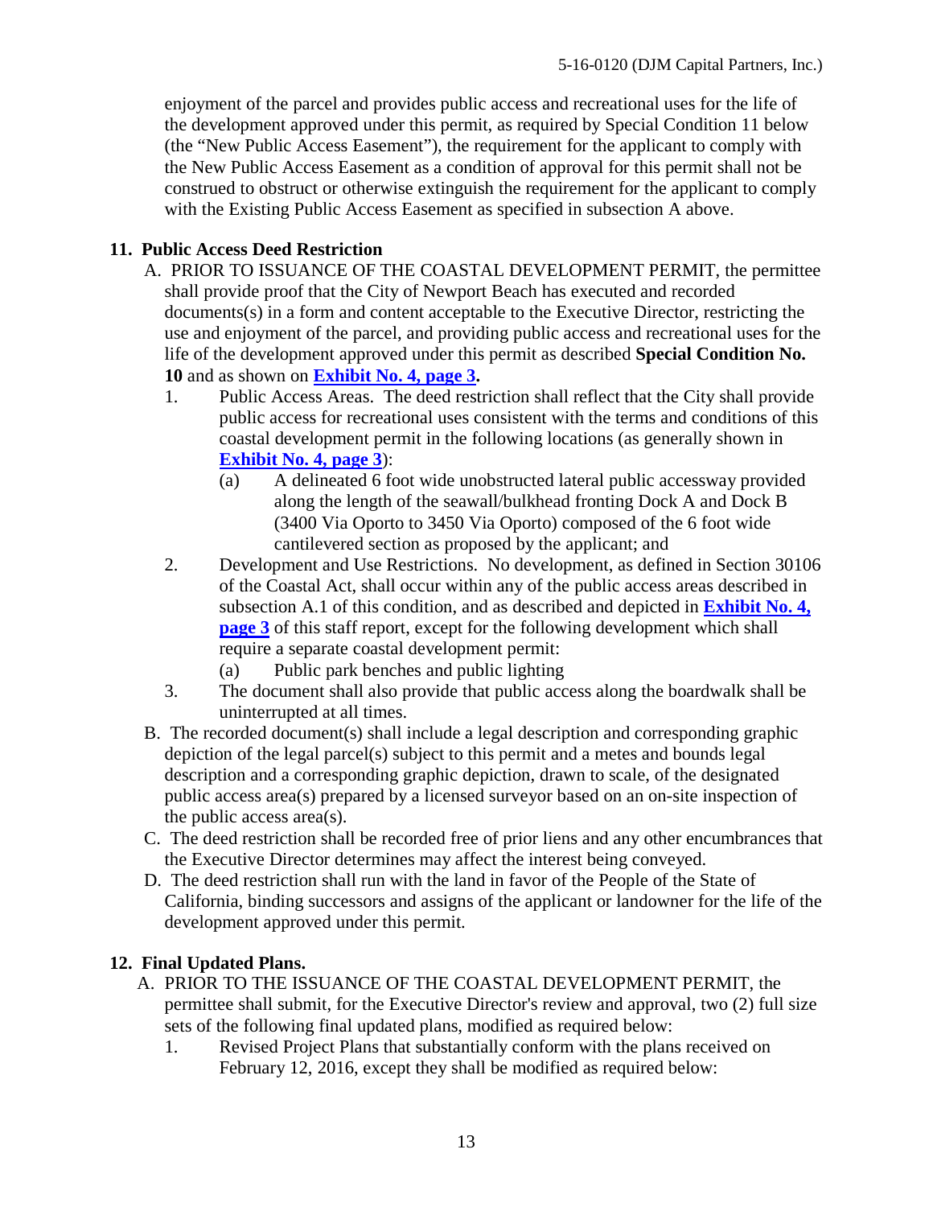enjoyment of the parcel and provides public access and recreational uses for the life of the development approved under this permit, as required by Special Condition 11 below (the "New Public Access Easement"), the requirement for the applicant to comply with the New Public Access Easement as a condition of approval for this permit shall not be construed to obstruct or otherwise extinguish the requirement for the applicant to comply with the Existing Public Access Easement as specified in subsection A above.

**11. Public Access Deed Restriction**

A. PRIOR TO ISSUANCE OF THE COASTAL DEVELOPMENT PERMIT, the permittee shall provide proof that the City of Newport Beach has executed and recorded documents(s) in a form and content acceptable to the Executive Director, restricting the use and enjoyment of the parcel, and providing public access and recreational uses for the life of the development approved under this permit as described **Special Condition No. 10** and as shown on **Exhibit No. 4, page 3.**

1. Public Access Areas. The deed restriction shall reflect that the City shall provide public access for recreational uses consistent with the terms and conditions of this coastal development permit in the following locations (as generally shown in **Exhibit No. 4, page 3**):
   (a) A delineated 6 foot wide unobstructed lateral public accessway provided along the length of the seawall/bulkhead fronting Dock A and Dock B (3400 Via Oporto to 3450 Via Oporto) composed of the 6 foot wide cantilevered section as proposed by the applicant; and
2. Development and Use Restrictions. No development, as defined in Section 30106 of the Coastal Act, shall occur within any of the public access areas described in subsection A.1 of this condition, and as described and depicted in **Exhibit No. 4, page 3** of this staff report, except for the following development which shall require a separate coastal development permit:
   (a) Public park benches and public lighting
3. The document shall also provide that public access along the boardwalk shall be uninterrupted at all times.

B. The recorded document(s) shall include a legal description and corresponding graphic depiction of the legal parcel(s) subject to this permit and a metes and bounds legal description and a corresponding graphic depiction, drawn to scale, of the designated public access area(s) prepared by a licensed surveyor based on an on-site inspection of the public access area(s).

C. The deed restriction shall be recorded free of prior liens and any other encumbrances that the Executive Director determines may affect the interest being conveyed.

D. The deed restriction shall run with the land in favor of the People of the State of California, binding successors and assigns of the applicant or landowner for the life of the development approved under this permit.

**12. Final Updated Plans.**

A. PRIOR TO THE ISSUANCE OF THE COASTAL DEVELOPMENT PERMIT, the permittee shall submit, for the Executive Director's review and approval, two (2) full size sets of the following final updated plans, modified as required below:

1. Revised Project Plans that substantially conform with the plans received on February 12, 2016, except they shall be modified as required below: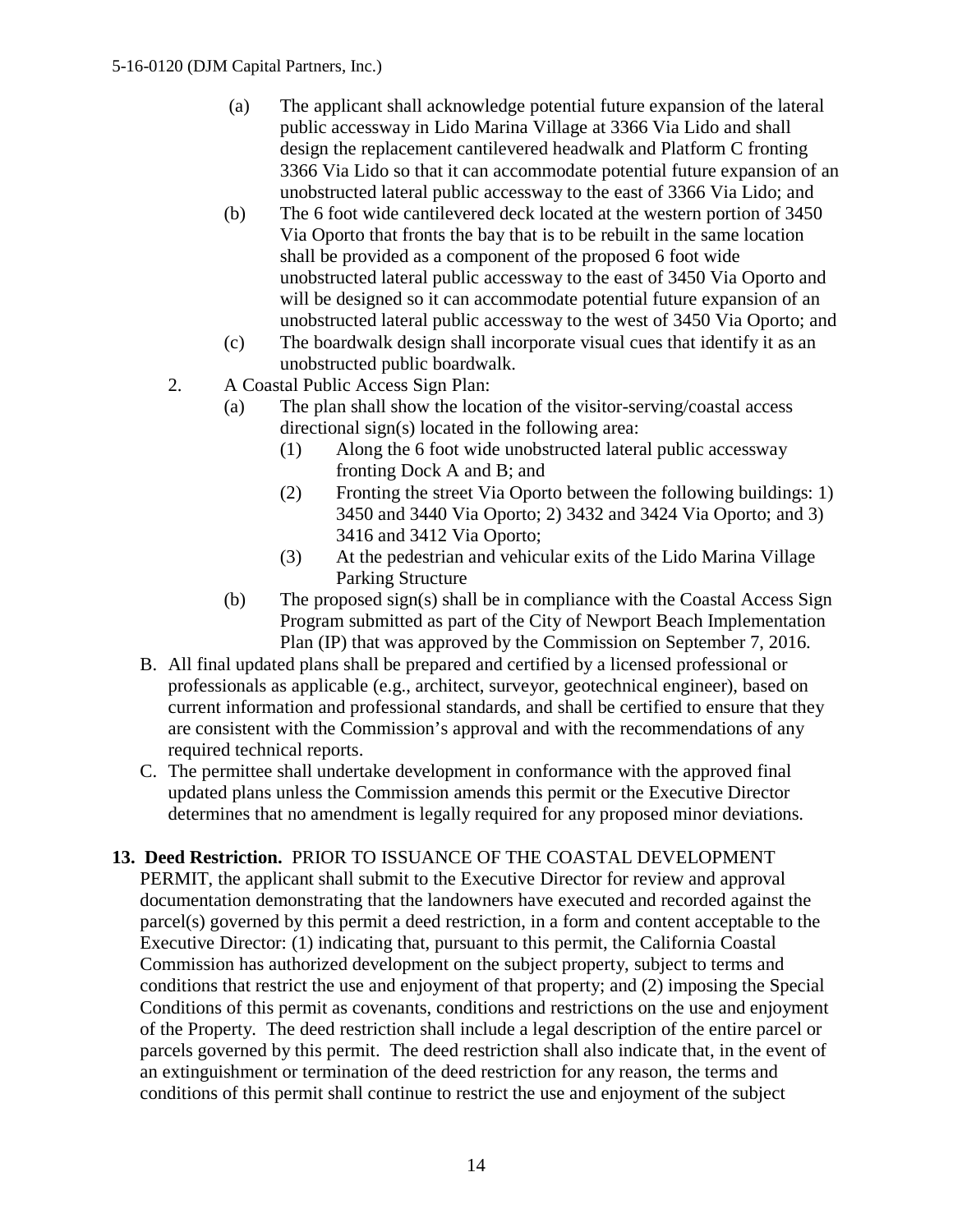(a) The applicant shall acknowledge potential future expansion of the lateral public accessway in Lido Marina Village at 3366 Via Lido and shall design the replacement cantilevered headwalk and Platform C fronting 3366 Via Lido so that it can accommodate potential future expansion of an unobstructed lateral public accessway to the east of 3366 Via Lido; and

(b) The 6 foot wide cantilevered deck located at the western portion of 3450 Via Oporto that fronts the bay that is to be rebuilt in the same location shall be provided as a component of the proposed 6 foot wide unobstructed lateral public accessway to the east of 3450 Via Oporto and will be designed so it can accommodate potential future expansion of an unobstructed lateral public accessway to the west of 3450 Via Oporto; and

(c) The boardwalk design shall incorporate visual cues that identify it as an unobstructed public boardwalk.

2. A Coastal Public Access Sign Plan:

   (a) The plan shall show the location of the visitor-serving/coastal access directional sign(s) located in the following area:

      (1) Along the 6 foot wide unobstructed lateral public accessway fronting Dock A and B; and

      (2) Fronting the street Via Oporto between the following buildings: 1) 3450 and 3440 Via Oporto; 2) 3432 and 3424 Via Oporto; and 3) 3416 and 3412 Via Oporto;

      (3) At the pedestrian and vehicular exits of the Lido Marina Village Parking Structure

   (b) The proposed sign(s) shall be in compliance with the Coastal Access Sign Program submitted as part of the City of Newport Beach Implementation Plan (IP) that was approved by the Commission on September 7, 2016.

B. All final updated plans shall be prepared and certified by a licensed professional or professionals as applicable (e.g., architect, surveyor, geotechnical engineer), based on current information and professional standards, and shall be certified to ensure that they are consistent with the Commission's approval and with the recommendations of any required technical reports.

C. The permittee shall undertake development in conformance with the approved final updated plans unless the Commission amends this permit or the Executive Director determines that no amendment is legally required for any proposed minor deviations.

**13. Deed Restriction.** PRIOR TO ISSUANCE OF THE COASTAL DEVELOPMENT PERMIT, the applicant shall submit to the Executive Director for review and approval documentation demonstrating that the landowners have executed and recorded against the parcel(s) governed by this permit a deed restriction, in a form and content acceptable to the Executive Director: (1) indicating that, pursuant to this permit, the California Coastal Commission has authorized development on the subject property, subject to terms and conditions that restrict the use and enjoyment of that property; and (2) imposing the Special Conditions of this permit as covenants, conditions and restrictions on the use and enjoyment of the Property. The deed restriction shall include a legal description of the entire parcel or parcels governed by this permit. The deed restriction shall also indicate that, in the event of an extinguishment or termination of the deed restriction for any reason, the terms and conditions of this permit shall continue to restrict the use and enjoyment of the subject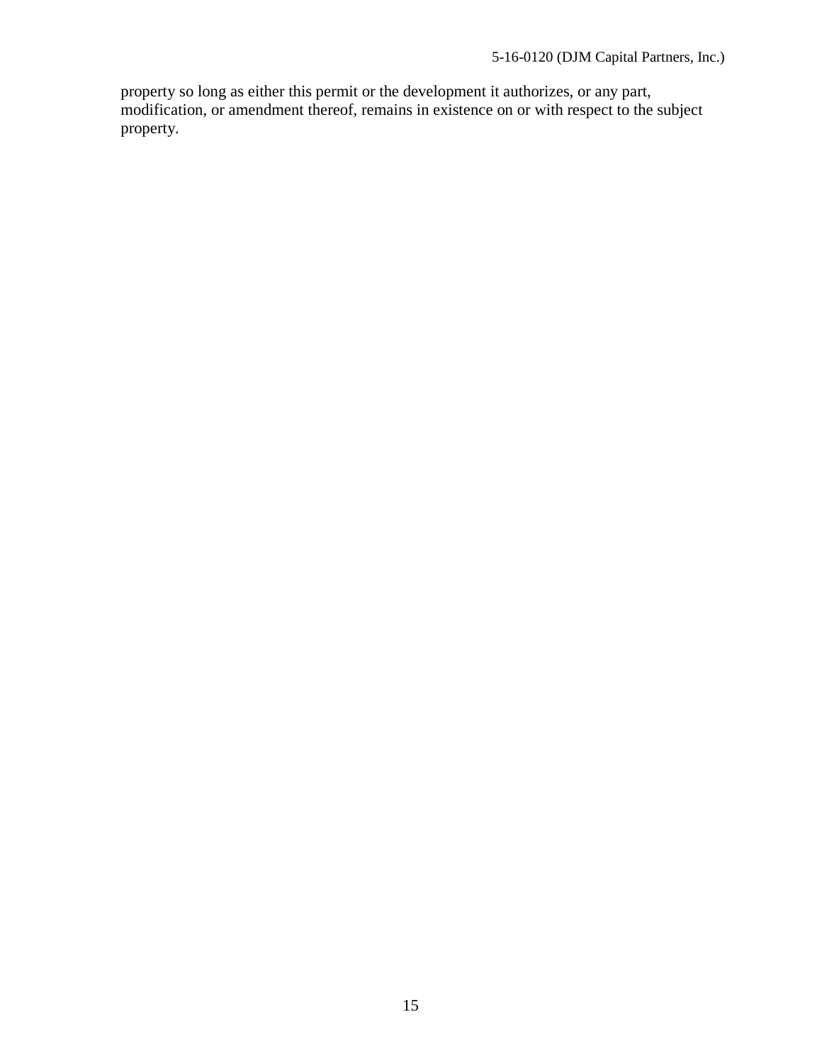property so long as either this permit or the development it authorizes, or any part, modification, or amendment thereof, remains in existence on or with respect to the subject property.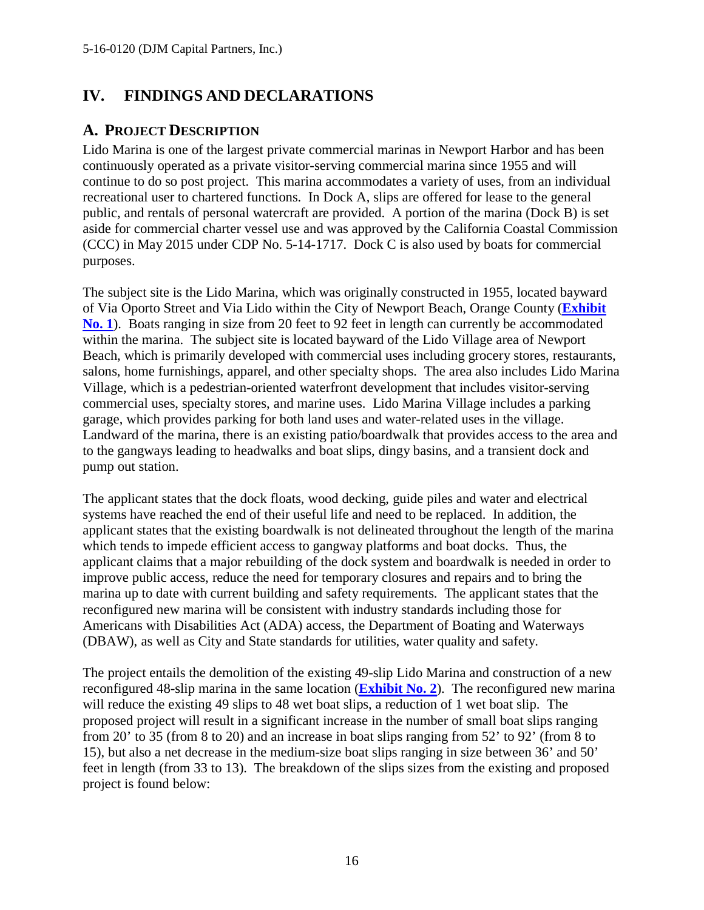# IV. FINDINGS AND DECLARATIONS

## A. PROJECT DESCRIPTION

Lido Marina is one of the largest private commercial marinas in Newport Harbor and has been continuously operated as a private visitor-serving commercial marina since 1955 and will continue to do so post project. This marina accommodates a variety of uses, from an individual recreational user to chartered functions. In Dock A, slips are offered for lease to the general public, and rentals of personal watercraft are provided. A portion of the marina (Dock B) is set aside for commercial charter vessel use and was approved by the California Coastal Commission (CCC) in May 2015 under CDP No. 5-14-1717. Dock C is also used by boats for commercial purposes.

The subject site is the Lido Marina, which was originally constructed in 1955, located bayward of Via Oporto Street and Via Lido within the City of Newport Beach, Orange County (**Exhibit No. 1**). Boats ranging in size from 20 feet to 92 feet in length can currently be accommodated within the marina. The subject site is located bayward of the Lido Village area of Newport Beach, which is primarily developed with commercial uses including grocery stores, restaurants, salons, home furnishings, apparel, and other specialty shops. The area also includes Lido Marina Village, which is a pedestrian-oriented waterfront development that includes visitor-serving commercial uses, specialty stores, and marine uses. Lido Marina Village includes a parking garage, which provides parking for both land uses and water-related uses in the village. Landward of the marina, there is an existing patio/boardwalk that provides access to the area and to the gangways leading to headwalks and boat slips, dingy basins, and a transient dock and pump out station.

The applicant states that the dock floats, wood decking, guide piles and water and electrical systems have reached the end of their useful life and need to be replaced. In addition, the applicant states that the existing boardwalk is not delineated throughout the length of the marina which tends to impede efficient access to gangway platforms and boat docks. Thus, the applicant claims that a major rebuilding of the dock system and boardwalk is needed in order to improve public access, reduce the need for temporary closures and repairs and to bring the marina up to date with current building and safety requirements. The applicant states that the reconfigured new marina will be consistent with industry standards including those for Americans with Disabilities Act (ADA) access, the Department of Boating and Waterways (DBAW), as well as City and State standards for utilities, water quality and safety.

The project entails the demolition of the existing 49-slip Lido Marina and construction of a new reconfigured 48-slip marina in the same location (**Exhibit No. 2**). The reconfigured new marina will reduce the existing 49 slips to 48 wet boat slips, a reduction of 1 wet boat slip. The proposed project will result in a significant increase in the number of small boat slips ranging from 20' to 35 (from 8 to 20) and an increase in boat slips ranging from 52' to 92' (from 8 to 15), but also a net decrease in the medium-size boat slips ranging in size between 36' and 50' feet in length (from 33 to 13). The breakdown of the slips sizes from the existing and proposed project is found below: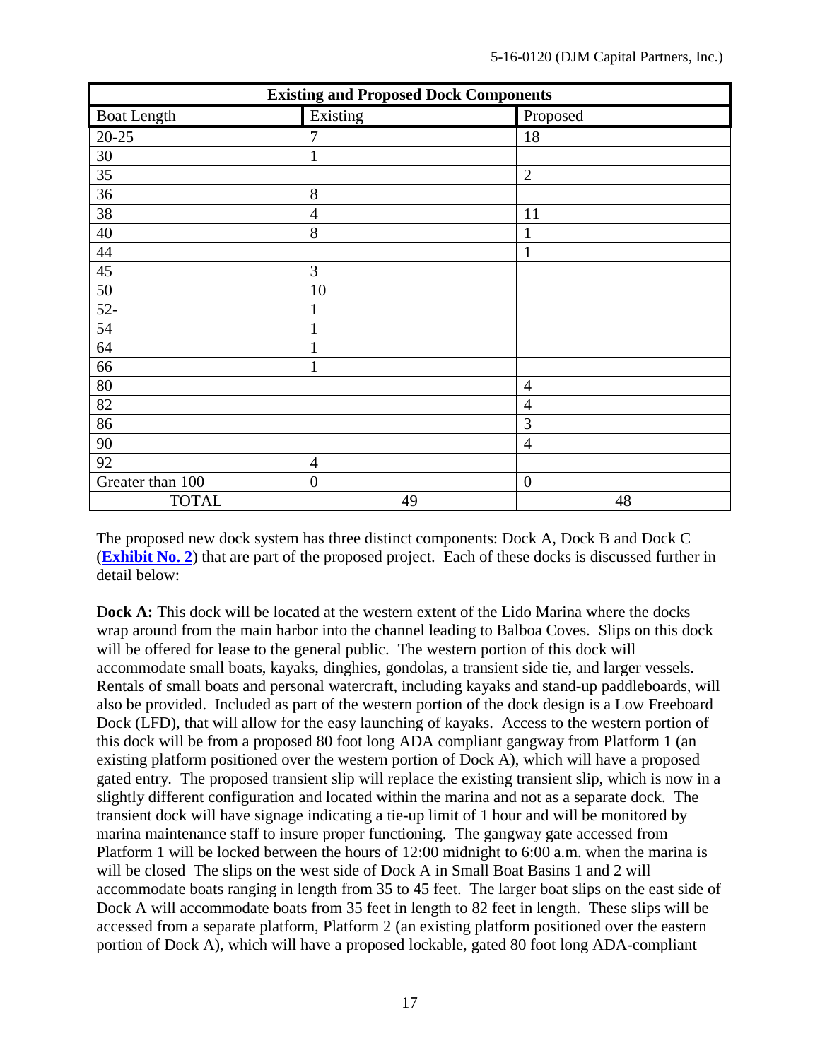| Existing and Proposed Dock Components | | |
|---|---|---|
| Boat Length | Existing | Proposed |
| 20-25 | 7 | 18 |
| 30 | 1 | |
| 35 | | 2 |
| 36 | 8 | |
| 38 | 4 | 11 |
| 40 | 8 | 1 |
| 44 | | 1 |
| 45 | 3 | |
| 50 | 10 | |
| 52- | 1 | |
| 54 | 1 | |
| 64 | 1 | |
| 66 | 1 | |
| 80 | | 4 |
| 82 | | 4 |
| 86 | | 3 |
| 90 | | 4 |
| 92 | 4 | |
| Greater than 100 | 0 | 0 |
| TOTAL | 49 | 48 |

The proposed new dock system has three distinct components: Dock A, Dock B and Dock C (**Exhibit No. 2**) that are part of the proposed project. Each of these docks is discussed further in detail below:

**Dock A:** This dock will be located at the western extent of the Lido Marina where the docks wrap around from the main harbor into the channel leading to Balboa Coves. Slips on this dock will be offered for lease to the general public. The western portion of this dock will accommodate small boats, kayaks, dinghies, gondolas, a transient side tie, and larger vessels. Rentals of small boats and personal watercraft, including kayaks and stand-up paddleboards, will also be provided. Included as part of the western portion of the dock design is a Low Freeboard Dock (LFD), that will allow for the easy launching of kayaks. Access to the western portion of this dock will be from a proposed 80 foot long ADA compliant gangway from Platform 1 (an existing platform positioned over the western portion of Dock A), which will have a proposed gated entry. The proposed transient slip will replace the existing transient slip, which is now in a slightly different configuration and located within the marina and not as a separate dock. The transient dock will have signage indicating a tie-up limit of 1 hour and will be monitored by marina maintenance staff to insure proper functioning. The gangway gate accessed from Platform 1 will be locked between the hours of 12:00 midnight to 6:00 a.m. when the marina is will be closed The slips on the west side of Dock A in Small Boat Basins 1 and 2 will accommodate boats ranging in length from 35 to 45 feet. The larger boat slips on the east side of Dock A will accommodate boats from 35 feet in length to 82 feet in length. These slips will be accessed from a separate platform, Platform 2 (an existing platform positioned over the eastern portion of Dock A), which will have a proposed lockable, gated 80 foot long ADA-compliant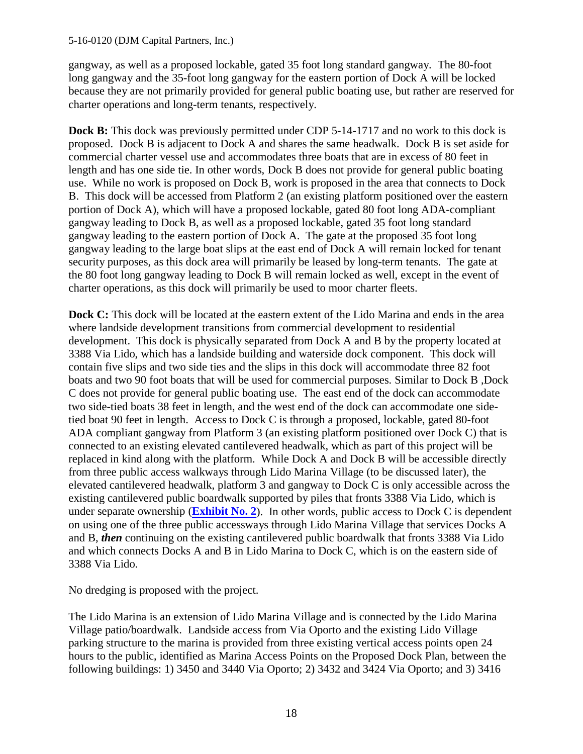gangway, as well as a proposed lockable, gated 35 foot long standard gangway. The 80-foot long gangway and the 35-foot long gangway for the eastern portion of Dock A will be locked because they are not primarily provided for general public boating use, but rather are reserved for charter operations and long-term tenants, respectively.

**Dock B:** This dock was previously permitted under CDP 5-14-1717 and no work to this dock is proposed. Dock B is adjacent to Dock A and shares the same headwalk. Dock B is set aside for commercial charter vessel use and accommodates three boats that are in excess of 80 feet in length and has one side tie. In other words, Dock B does not provide for general public boating use. While no work is proposed on Dock B, work is proposed in the area that connects to Dock B. This dock will be accessed from Platform 2 (an existing platform positioned over the eastern portion of Dock A), which will have a proposed lockable, gated 80 foot long ADA-compliant gangway leading to Dock B, as well as a proposed lockable, gated 35 foot long standard gangway leading to the eastern portion of Dock A. The gate at the proposed 35 foot long gangway leading to the large boat slips at the east end of Dock A will remain locked for tenant security purposes, as this dock area will primarily be leased by long-term tenants. The gate at the 80 foot long gangway leading to Dock B will remain locked as well, except in the event of charter operations, as this dock will primarily be used to moor charter fleets.

**Dock C:** This dock will be located at the eastern extent of the Lido Marina and ends in the area where landside development transitions from commercial development to residential development. This dock is physically separated from Dock A and B by the property located at 3388 Via Lido, which has a landside building and waterside dock component. This dock will contain five slips and two side ties and the slips in this dock will accommodate three 82 foot boats and two 90 foot boats that will be used for commercial purposes. Similar to Dock B ,Dock C does not provide for general public boating use. The east end of the dock can accommodate two side-tied boats 38 feet in length, and the west end of the dock can accommodate one side-tied boat 90 feet in length. Access to Dock C is through a proposed, lockable, gated 80-foot ADA compliant gangway from Platform 3 (an existing platform positioned over Dock C) that is connected to an existing elevated cantilevered headwalk, which as part of this project will be replaced in kind along with the platform. While Dock A and Dock B will be accessible directly from three public access walkways through Lido Marina Village (to be discussed later), the elevated cantilevered headwalk, platform 3 and gangway to Dock C is only accessible across the existing cantilevered public boardwalk supported by piles that fronts 3388 Via Lido, which is under separate ownership (**Exhibit No. 2**). In other words, public access to Dock C is dependent on using one of the three public accessways through Lido Marina Village that services Docks A and B, ***then*** continuing on the existing cantilevered public boardwalk that fronts 3388 Via Lido and which connects Docks A and B in Lido Marina to Dock C, which is on the eastern side of 3388 Via Lido.

No dredging is proposed with the project.

The Lido Marina is an extension of Lido Marina Village and is connected by the Lido Marina Village patio/boardwalk. Landside access from Via Oporto and the existing Lido Village parking structure to the marina is provided from three existing vertical access points open 24 hours to the public, identified as Marina Access Points on the Proposed Dock Plan, between the following buildings: 1) 3450 and 3440 Via Oporto; 2) 3432 and 3424 Via Oporto; and 3) 3416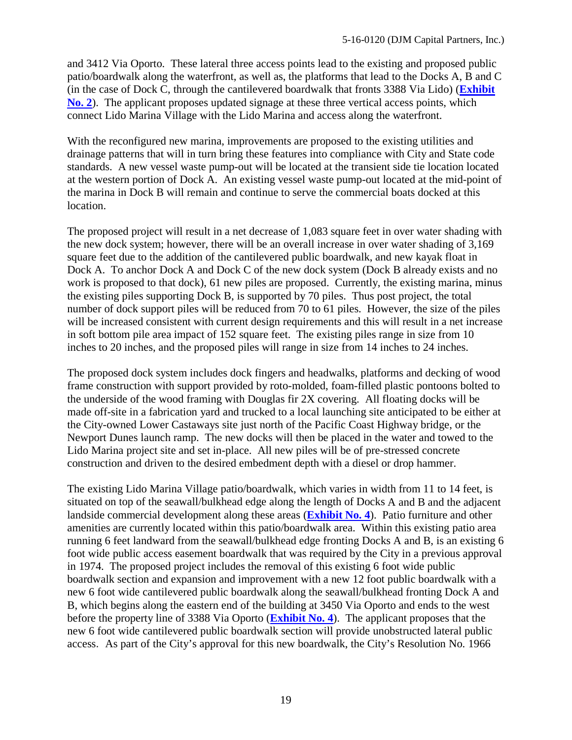and 3412 Via Oporto. These lateral three access points lead to the existing and proposed public patio/boardwalk along the waterfront, as well as, the platforms that lead to the Docks A, B and C (in the case of Dock C, through the cantilevered boardwalk that fronts 3388 Via Lido) (**Exhibit No. 2**). The applicant proposes updated signage at these three vertical access points, which connect Lido Marina Village with the Lido Marina and access along the waterfront.

With the reconfigured new marina, improvements are proposed to the existing utilities and drainage patterns that will in turn bring these features into compliance with City and State code standards. A new vessel waste pump-out will be located at the transient side tie location located at the western portion of Dock A. An existing vessel waste pump-out located at the mid-point of the marina in Dock B will remain and continue to serve the commercial boats docked at this location.

The proposed project will result in a net decrease of 1,083 square feet in over water shading with the new dock system; however, there will be an overall increase in over water shading of 3,169 square feet due to the addition of the cantilevered public boardwalk, and new kayak float in Dock A. To anchor Dock A and Dock C of the new dock system (Dock B already exists and no work is proposed to that dock), 61 new piles are proposed. Currently, the existing marina, minus the existing piles supporting Dock B, is supported by 70 piles. Thus post project, the total number of dock support piles will be reduced from 70 to 61 piles. However, the size of the piles will be increased consistent with current design requirements and this will result in a net increase in soft bottom pile area impact of 152 square feet. The existing piles range in size from 10 inches to 20 inches, and the proposed piles will range in size from 14 inches to 24 inches.

The proposed dock system includes dock fingers and headwalks, platforms and decking of wood frame construction with support provided by roto-molded, foam-filled plastic pontoons bolted to the underside of the wood framing with Douglas fir 2X covering. All floating docks will be made off-site in a fabrication yard and trucked to a local launching site anticipated to be either at the City-owned Lower Castaways site just north of the Pacific Coast Highway bridge, or the Newport Dunes launch ramp. The new docks will then be placed in the water and towed to the Lido Marina project site and set in-place. All new piles will be of pre-stressed concrete construction and driven to the desired embedment depth with a diesel or drop hammer.

The existing Lido Marina Village patio/boardwalk, which varies in width from 11 to 14 feet, is situated on top of the seawall/bulkhead edge along the length of Docks A and B and the adjacent landside commercial development along these areas (**Exhibit No. 4**). Patio furniture and other amenities are currently located within this patio/boardwalk area. Within this existing patio area running 6 feet landward from the seawall/bulkhead edge fronting Docks A and B, is an existing 6 foot wide public access easement boardwalk that was required by the City in a previous approval in 1974. The proposed project includes the removal of this existing 6 foot wide public boardwalk section and expansion and improvement with a new 12 foot public boardwalk with a new 6 foot wide cantilevered public boardwalk along the seawall/bulkhead fronting Dock A and B, which begins along the eastern end of the building at 3450 Via Oporto and ends to the west before the property line of 3388 Via Oporto (**Exhibit No. 4**). The applicant proposes that the new 6 foot wide cantilevered public boardwalk section will provide unobstructed lateral public access. As part of the City's approval for this new boardwalk, the City's Resolution No. 1966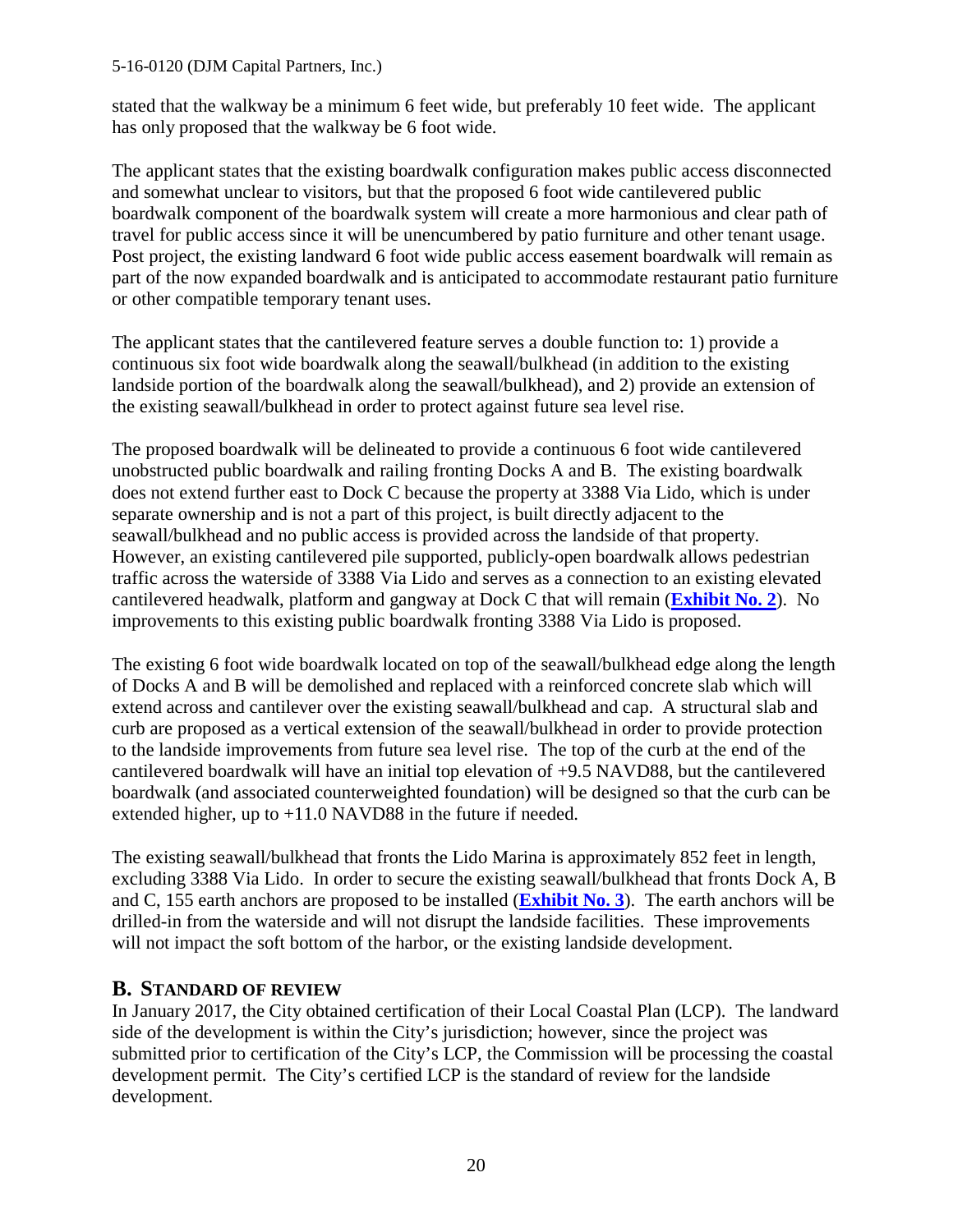stated that the walkway be a minimum 6 feet wide, but preferably 10 feet wide. The applicant has only proposed that the walkway be 6 foot wide.

The applicant states that the existing boardwalk configuration makes public access disconnected and somewhat unclear to visitors, but that the proposed 6 foot wide cantilevered public boardwalk component of the boardwalk system will create a more harmonious and clear path of travel for public access since it will be unencumbered by patio furniture and other tenant usage. Post project, the existing landward 6 foot wide public access easement boardwalk will remain as part of the now expanded boardwalk and is anticipated to accommodate restaurant patio furniture or other compatible temporary tenant uses.

The applicant states that the cantilevered feature serves a double function to: 1) provide a continuous six foot wide boardwalk along the seawall/bulkhead (in addition to the existing landside portion of the boardwalk along the seawall/bulkhead), and 2) provide an extension of the existing seawall/bulkhead in order to protect against future sea level rise.

The proposed boardwalk will be delineated to provide a continuous 6 foot wide cantilevered unobstructed public boardwalk and railing fronting Docks A and B. The existing boardwalk does not extend further east to Dock C because the property at 3388 Via Lido, which is under separate ownership and is not a part of this project, is built directly adjacent to the seawall/bulkhead and no public access is provided across the landside of that property. However, an existing cantilevered pile supported, publicly-open boardwalk allows pedestrian traffic across the waterside of 3388 Via Lido and serves as a connection to an existing elevated cantilevered headwalk, platform and gangway at Dock C that will remain (**Exhibit No. 2**). No improvements to this existing public boardwalk fronting 3388 Via Lido is proposed.

The existing 6 foot wide boardwalk located on top of the seawall/bulkhead edge along the length of Docks A and B will be demolished and replaced with a reinforced concrete slab which will extend across and cantilever over the existing seawall/bulkhead and cap. A structural slab and curb are proposed as a vertical extension of the seawall/bulkhead in order to provide protection to the landside improvements from future sea level rise. The top of the curb at the end of the cantilevered boardwalk will have an initial top elevation of +9.5 NAVD88, but the cantilevered boardwalk (and associated counterweighted foundation) will be designed so that the curb can be extended higher, up to +11.0 NAVD88 in the future if needed.

The existing seawall/bulkhead that fronts the Lido Marina is approximately 852 feet in length, excluding 3388 Via Lido. In order to secure the existing seawall/bulkhead that fronts Dock A, B and C, 155 earth anchors are proposed to be installed (**Exhibit No. 3**). The earth anchors will be drilled-in from the waterside and will not disrupt the landside facilities. These improvements will not impact the soft bottom of the harbor, or the existing landside development.

## B. STANDARD OF REVIEW

In January 2017, the City obtained certification of their Local Coastal Plan (LCP). The landward side of the development is within the City's jurisdiction; however, since the project was submitted prior to certification of the City's LCP, the Commission will be processing the coastal development permit. The City's certified LCP is the standard of review for the landside development.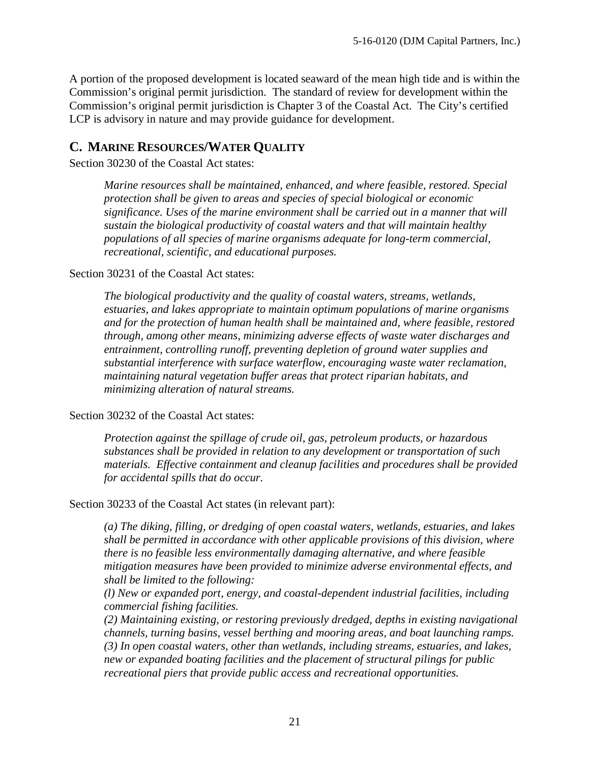A portion of the proposed development is located seaward of the mean high tide and is within the Commission's original permit jurisdiction. The standard of review for development within the Commission's original permit jurisdiction is Chapter 3 of the Coastal Act. The City's certified LCP is advisory in nature and may provide guidance for development.

## C. MARINE RESOURCES/WATER QUALITY

Section 30230 of the Coastal Act states:

> *Marine resources shall be maintained, enhanced, and where feasible, restored. Special protection shall be given to areas and species of special biological or economic significance. Uses of the marine environment shall be carried out in a manner that will sustain the biological productivity of coastal waters and that will maintain healthy populations of all species of marine organisms adequate for long-term commercial, recreational, scientific, and educational purposes.*

Section 30231 of the Coastal Act states:

> *The biological productivity and the quality of coastal waters, streams, wetlands, estuaries, and lakes appropriate to maintain optimum populations of marine organisms and for the protection of human health shall be maintained and, where feasible, restored through, among other means, minimizing adverse effects of waste water discharges and entrainment, controlling runoff, preventing depletion of ground water supplies and substantial interference with surface waterflow, encouraging waste water reclamation, maintaining natural vegetation buffer areas that protect riparian habitats, and minimizing alteration of natural streams.*

Section 30232 of the Coastal Act states:

> *Protection against the spillage of crude oil, gas, petroleum products, or hazardous substances shall be provided in relation to any development or transportation of such materials. Effective containment and cleanup facilities and procedures shall be provided for accidental spills that do occur.*

Section 30233 of the Coastal Act states (in relevant part):

> *(a) The diking, filling, or dredging of open coastal waters, wetlands, estuaries, and lakes shall be permitted in accordance with other applicable provisions of this division, where there is no feasible less environmentally damaging alternative, and where feasible mitigation measures have been provided to minimize adverse environmental effects, and shall be limited to the following:*
>
> *(l) New or expanded port, energy, and coastal-dependent industrial facilities, including commercial fishing facilities.*
>
> *(2) Maintaining existing, or restoring previously dredged, depths in existing navigational channels, turning basins, vessel berthing and mooring areas, and boat launching ramps.*
>
> *(3) In open coastal waters, other than wetlands, including streams, estuaries, and lakes, new or expanded boating facilities and the placement of structural pilings for public recreational piers that provide public access and recreational opportunities.*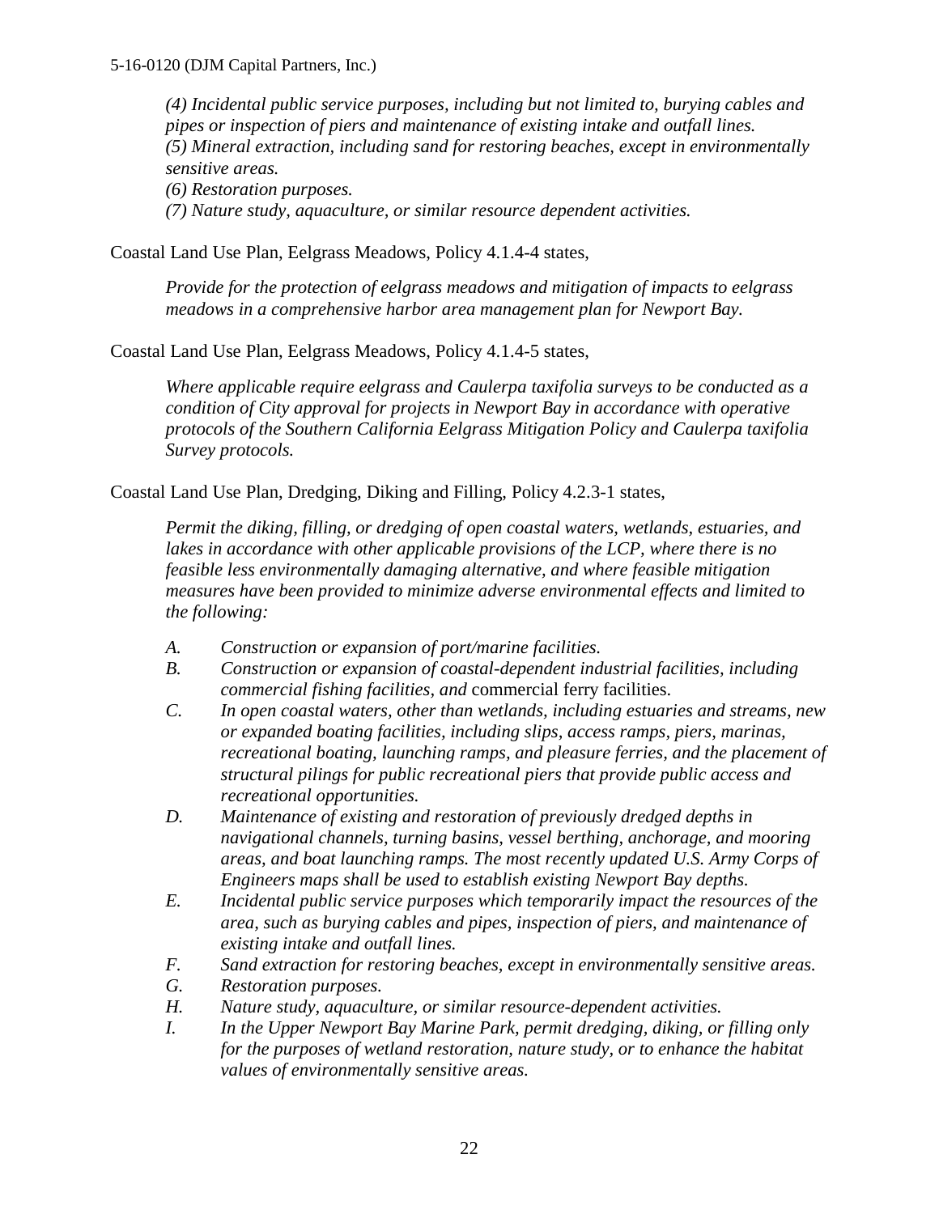*(4) Incidental public service purposes, including but not limited to, burying cables and pipes or inspection of piers and maintenance of existing intake and outfall lines.*
*(5) Mineral extraction, including sand for restoring beaches, except in environmentally sensitive areas.*
*(6) Restoration purposes.*
*(7) Nature study, aquaculture, or similar resource dependent activities.*

Coastal Land Use Plan, Eelgrass Meadows, Policy 4.1.4-4 states,

> *Provide for the protection of eelgrass meadows and mitigation of impacts to eelgrass meadows in a comprehensive harbor area management plan for Newport Bay.*

Coastal Land Use Plan, Eelgrass Meadows, Policy 4.1.4-5 states,

> *Where applicable require eelgrass and Caulerpa taxifolia surveys to be conducted as a condition of City approval for projects in Newport Bay in accordance with operative protocols of the Southern California Eelgrass Mitigation Policy and Caulerpa taxifolia Survey protocols.*

Coastal Land Use Plan, Dredging, Diking and Filling, Policy 4.2.3-1 states,

> *Permit the diking, filling, or dredging of open coastal waters, wetlands, estuaries, and lakes in accordance with other applicable provisions of the LCP, where there is no feasible less environmentally damaging alternative, and where feasible mitigation measures have been provided to minimize adverse environmental effects and limited to the following:*

*A.* *Construction or expansion of port/marine facilities.*
*B.* *Construction or expansion of coastal-dependent industrial facilities, including commercial fishing facilities, and* commercial ferry facilities.
*C.* *In open coastal waters, other than wetlands, including estuaries and streams, new or expanded boating facilities, including slips, access ramps, piers, marinas, recreational boating, launching ramps, and pleasure ferries, and the placement of structural pilings for public recreational piers that provide public access and recreational opportunities.*
*D.* *Maintenance of existing and restoration of previously dredged depths in navigational channels, turning basins, vessel berthing, anchorage, and mooring areas, and boat launching ramps. The most recently updated U.S. Army Corps of Engineers maps shall be used to establish existing Newport Bay depths.*
*E.* *Incidental public service purposes which temporarily impact the resources of the area, such as burying cables and pipes, inspection of piers, and maintenance of existing intake and outfall lines.*
*F.* *Sand extraction for restoring beaches, except in environmentally sensitive areas.*
*G.* *Restoration purposes.*
*H.* *Nature study, aquaculture, or similar resource-dependent activities.*
*I.* *In the Upper Newport Bay Marine Park, permit dredging, diking, or filling only for the purposes of wetland restoration, nature study, or to enhance the habitat values of environmentally sensitive areas.*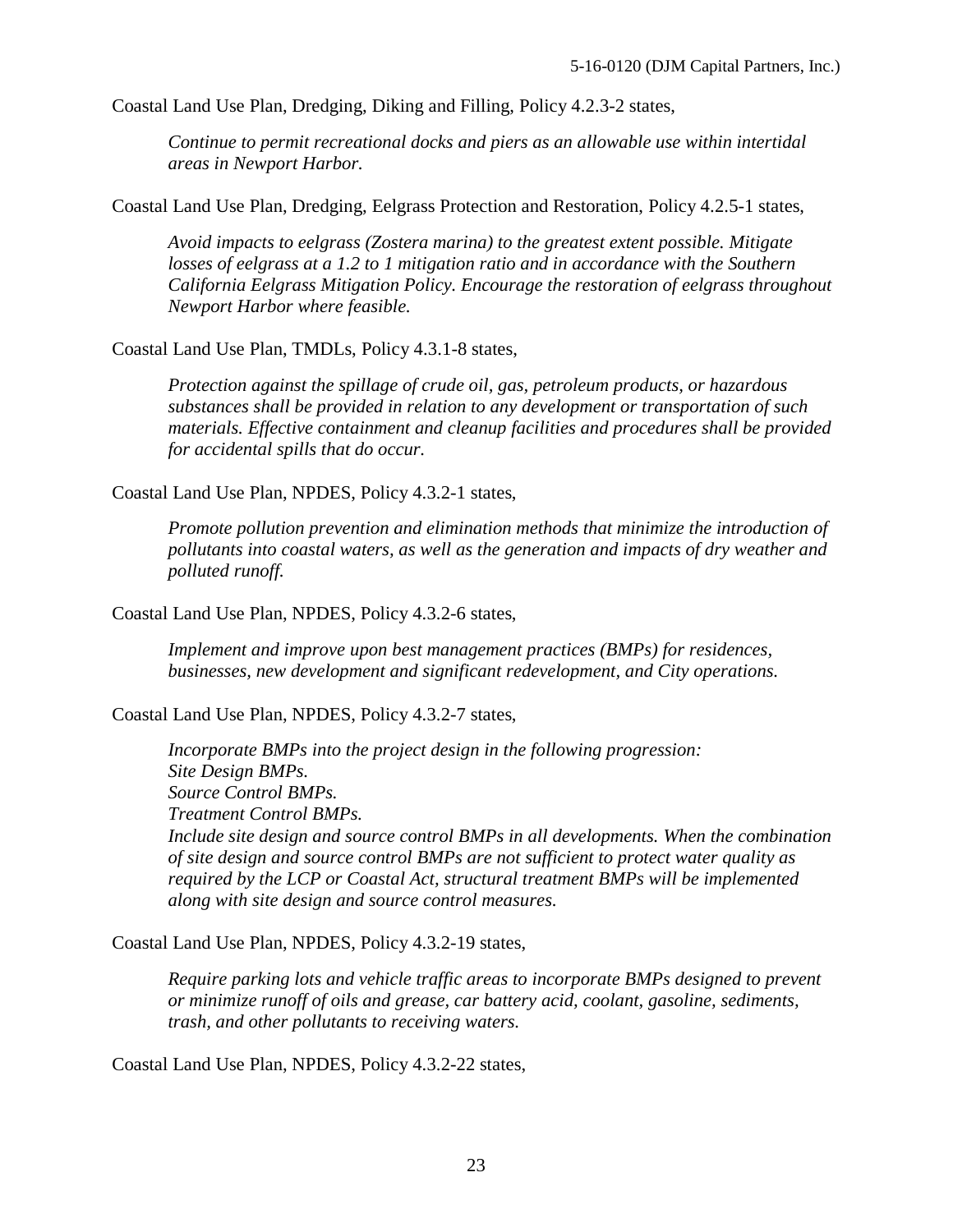Coastal Land Use Plan, Dredging, Diking and Filling, Policy 4.2.3-2 states,

> *Continue to permit recreational docks and piers as an allowable use within intertidal areas in Newport Harbor.*

Coastal Land Use Plan, Dredging, Eelgrass Protection and Restoration, Policy 4.2.5-1 states,

> *Avoid impacts to eelgrass (Zostera marina) to the greatest extent possible. Mitigate losses of eelgrass at a 1.2 to 1 mitigation ratio and in accordance with the Southern California Eelgrass Mitigation Policy. Encourage the restoration of eelgrass throughout Newport Harbor where feasible.*

Coastal Land Use Plan, TMDLs, Policy 4.3.1-8 states,

> *Protection against the spillage of crude oil, gas, petroleum products, or hazardous substances shall be provided in relation to any development or transportation of such materials. Effective containment and cleanup facilities and procedures shall be provided for accidental spills that do occur.*

Coastal Land Use Plan, NPDES, Policy 4.3.2-1 states,

> *Promote pollution prevention and elimination methods that minimize the introduction of pollutants into coastal waters, as well as the generation and impacts of dry weather and polluted runoff.*

Coastal Land Use Plan, NPDES, Policy 4.3.2-6 states,

> *Implement and improve upon best management practices (BMPs) for residences, businesses, new development and significant redevelopment, and City operations.*

Coastal Land Use Plan, NPDES, Policy 4.3.2-7 states,

> *Incorporate BMPs into the project design in the following progression:*
> *Site Design BMPs.*
> *Source Control BMPs.*
> *Treatment Control BMPs.*
> *Include site design and source control BMPs in all developments. When the combination of site design and source control BMPs are not sufficient to protect water quality as required by the LCP or Coastal Act, structural treatment BMPs will be implemented along with site design and source control measures.*

Coastal Land Use Plan, NPDES, Policy 4.3.2-19 states,

> *Require parking lots and vehicle traffic areas to incorporate BMPs designed to prevent or minimize runoff of oils and grease, car battery acid, coolant, gasoline, sediments, trash, and other pollutants to receiving waters.*

Coastal Land Use Plan, NPDES, Policy 4.3.2-22 states,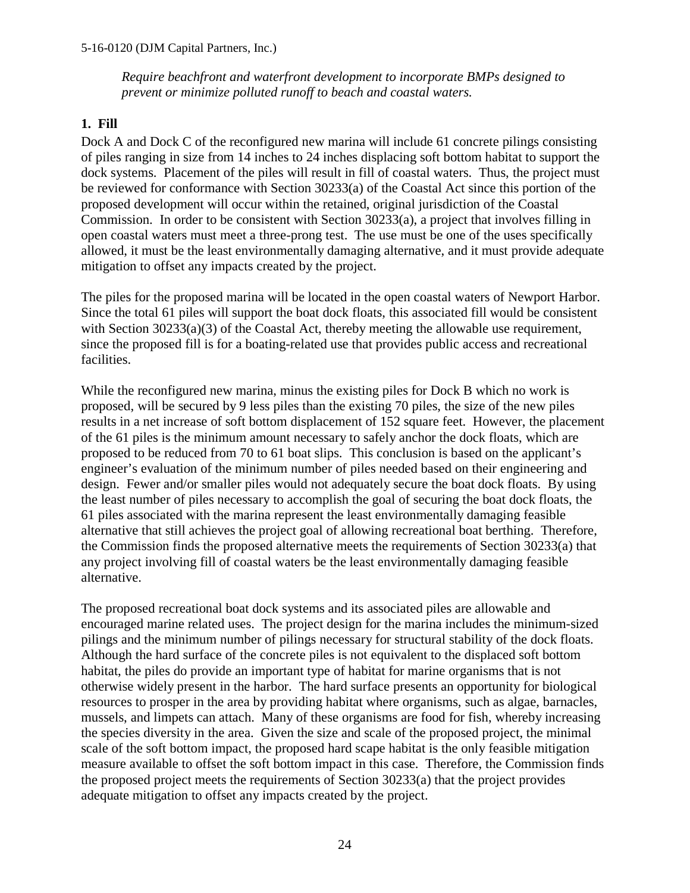*Require beachfront and waterfront development to incorporate BMPs designed to prevent or minimize polluted runoff to beach and coastal waters.*

**1. Fill**

Dock A and Dock C of the reconfigured new marina will include 61 concrete pilings consisting of piles ranging in size from 14 inches to 24 inches displacing soft bottom habitat to support the dock systems. Placement of the piles will result in fill of coastal waters. Thus, the project must be reviewed for conformance with Section 30233(a) of the Coastal Act since this portion of the proposed development will occur within the retained, original jurisdiction of the Coastal Commission. In order to be consistent with Section 30233(a), a project that involves filling in open coastal waters must meet a three-prong test. The use must be one of the uses specifically allowed, it must be the least environmentally damaging alternative, and it must provide adequate mitigation to offset any impacts created by the project.

The piles for the proposed marina will be located in the open coastal waters of Newport Harbor. Since the total 61 piles will support the boat dock floats, this associated fill would be consistent with Section 30233(a)(3) of the Coastal Act, thereby meeting the allowable use requirement, since the proposed fill is for a boating-related use that provides public access and recreational facilities.

While the reconfigured new marina, minus the existing piles for Dock B which no work is proposed, will be secured by 9 less piles than the existing 70 piles, the size of the new piles results in a net increase of soft bottom displacement of 152 square feet. However, the placement of the 61 piles is the minimum amount necessary to safely anchor the dock floats, which are proposed to be reduced from 70 to 61 boat slips. This conclusion is based on the applicant's engineer's evaluation of the minimum number of piles needed based on their engineering and design. Fewer and/or smaller piles would not adequately secure the boat dock floats. By using the least number of piles necessary to accomplish the goal of securing the boat dock floats, the 61 piles associated with the marina represent the least environmentally damaging feasible alternative that still achieves the project goal of allowing recreational boat berthing. Therefore, the Commission finds the proposed alternative meets the requirements of Section 30233(a) that any project involving fill of coastal waters be the least environmentally damaging feasible alternative.

The proposed recreational boat dock systems and its associated piles are allowable and encouraged marine related uses. The project design for the marina includes the minimum-sized pilings and the minimum number of pilings necessary for structural stability of the dock floats. Although the hard surface of the concrete piles is not equivalent to the displaced soft bottom habitat, the piles do provide an important type of habitat for marine organisms that is not otherwise widely present in the harbor. The hard surface presents an opportunity for biological resources to prosper in the area by providing habitat where organisms, such as algae, barnacles, mussels, and limpets can attach. Many of these organisms are food for fish, whereby increasing the species diversity in the area. Given the size and scale of the proposed project, the minimal scale of the soft bottom impact, the proposed hard scape habitat is the only feasible mitigation measure available to offset the soft bottom impact in this case. Therefore, the Commission finds the proposed project meets the requirements of Section 30233(a) that the project provides adequate mitigation to offset any impacts created by the project.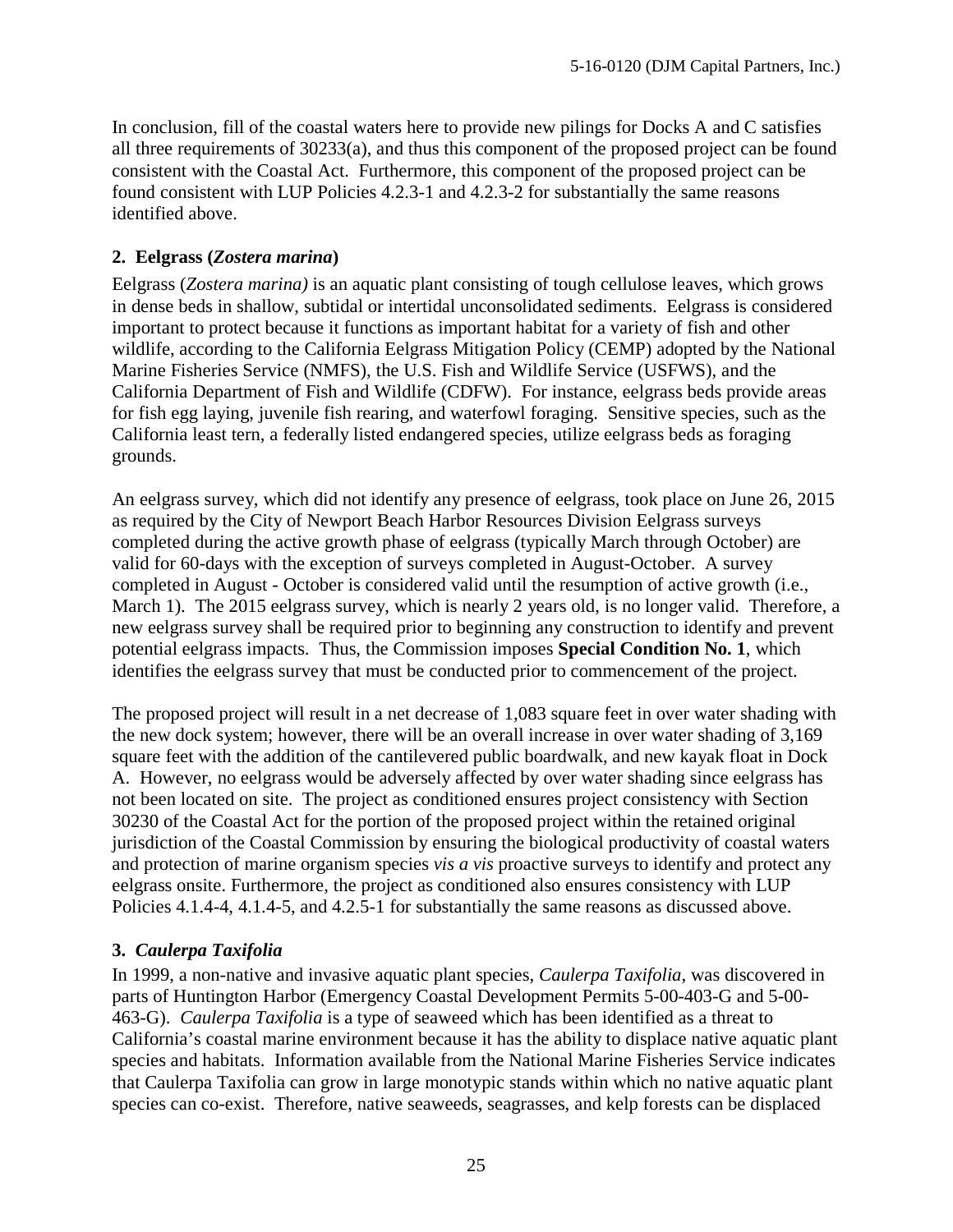In conclusion, fill of the coastal waters here to provide new pilings for Docks A and C satisfies all three requirements of 30233(a), and thus this component of the proposed project can be found consistent with the Coastal Act. Furthermore, this component of the proposed project can be found consistent with LUP Policies 4.2.3-1 and 4.2.3-2 for substantially the same reasons identified above.

### 2. Eelgrass (*Zostera marina*)

Eelgrass (*Zostera marina)* is an aquatic plant consisting of tough cellulose leaves, which grows in dense beds in shallow, subtidal or intertidal unconsolidated sediments. Eelgrass is considered important to protect because it functions as important habitat for a variety of fish and other wildlife, according to the California Eelgrass Mitigation Policy (CEMP) adopted by the National Marine Fisheries Service (NMFS), the U.S. Fish and Wildlife Service (USFWS), and the California Department of Fish and Wildlife (CDFW). For instance, eelgrass beds provide areas for fish egg laying, juvenile fish rearing, and waterfowl foraging. Sensitive species, such as the California least tern, a federally listed endangered species, utilize eelgrass beds as foraging grounds.

An eelgrass survey, which did not identify any presence of eelgrass, took place on June 26, 2015 as required by the City of Newport Beach Harbor Resources Division Eelgrass surveys completed during the active growth phase of eelgrass (typically March through October) are valid for 60-days with the exception of surveys completed in August-October. A survey completed in August - October is considered valid until the resumption of active growth (i.e., March 1). The 2015 eelgrass survey, which is nearly 2 years old, is no longer valid. Therefore, a new eelgrass survey shall be required prior to beginning any construction to identify and prevent potential eelgrass impacts. Thus, the Commission imposes **Special Condition No. 1**, which identifies the eelgrass survey that must be conducted prior to commencement of the project.

The proposed project will result in a net decrease of 1,083 square feet in over water shading with the new dock system; however, there will be an overall increase in over water shading of 3,169 square feet with the addition of the cantilevered public boardwalk, and new kayak float in Dock A. However, no eelgrass would be adversely affected by over water shading since eelgrass has not been located on site. The project as conditioned ensures project consistency with Section 30230 of the Coastal Act for the portion of the proposed project within the retained original jurisdiction of the Coastal Commission by ensuring the biological productivity of coastal waters and protection of marine organism species *vis a vis* proactive surveys to identify and protect any eelgrass onsite. Furthermore, the project as conditioned also ensures consistency with LUP Policies 4.1.4-4, 4.1.4-5, and 4.2.5-1 for substantially the same reasons as discussed above.

### 3. *Caulerpa Taxifolia*

In 1999, a non-native and invasive aquatic plant species, *Caulerpa Taxifolia*, was discovered in parts of Huntington Harbor (Emergency Coastal Development Permits 5-00-403-G and 5-00-463-G). *Caulerpa Taxifolia* is a type of seaweed which has been identified as a threat to California's coastal marine environment because it has the ability to displace native aquatic plant species and habitats. Information available from the National Marine Fisheries Service indicates that Caulerpa Taxifolia can grow in large monotypic stands within which no native aquatic plant species can co-exist. Therefore, native seaweeds, seagrasses, and kelp forests can be displaced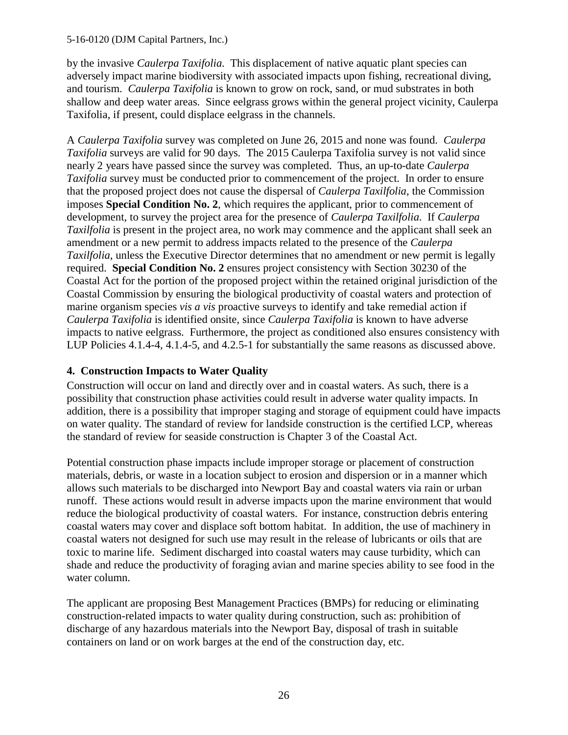by the invasive *Caulerpa Taxifolia*. This displacement of native aquatic plant species can adversely impact marine biodiversity with associated impacts upon fishing, recreational diving, and tourism. *Caulerpa Taxifolia* is known to grow on rock, sand, or mud substrates in both shallow and deep water areas. Since eelgrass grows within the general project vicinity, Caulerpa Taxifolia, if present, could displace eelgrass in the channels.

A *Caulerpa Taxifolia* survey was completed on June 26, 2015 and none was found. *Caulerpa Taxifolia* surveys are valid for 90 days. The 2015 Caulerpa Taxifolia survey is not valid since nearly 2 years have passed since the survey was completed. Thus, an up-to-date *Caulerpa Taxifolia* survey must be conducted prior to commencement of the project. In order to ensure that the proposed project does not cause the dispersal of *Caulerpa Taxilfolia*, the Commission imposes **Special Condition No. 2**, which requires the applicant, prior to commencement of development, to survey the project area for the presence of *Caulerpa Taxilfolia*. If *Caulerpa Taxilfolia* is present in the project area, no work may commence and the applicant shall seek an amendment or a new permit to address impacts related to the presence of the *Caulerpa Taxilfolia*, unless the Executive Director determines that no amendment or new permit is legally required. **Special Condition No. 2** ensures project consistency with Section 30230 of the Coastal Act for the portion of the proposed project within the retained original jurisdiction of the Coastal Commission by ensuring the biological productivity of coastal waters and protection of marine organism species *vis a vis* proactive surveys to identify and take remedial action if *Caulerpa Taxifolia* is identified onsite, since *Caulerpa Taxifolia* is known to have adverse impacts to native eelgrass. Furthermore, the project as conditioned also ensures consistency with LUP Policies 4.1.4-4, 4.1.4-5, and 4.2.5-1 for substantially the same reasons as discussed above.

### 4. Construction Impacts to Water Quality

Construction will occur on land and directly over and in coastal waters. As such, there is a possibility that construction phase activities could result in adverse water quality impacts. In addition, there is a possibility that improper staging and storage of equipment could have impacts on water quality. The standard of review for landside construction is the certified LCP, whereas the standard of review for seaside construction is Chapter 3 of the Coastal Act.

Potential construction phase impacts include improper storage or placement of construction materials, debris, or waste in a location subject to erosion and dispersion or in a manner which allows such materials to be discharged into Newport Bay and coastal waters via rain or urban runoff. These actions would result in adverse impacts upon the marine environment that would reduce the biological productivity of coastal waters. For instance, construction debris entering coastal waters may cover and displace soft bottom habitat. In addition, the use of machinery in coastal waters not designed for such use may result in the release of lubricants or oils that are toxic to marine life. Sediment discharged into coastal waters may cause turbidity, which can shade and reduce the productivity of foraging avian and marine species ability to see food in the water column.

The applicant are proposing Best Management Practices (BMPs) for reducing or eliminating construction-related impacts to water quality during construction, such as: prohibition of discharge of any hazardous materials into the Newport Bay, disposal of trash in suitable containers on land or on work barges at the end of the construction day, etc.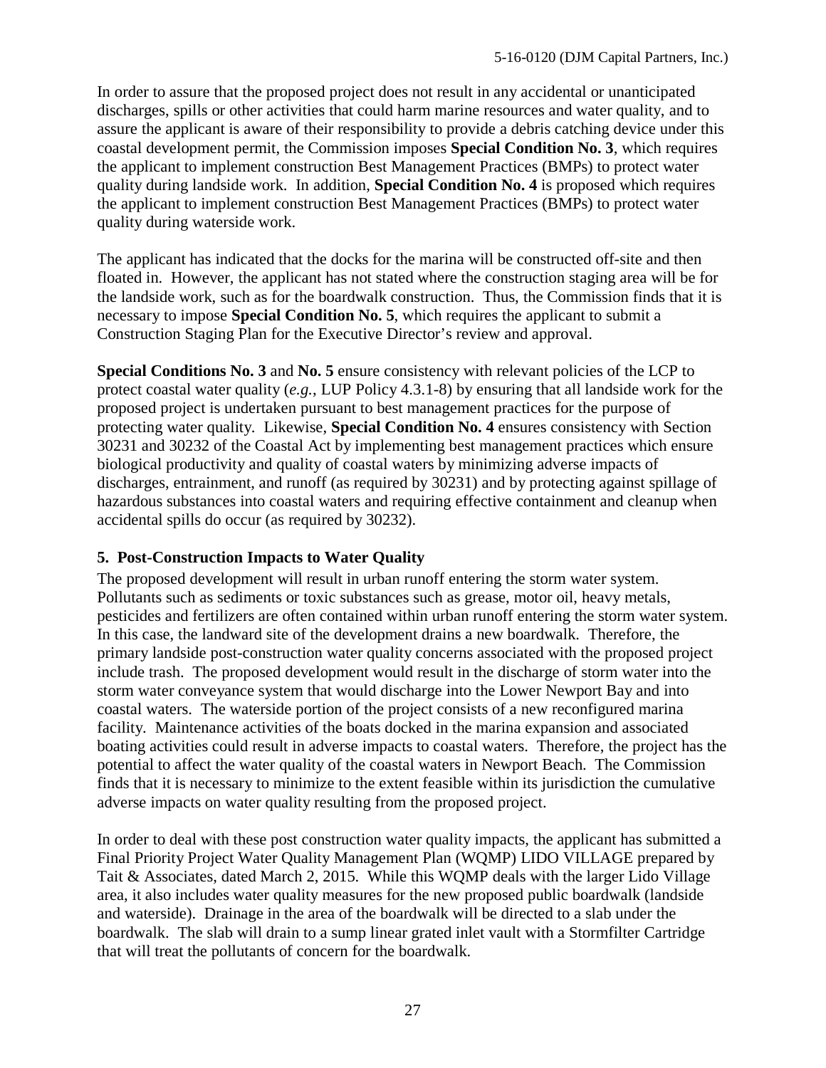In order to assure that the proposed project does not result in any accidental or unanticipated discharges, spills or other activities that could harm marine resources and water quality, and to assure the applicant is aware of their responsibility to provide a debris catching device under this coastal development permit, the Commission imposes **Special Condition No. 3**, which requires the applicant to implement construction Best Management Practices (BMPs) to protect water quality during landside work. In addition, **Special Condition No. 4** is proposed which requires the applicant to implement construction Best Management Practices (BMPs) to protect water quality during waterside work.

The applicant has indicated that the docks for the marina will be constructed off-site and then floated in. However, the applicant has not stated where the construction staging area will be for the landside work, such as for the boardwalk construction. Thus, the Commission finds that it is necessary to impose **Special Condition No. 5**, which requires the applicant to submit a Construction Staging Plan for the Executive Director's review and approval.

**Special Conditions No. 3** and **No. 5** ensure consistency with relevant policies of the LCP to protect coastal water quality (*e.g.*, LUP Policy 4.3.1-8) by ensuring that all landside work for the proposed project is undertaken pursuant to best management practices for the purpose of protecting water quality. Likewise, **Special Condition No. 4** ensures consistency with Section 30231 and 30232 of the Coastal Act by implementing best management practices which ensure biological productivity and quality of coastal waters by minimizing adverse impacts of discharges, entrainment, and runoff (as required by 30231) and by protecting against spillage of hazardous substances into coastal waters and requiring effective containment and cleanup when accidental spills do occur (as required by 30232).

### 5. Post-Construction Impacts to Water Quality

The proposed development will result in urban runoff entering the storm water system. Pollutants such as sediments or toxic substances such as grease, motor oil, heavy metals, pesticides and fertilizers are often contained within urban runoff entering the storm water system. In this case, the landward site of the development drains a new boardwalk. Therefore, the primary landside post-construction water quality concerns associated with the proposed project include trash. The proposed development would result in the discharge of storm water into the storm water conveyance system that would discharge into the Lower Newport Bay and into coastal waters. The waterside portion of the project consists of a new reconfigured marina facility. Maintenance activities of the boats docked in the marina expansion and associated boating activities could result in adverse impacts to coastal waters. Therefore, the project has the potential to affect the water quality of the coastal waters in Newport Beach. The Commission finds that it is necessary to minimize to the extent feasible within its jurisdiction the cumulative adverse impacts on water quality resulting from the proposed project.

In order to deal with these post construction water quality impacts, the applicant has submitted a Final Priority Project Water Quality Management Plan (WQMP) LIDO VILLAGE prepared by Tait & Associates, dated March 2, 2015. While this WQMP deals with the larger Lido Village area, it also includes water quality measures for the new proposed public boardwalk (landside and waterside). Drainage in the area of the boardwalk will be directed to a slab under the boardwalk. The slab will drain to a sump linear grated inlet vault with a Stormfilter Cartridge that will treat the pollutants of concern for the boardwalk.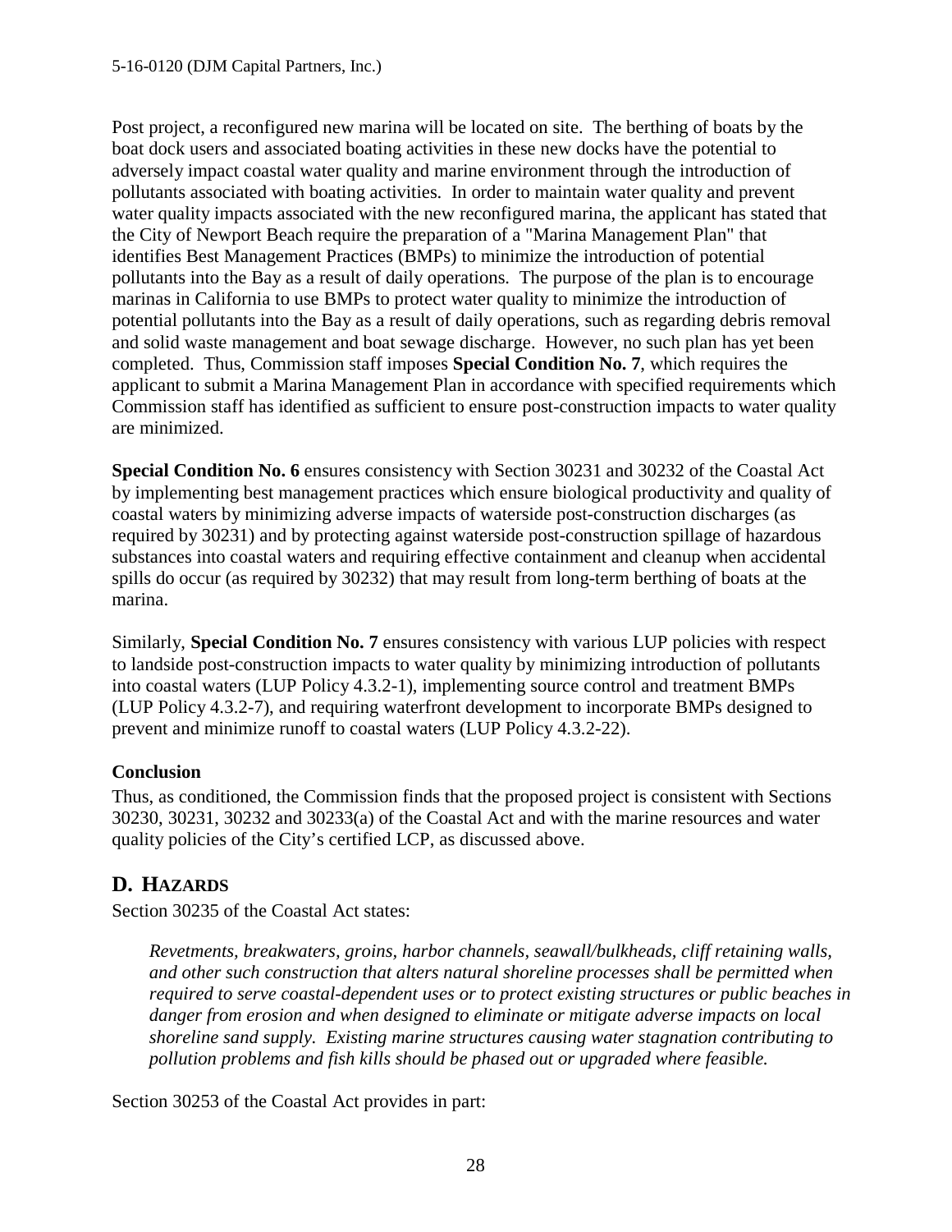Post project, a reconfigured new marina will be located on site. The berthing of boats by the boat dock users and associated boating activities in these new docks have the potential to adversely impact coastal water quality and marine environment through the introduction of pollutants associated with boating activities. In order to maintain water quality and prevent water quality impacts associated with the new reconfigured marina, the applicant has stated that the City of Newport Beach require the preparation of a "Marina Management Plan" that identifies Best Management Practices (BMPs) to minimize the introduction of potential pollutants into the Bay as a result of daily operations. The purpose of the plan is to encourage marinas in California to use BMPs to protect water quality to minimize the introduction of potential pollutants into the Bay as a result of daily operations, such as regarding debris removal and solid waste management and boat sewage discharge. However, no such plan has yet been completed. Thus, Commission staff imposes **Special Condition No. 7**, which requires the applicant to submit a Marina Management Plan in accordance with specified requirements which Commission staff has identified as sufficient to ensure post-construction impacts to water quality are minimized.

**Special Condition No. 6** ensures consistency with Section 30231 and 30232 of the Coastal Act by implementing best management practices which ensure biological productivity and quality of coastal waters by minimizing adverse impacts of waterside post-construction discharges (as required by 30231) and by protecting against waterside post-construction spillage of hazardous substances into coastal waters and requiring effective containment and cleanup when accidental spills do occur (as required by 30232) that may result from long-term berthing of boats at the marina.

Similarly, **Special Condition No. 7** ensures consistency with various LUP policies with respect to landside post-construction impacts to water quality by minimizing introduction of pollutants into coastal waters (LUP Policy 4.3.2-1), implementing source control and treatment BMPs (LUP Policy 4.3.2-7), and requiring waterfront development to incorporate BMPs designed to prevent and minimize runoff to coastal waters (LUP Policy 4.3.2-22).

**Conclusion**

Thus, as conditioned, the Commission finds that the proposed project is consistent with Sections 30230, 30231, 30232 and 30233(a) of the Coastal Act and with the marine resources and water quality policies of the City's certified LCP, as discussed above.

## D. HAZARDS

Section 30235 of the Coastal Act states:

> *Revetments, breakwaters, groins, harbor channels, seawall/bulkheads, cliff retaining walls, and other such construction that alters natural shoreline processes shall be permitted when required to serve coastal-dependent uses or to protect existing structures or public beaches in danger from erosion and when designed to eliminate or mitigate adverse impacts on local shoreline sand supply. Existing marine structures causing water stagnation contributing to pollution problems and fish kills should be phased out or upgraded where feasible.*

Section 30253 of the Coastal Act provides in part: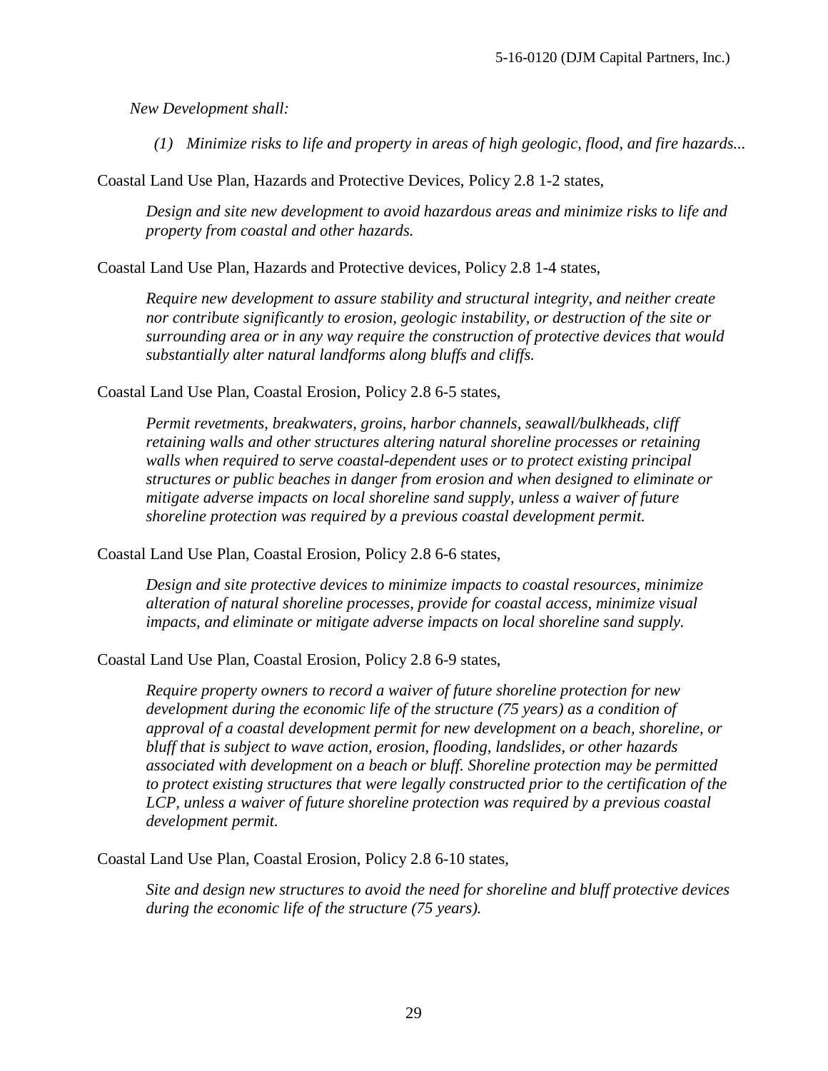*New Development shall:*

*(1) Minimize risks to life and property in areas of high geologic, flood, and fire hazards...*

Coastal Land Use Plan, Hazards and Protective Devices, Policy 2.8 1-2 states,

*Design and site new development to avoid hazardous areas and minimize risks to life and property from coastal and other hazards.*

Coastal Land Use Plan, Hazards and Protective devices, Policy 2.8 1-4 states,

*Require new development to assure stability and structural integrity, and neither create nor contribute significantly to erosion, geologic instability, or destruction of the site or surrounding area or in any way require the construction of protective devices that would substantially alter natural landforms along bluffs and cliffs.*

Coastal Land Use Plan, Coastal Erosion, Policy 2.8 6-5 states,

*Permit revetments, breakwaters, groins, harbor channels, seawall/bulkheads, cliff retaining walls and other structures altering natural shoreline processes or retaining walls when required to serve coastal-dependent uses or to protect existing principal structures or public beaches in danger from erosion and when designed to eliminate or mitigate adverse impacts on local shoreline sand supply, unless a waiver of future shoreline protection was required by a previous coastal development permit.*

Coastal Land Use Plan, Coastal Erosion, Policy 2.8 6-6 states,

*Design and site protective devices to minimize impacts to coastal resources, minimize alteration of natural shoreline processes, provide for coastal access, minimize visual impacts, and eliminate or mitigate adverse impacts on local shoreline sand supply.*

Coastal Land Use Plan, Coastal Erosion, Policy 2.8 6-9 states,

*Require property owners to record a waiver of future shoreline protection for new development during the economic life of the structure (75 years) as a condition of approval of a coastal development permit for new development on a beach, shoreline, or bluff that is subject to wave action, erosion, flooding, landslides, or other hazards associated with development on a beach or bluff. Shoreline protection may be permitted to protect existing structures that were legally constructed prior to the certification of the LCP, unless a waiver of future shoreline protection was required by a previous coastal development permit.*

Coastal Land Use Plan, Coastal Erosion, Policy 2.8 6-10 states,

*Site and design new structures to avoid the need for shoreline and bluff protective devices during the economic life of the structure (75 years).*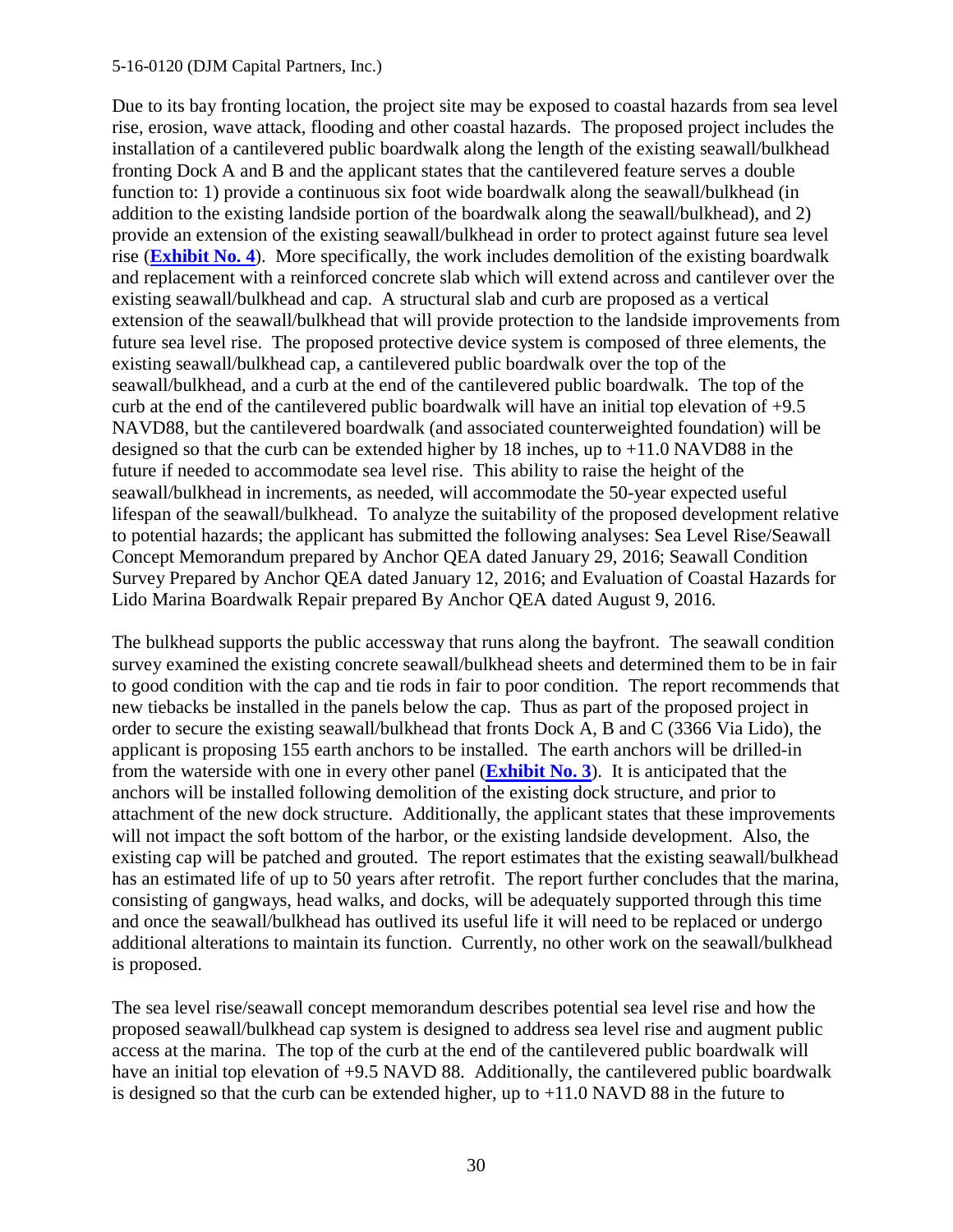Due to its bay fronting location, the project site may be exposed to coastal hazards from sea level rise, erosion, wave attack, flooding and other coastal hazards. The proposed project includes the installation of a cantilevered public boardwalk along the length of the existing seawall/bulkhead fronting Dock A and B and the applicant states that the cantilevered feature serves a double function to: 1) provide a continuous six foot wide boardwalk along the seawall/bulkhead (in addition to the existing landside portion of the boardwalk along the seawall/bulkhead), and 2) provide an extension of the existing seawall/bulkhead in order to protect against future sea level rise (**Exhibit No. 4**). More specifically, the work includes demolition of the existing boardwalk and replacement with a reinforced concrete slab which will extend across and cantilever over the existing seawall/bulkhead and cap. A structural slab and curb are proposed as a vertical extension of the seawall/bulkhead that will provide protection to the landside improvements from future sea level rise. The proposed protective device system is composed of three elements, the existing seawall/bulkhead cap, a cantilevered public boardwalk over the top of the seawall/bulkhead, and a curb at the end of the cantilevered public boardwalk. The top of the curb at the end of the cantilevered public boardwalk will have an initial top elevation of +9.5 NAVD88, but the cantilevered boardwalk (and associated counterweighted foundation) will be designed so that the curb can be extended higher by 18 inches, up to +11.0 NAVD88 in the future if needed to accommodate sea level rise. This ability to raise the height of the seawall/bulkhead in increments, as needed, will accommodate the 50-year expected useful lifespan of the seawall/bulkhead. To analyze the suitability of the proposed development relative to potential hazards; the applicant has submitted the following analyses: Sea Level Rise/Seawall Concept Memorandum prepared by Anchor QEA dated January 29, 2016; Seawall Condition Survey Prepared by Anchor QEA dated January 12, 2016; and Evaluation of Coastal Hazards for Lido Marina Boardwalk Repair prepared By Anchor QEA dated August 9, 2016.

The bulkhead supports the public accessway that runs along the bayfront. The seawall condition survey examined the existing concrete seawall/bulkhead sheets and determined them to be in fair to good condition with the cap and tie rods in fair to poor condition. The report recommends that new tiebacks be installed in the panels below the cap. Thus as part of the proposed project in order to secure the existing seawall/bulkhead that fronts Dock A, B and C (3366 Via Lido), the applicant is proposing 155 earth anchors to be installed. The earth anchors will be drilled-in from the waterside with one in every other panel (**Exhibit No. 3**). It is anticipated that the anchors will be installed following demolition of the existing dock structure, and prior to attachment of the new dock structure. Additionally, the applicant states that these improvements will not impact the soft bottom of the harbor, or the existing landside development. Also, the existing cap will be patched and grouted. The report estimates that the existing seawall/bulkhead has an estimated life of up to 50 years after retrofit. The report further concludes that the marina, consisting of gangways, head walks, and docks, will be adequately supported through this time and once the seawall/bulkhead has outlived its useful life it will need to be replaced or undergo additional alterations to maintain its function. Currently, no other work on the seawall/bulkhead is proposed.

The sea level rise/seawall concept memorandum describes potential sea level rise and how the proposed seawall/bulkhead cap system is designed to address sea level rise and augment public access at the marina. The top of the curb at the end of the cantilevered public boardwalk will have an initial top elevation of +9.5 NAVD 88. Additionally, the cantilevered public boardwalk is designed so that the curb can be extended higher, up to +11.0 NAVD 88 in the future to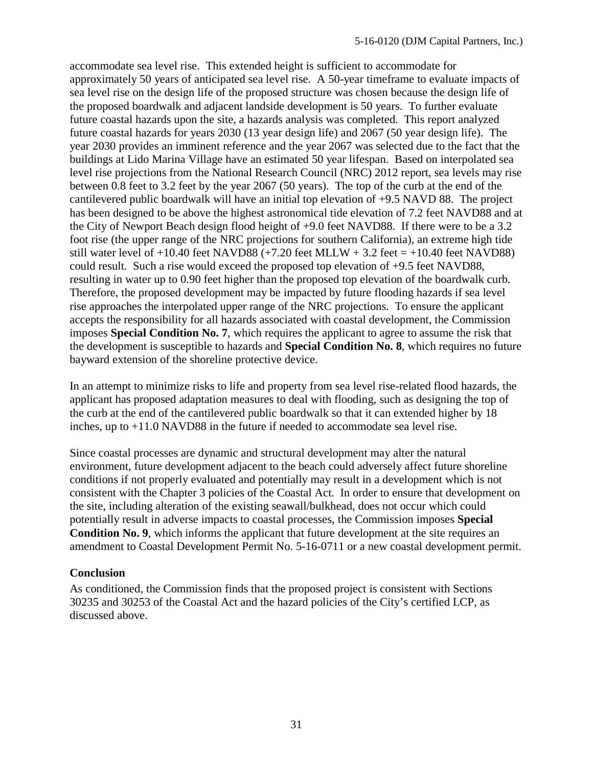accommodate sea level rise. This extended height is sufficient to accommodate for approximately 50 years of anticipated sea level rise. A 50-year timeframe to evaluate impacts of sea level rise on the design life of the proposed structure was chosen because the design life of the proposed boardwalk and adjacent landside development is 50 years. To further evaluate future coastal hazards upon the site, a hazards analysis was completed. This report analyzed future coastal hazards for years 2030 (13 year design life) and 2067 (50 year design life). The year 2030 provides an imminent reference and the year 2067 was selected due to the fact that the buildings at Lido Marina Village have an estimated 50 year lifespan. Based on interpolated sea level rise projections from the National Research Council (NRC) 2012 report, sea levels may rise between 0.8 feet to 3.2 feet by the year 2067 (50 years). The top of the curb at the end of the cantilevered public boardwalk will have an initial top elevation of +9.5 NAVD 88. The project has been designed to be above the highest astronomical tide elevation of 7.2 feet NAVD88 and at the City of Newport Beach design flood height of +9.0 feet NAVD88. If there were to be a 3.2 foot rise (the upper range of the NRC projections for southern California), an extreme high tide still water level of +10.40 feet NAVD88 (+7.20 feet MLLW + 3.2 feet = +10.40 feet NAVD88) could result. Such a rise would exceed the proposed top elevation of +9.5 feet NAVD88, resulting in water up to 0.90 feet higher than the proposed top elevation of the boardwalk curb. Therefore, the proposed development may be impacted by future flooding hazards if sea level rise approaches the interpolated upper range of the NRC projections. To ensure the applicant accepts the responsibility for all hazards associated with coastal development, the Commission imposes **Special Condition No. 7**, which requires the applicant to agree to assume the risk that the development is susceptible to hazards and **Special Condition No. 8**, which requires no future bayward extension of the shoreline protective device.

In an attempt to minimize risks to life and property from sea level rise-related flood hazards, the applicant has proposed adaptation measures to deal with flooding, such as designing the top of the curb at the end of the cantilevered public boardwalk so that it can extended higher by 18 inches, up to +11.0 NAVD88 in the future if needed to accommodate sea level rise.

Since coastal processes are dynamic and structural development may alter the natural environment, future development adjacent to the beach could adversely affect future shoreline conditions if not properly evaluated and potentially may result in a development which is not consistent with the Chapter 3 policies of the Coastal Act. In order to ensure that development on the site, including alteration of the existing seawall/bulkhead, does not occur which could potentially result in adverse impacts to coastal processes, the Commission imposes **Special Condition No. 9**, which informs the applicant that future development at the site requires an amendment to Coastal Development Permit No. 5-16-0711 or a new coastal development permit.

**Conclusion**

As conditioned, the Commission finds that the proposed project is consistent with Sections 30235 and 30253 of the Coastal Act and the hazard policies of the City's certified LCP, as discussed above.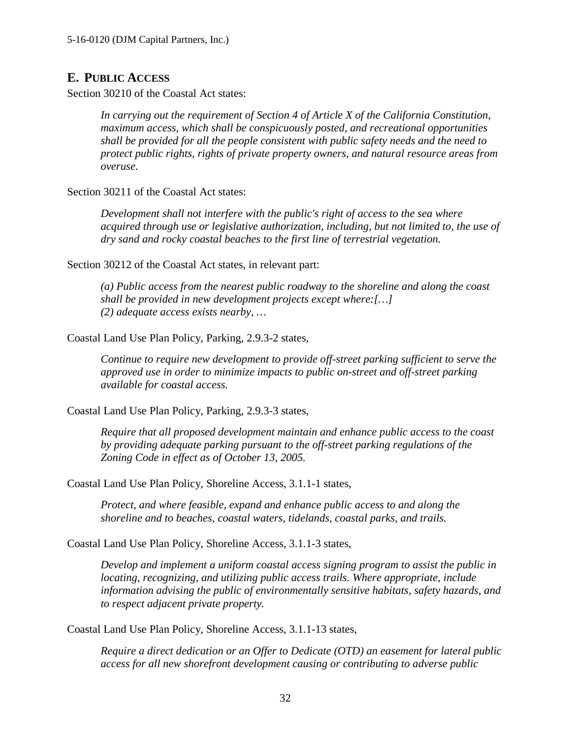## E. PUBLIC ACCESS

Section 30210 of the Coastal Act states:

> *In carrying out the requirement of Section 4 of Article X of the California Constitution, maximum access, which shall be conspicuously posted, and recreational opportunities shall be provided for all the people consistent with public safety needs and the need to protect public rights, rights of private property owners, and natural resource areas from overuse.*

Section 30211 of the Coastal Act states:

> *Development shall not interfere with the public's right of access to the sea where acquired through use or legislative authorization, including, but not limited to, the use of dry sand and rocky coastal beaches to the first line of terrestrial vegetation.*

Section 30212 of the Coastal Act states, in relevant part:

> *(a) Public access from the nearest public roadway to the shoreline and along the coast shall be provided in new development projects except where:[…]*
> *(2) adequate access exists nearby, …*

Coastal Land Use Plan Policy, Parking, 2.9.3-2 states,

> *Continue to require new development to provide off-street parking sufficient to serve the approved use in order to minimize impacts to public on-street and off-street parking available for coastal access.*

Coastal Land Use Plan Policy, Parking, 2.9.3-3 states,

> *Require that all proposed development maintain and enhance public access to the coast by providing adequate parking pursuant to the off-street parking regulations of the Zoning Code in effect as of October 13, 2005.*

Coastal Land Use Plan Policy, Shoreline Access, 3.1.1-1 states,

> *Protect, and where feasible, expand and enhance public access to and along the shoreline and to beaches, coastal waters, tidelands, coastal parks, and trails.*

Coastal Land Use Plan Policy, Shoreline Access, 3.1.1-3 states,

> *Develop and implement a uniform coastal access signing program to assist the public in locating, recognizing, and utilizing public access trails. Where appropriate, include information advising the public of environmentally sensitive habitats, safety hazards, and to respect adjacent private property.*

Coastal Land Use Plan Policy, Shoreline Access, 3.1.1-13 states,

> *Require a direct dedication or an Offer to Dedicate (OTD) an easement for lateral public access for all new shorefront development causing or contributing to adverse public*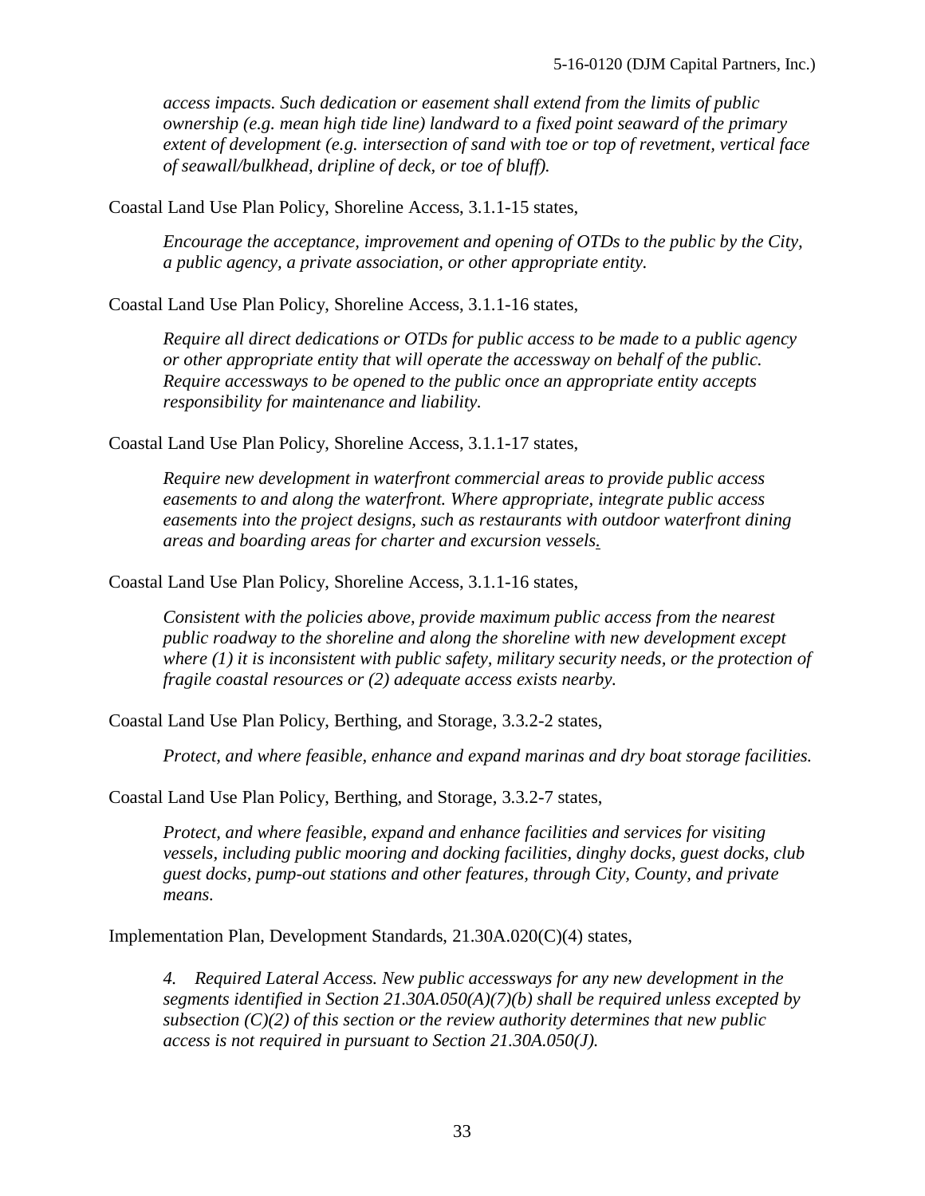*access impacts. Such dedication or easement shall extend from the limits of public ownership (e.g. mean high tide line) landward to a fixed point seaward of the primary extent of development (e.g. intersection of sand with toe or top of revetment, vertical face of seawall/bulkhead, dripline of deck, or toe of bluff).*

Coastal Land Use Plan Policy, Shoreline Access, 3.1.1-15 states,

> *Encourage the acceptance, improvement and opening of OTDs to the public by the City, a public agency, a private association, or other appropriate entity.*

Coastal Land Use Plan Policy, Shoreline Access, 3.1.1-16 states,

> *Require all direct dedications or OTDs for public access to be made to a public agency or other appropriate entity that will operate the accessway on behalf of the public. Require accessways to be opened to the public once an appropriate entity accepts responsibility for maintenance and liability.*

Coastal Land Use Plan Policy, Shoreline Access, 3.1.1-17 states,

> *Require new development in waterfront commercial areas to provide public access easements to and along the waterfront. Where appropriate, integrate public access easements into the project designs, such as restaurants with outdoor waterfront dining areas and boarding areas for charter and excursion vessels.*

Coastal Land Use Plan Policy, Shoreline Access, 3.1.1-16 states,

> *Consistent with the policies above, provide maximum public access from the nearest public roadway to the shoreline and along the shoreline with new development except where (1) it is inconsistent with public safety, military security needs, or the protection of fragile coastal resources or (2) adequate access exists nearby.*

Coastal Land Use Plan Policy, Berthing, and Storage, 3.3.2-2 states,

> *Protect, and where feasible, enhance and expand marinas and dry boat storage facilities.*

Coastal Land Use Plan Policy, Berthing, and Storage, 3.3.2-7 states,

> *Protect, and where feasible, expand and enhance facilities and services for visiting vessels, including public mooring and docking facilities, dinghy docks, guest docks, club guest docks, pump-out stations and other features, through City, County, and private means.*

Implementation Plan, Development Standards, 21.30A.020(C)(4) states,

> *4. Required Lateral Access. New public accessways for any new development in the segments identified in Section 21.30A.050(A)(7)(b) shall be required unless excepted by subsection (C)(2) of this section or the review authority determines that new public access is not required in pursuant to Section 21.30A.050(J).*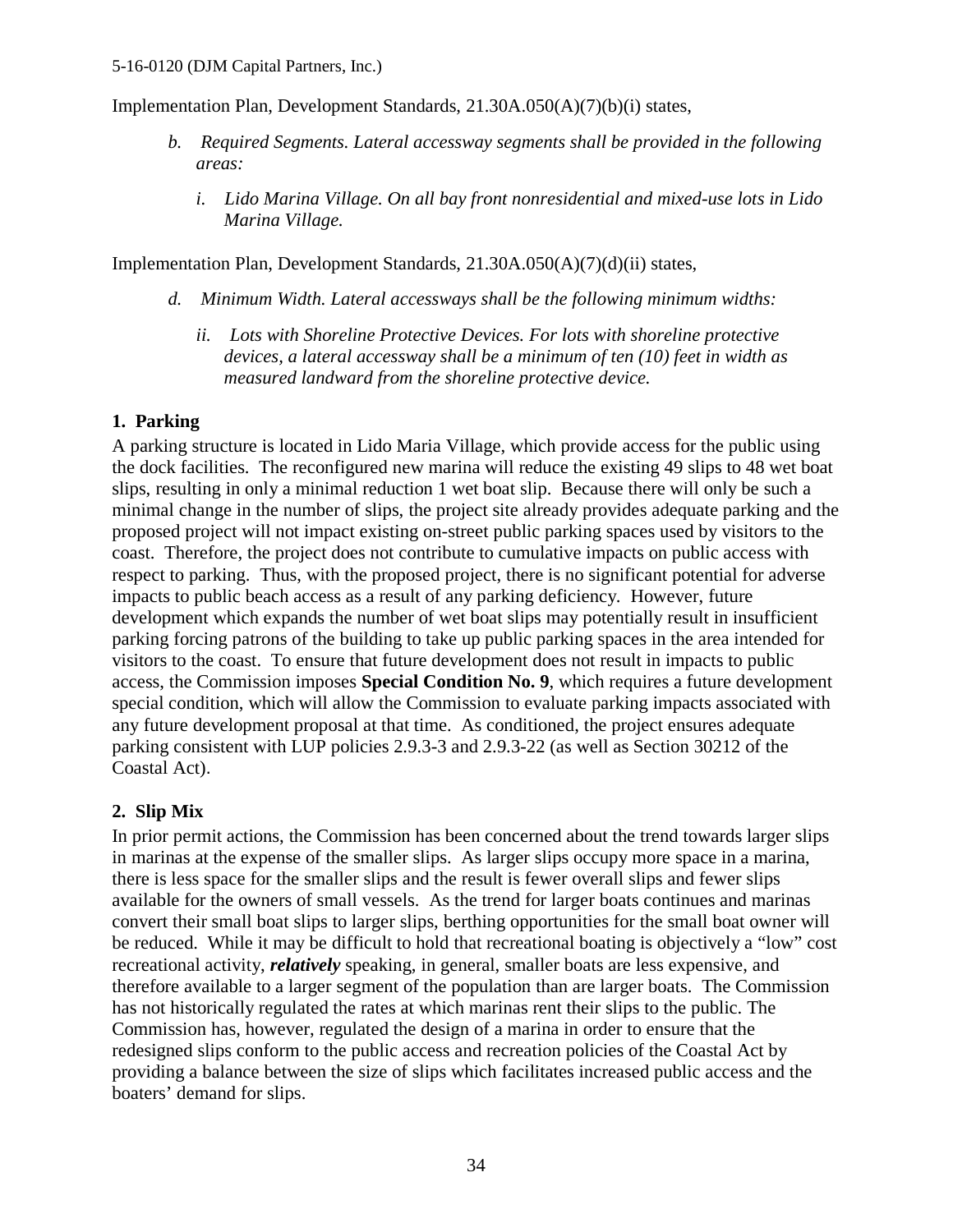Implementation Plan, Development Standards, 21.30A.050(A)(7)(b)(i) states,

> *b. Required Segments. Lateral accessway segments shall be provided in the following areas:*
>
> > *i. Lido Marina Village. On all bay front nonresidential and mixed-use lots in Lido Marina Village.*

Implementation Plan, Development Standards, 21.30A.050(A)(7)(d)(ii) states,

> *d. Minimum Width. Lateral accessways shall be the following minimum widths:*
>
> > *ii. Lots with Shoreline Protective Devices. For lots with shoreline protective devices, a lateral accessway shall be a minimum of ten (10) feet in width as measured landward from the shoreline protective device.*

### 1. Parking

A parking structure is located in Lido Maria Village, which provide access for the public using the dock facilities. The reconfigured new marina will reduce the existing 49 slips to 48 wet boat slips, resulting in only a minimal reduction 1 wet boat slip. Because there will only be such a minimal change in the number of slips, the project site already provides adequate parking and the proposed project will not impact existing on-street public parking spaces used by visitors to the coast. Therefore, the project does not contribute to cumulative impacts on public access with respect to parking. Thus, with the proposed project, there is no significant potential for adverse impacts to public beach access as a result of any parking deficiency. However, future development which expands the number of wet boat slips may potentially result in insufficient parking forcing patrons of the building to take up public parking spaces in the area intended for visitors to the coast. To ensure that future development does not result in impacts to public access, the Commission imposes **Special Condition No. 9**, which requires a future development special condition, which will allow the Commission to evaluate parking impacts associated with any future development proposal at that time. As conditioned, the project ensures adequate parking consistent with LUP policies 2.9.3-3 and 2.9.3-22 (as well as Section 30212 of the Coastal Act).

### 2. Slip Mix

In prior permit actions, the Commission has been concerned about the trend towards larger slips in marinas at the expense of the smaller slips. As larger slips occupy more space in a marina, there is less space for the smaller slips and the result is fewer overall slips and fewer slips available for the owners of small vessels. As the trend for larger boats continues and marinas convert their small boat slips to larger slips, berthing opportunities for the small boat owner will be reduced. While it may be difficult to hold that recreational boating is objectively a "low" cost recreational activity, ***relatively*** speaking, in general, smaller boats are less expensive, and therefore available to a larger segment of the population than are larger boats. The Commission has not historically regulated the rates at which marinas rent their slips to the public. The Commission has, however, regulated the design of a marina in order to ensure that the redesigned slips conform to the public access and recreation policies of the Coastal Act by providing a balance between the size of slips which facilitates increased public access and the boaters' demand for slips.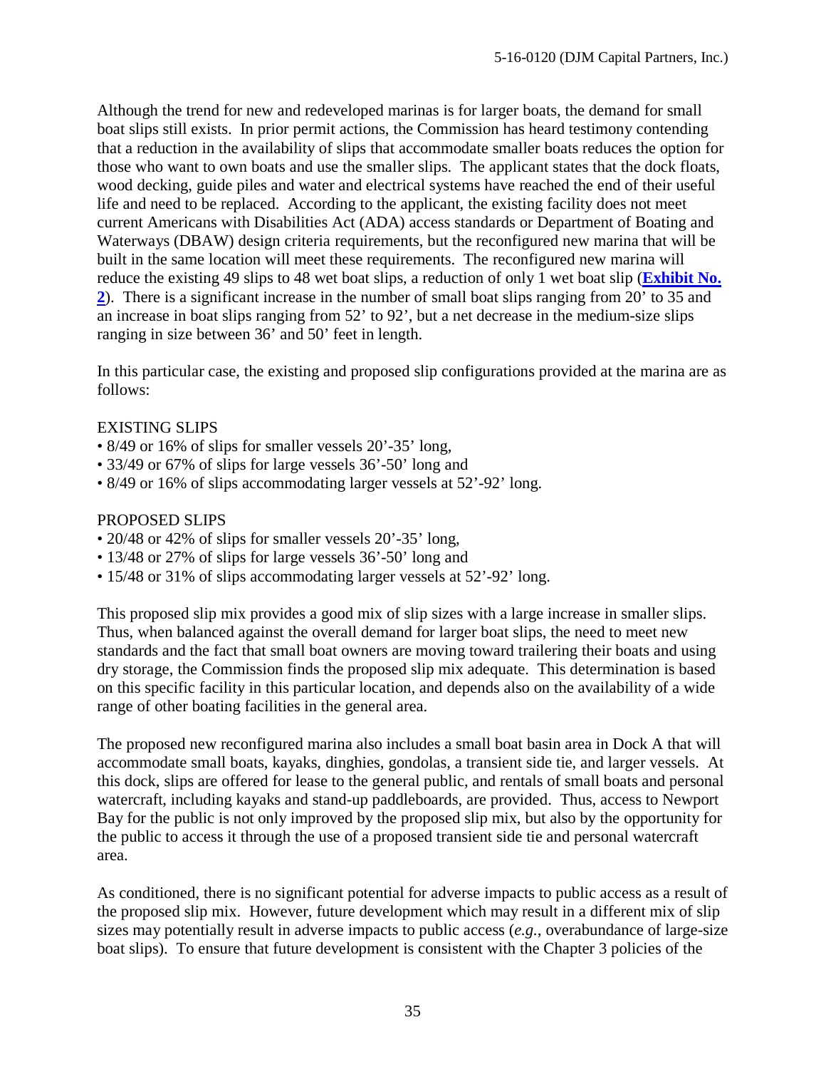Although the trend for new and redeveloped marinas is for larger boats, the demand for small boat slips still exists. In prior permit actions, the Commission has heard testimony contending that a reduction in the availability of slips that accommodate smaller boats reduces the option for those who want to own boats and use the smaller slips. The applicant states that the dock floats, wood decking, guide piles and water and electrical systems have reached the end of their useful life and need to be replaced. According to the applicant, the existing facility does not meet current Americans with Disabilities Act (ADA) access standards or Department of Boating and Waterways (DBAW) design criteria requirements, but the reconfigured new marina that will be built in the same location will meet these requirements. The reconfigured new marina will reduce the existing 49 slips to 48 wet boat slips, a reduction of only 1 wet boat slip (**Exhibit No. 2**). There is a significant increase in the number of small boat slips ranging from 20' to 35 and an increase in boat slips ranging from 52' to 92', but a net decrease in the medium-size slips ranging in size between 36' and 50' feet in length.

In this particular case, the existing and proposed slip configurations provided at the marina are as follows:

EXISTING SLIPS

- 8/49 or 16% of slips for smaller vessels 20'-35' long,
- 33/49 or 67% of slips for large vessels 36'-50' long and
- 8/49 or 16% of slips accommodating larger vessels at 52'-92' long.

PROPOSED SLIPS

- 20/48 or 42% of slips for smaller vessels 20'-35' long,
- 13/48 or 27% of slips for large vessels 36'-50' long and
- 15/48 or 31% of slips accommodating larger vessels at 52'-92' long.

This proposed slip mix provides a good mix of slip sizes with a large increase in smaller slips. Thus, when balanced against the overall demand for larger boat slips, the need to meet new standards and the fact that small boat owners are moving toward trailering their boats and using dry storage, the Commission finds the proposed slip mix adequate. This determination is based on this specific facility in this particular location, and depends also on the availability of a wide range of other boating facilities in the general area.

The proposed new reconfigured marina also includes a small boat basin area in Dock A that will accommodate small boats, kayaks, dinghies, gondolas, a transient side tie, and larger vessels. At this dock, slips are offered for lease to the general public, and rentals of small boats and personal watercraft, including kayaks and stand-up paddleboards, are provided. Thus, access to Newport Bay for the public is not only improved by the proposed slip mix, but also by the opportunity for the public to access it through the use of a proposed transient side tie and personal watercraft area.

As conditioned, there is no significant potential for adverse impacts to public access as a result of the proposed slip mix. However, future development which may result in a different mix of slip sizes may potentially result in adverse impacts to public access (*e.g.*, overabundance of large-size boat slips). To ensure that future development is consistent with the Chapter 3 policies of the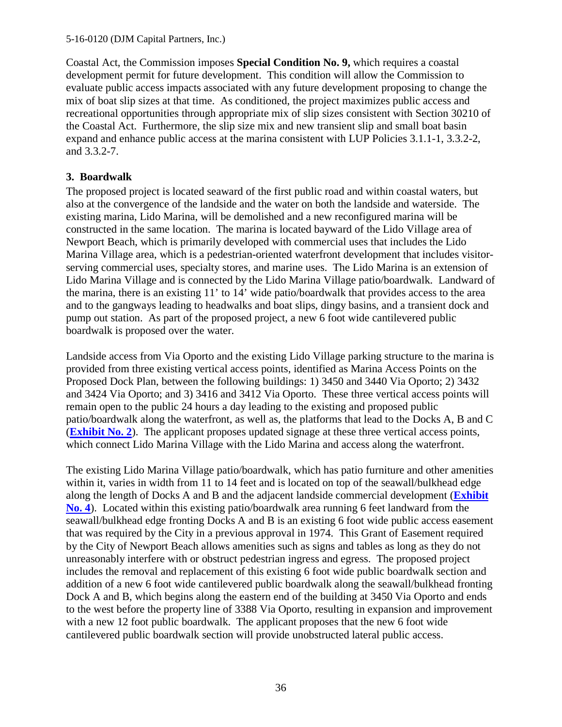Coastal Act, the Commission imposes **Special Condition No. 9,** which requires a coastal development permit for future development. This condition will allow the Commission to evaluate public access impacts associated with any future development proposing to change the mix of boat slip sizes at that time. As conditioned, the project maximizes public access and recreational opportunities through appropriate mix of slip sizes consistent with Section 30210 of the Coastal Act. Furthermore, the slip size mix and new transient slip and small boat basin expand and enhance public access at the marina consistent with LUP Policies 3.1.1-1, 3.3.2-2, and 3.3.2-7.

### 3. Boardwalk

The proposed project is located seaward of the first public road and within coastal waters, but also at the convergence of the landside and the water on both the landside and waterside. The existing marina, Lido Marina, will be demolished and a new reconfigured marina will be constructed in the same location. The marina is located bayward of the Lido Village area of Newport Beach, which is primarily developed with commercial uses that includes the Lido Marina Village area, which is a pedestrian-oriented waterfront development that includes visitor-serving commercial uses, specialty stores, and marine uses. The Lido Marina is an extension of Lido Marina Village and is connected by the Lido Marina Village patio/boardwalk. Landward of the marina, there is an existing 11' to 14' wide patio/boardwalk that provides access to the area and to the gangways leading to headwalks and boat slips, dingy basins, and a transient dock and pump out station. As part of the proposed project, a new 6 foot wide cantilevered public boardwalk is proposed over the water.

Landside access from Via Oporto and the existing Lido Village parking structure to the marina is provided from three existing vertical access points, identified as Marina Access Points on the Proposed Dock Plan, between the following buildings: 1) 3450 and 3440 Via Oporto; 2) 3432 and 3424 Via Oporto; and 3) 3416 and 3412 Via Oporto. These three vertical access points will remain open to the public 24 hours a day leading to the existing and proposed public patio/boardwalk along the waterfront, as well as, the platforms that lead to the Docks A, B and C (**Exhibit No. 2**). The applicant proposes updated signage at these three vertical access points, which connect Lido Marina Village with the Lido Marina and access along the waterfront.

The existing Lido Marina Village patio/boardwalk, which has patio furniture and other amenities within it, varies in width from 11 to 14 feet and is located on top of the seawall/bulkhead edge along the length of Docks A and B and the adjacent landside commercial development (**Exhibit No. 4**). Located within this existing patio/boardwalk area running 6 feet landward from the seawall/bulkhead edge fronting Docks A and B is an existing 6 foot wide public access easement that was required by the City in a previous approval in 1974. This Grant of Easement required by the City of Newport Beach allows amenities such as signs and tables as long as they do not unreasonably interfere with or obstruct pedestrian ingress and egress. The proposed project includes the removal and replacement of this existing 6 foot wide public boardwalk section and addition of a new 6 foot wide cantilevered public boardwalk along the seawall/bulkhead fronting Dock A and B, which begins along the eastern end of the building at 3450 Via Oporto and ends to the west before the property line of 3388 Via Oporto, resulting in expansion and improvement with a new 12 foot public boardwalk. The applicant proposes that the new 6 foot wide cantilevered public boardwalk section will provide unobstructed lateral public access.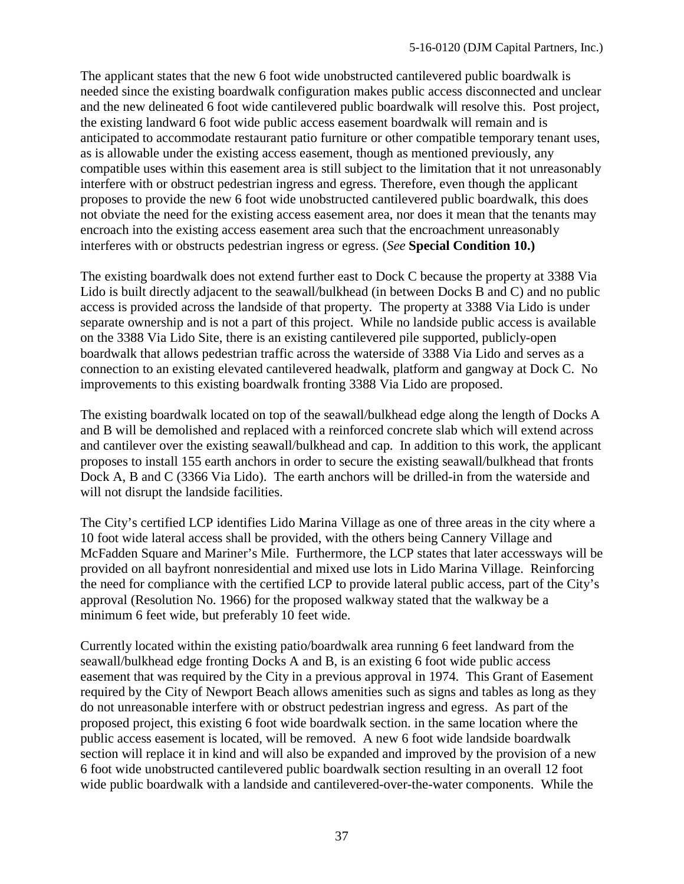The applicant states that the new 6 foot wide unobstructed cantilevered public boardwalk is needed since the existing boardwalk configuration makes public access disconnected and unclear and the new delineated 6 foot wide cantilevered public boardwalk will resolve this. Post project, the existing landward 6 foot wide public access easement boardwalk will remain and is anticipated to accommodate restaurant patio furniture or other compatible temporary tenant uses, as is allowable under the existing access easement, though as mentioned previously, any compatible uses within this easement area is still subject to the limitation that it not unreasonably interfere with or obstruct pedestrian ingress and egress. Therefore, even though the applicant proposes to provide the new 6 foot wide unobstructed cantilevered public boardwalk, this does not obviate the need for the existing access easement area, nor does it mean that the tenants may encroach into the existing access easement area such that the encroachment unreasonably interferes with or obstructs pedestrian ingress or egress. (*See* **Special Condition 10.)**

The existing boardwalk does not extend further east to Dock C because the property at 3388 Via Lido is built directly adjacent to the seawall/bulkhead (in between Docks B and C) and no public access is provided across the landside of that property. The property at 3388 Via Lido is under separate ownership and is not a part of this project. While no landside public access is available on the 3388 Via Lido Site, there is an existing cantilevered pile supported, publicly-open boardwalk that allows pedestrian traffic across the waterside of 3388 Via Lido and serves as a connection to an existing elevated cantilevered headwalk, platform and gangway at Dock C. No improvements to this existing boardwalk fronting 3388 Via Lido are proposed.

The existing boardwalk located on top of the seawall/bulkhead edge along the length of Docks A and B will be demolished and replaced with a reinforced concrete slab which will extend across and cantilever over the existing seawall/bulkhead and cap. In addition to this work, the applicant proposes to install 155 earth anchors in order to secure the existing seawall/bulkhead that fronts Dock A, B and C (3366 Via Lido). The earth anchors will be drilled-in from the waterside and will not disrupt the landside facilities.

The City's certified LCP identifies Lido Marina Village as one of three areas in the city where a 10 foot wide lateral access shall be provided, with the others being Cannery Village and McFadden Square and Mariner's Mile. Furthermore, the LCP states that later accessways will be provided on all bayfront nonresidential and mixed use lots in Lido Marina Village. Reinforcing the need for compliance with the certified LCP to provide lateral public access, part of the City's approval (Resolution No. 1966) for the proposed walkway stated that the walkway be a minimum 6 feet wide, but preferably 10 feet wide.

Currently located within the existing patio/boardwalk area running 6 feet landward from the seawall/bulkhead edge fronting Docks A and B, is an existing 6 foot wide public access easement that was required by the City in a previous approval in 1974. This Grant of Easement required by the City of Newport Beach allows amenities such as signs and tables as long as they do not unreasonable interfere with or obstruct pedestrian ingress and egress. As part of the proposed project, this existing 6 foot wide boardwalk section. in the same location where the public access easement is located, will be removed. A new 6 foot wide landside boardwalk section will replace it in kind and will also be expanded and improved by the provision of a new 6 foot wide unobstructed cantilevered public boardwalk section resulting in an overall 12 foot wide public boardwalk with a landside and cantilevered-over-the-water components. While the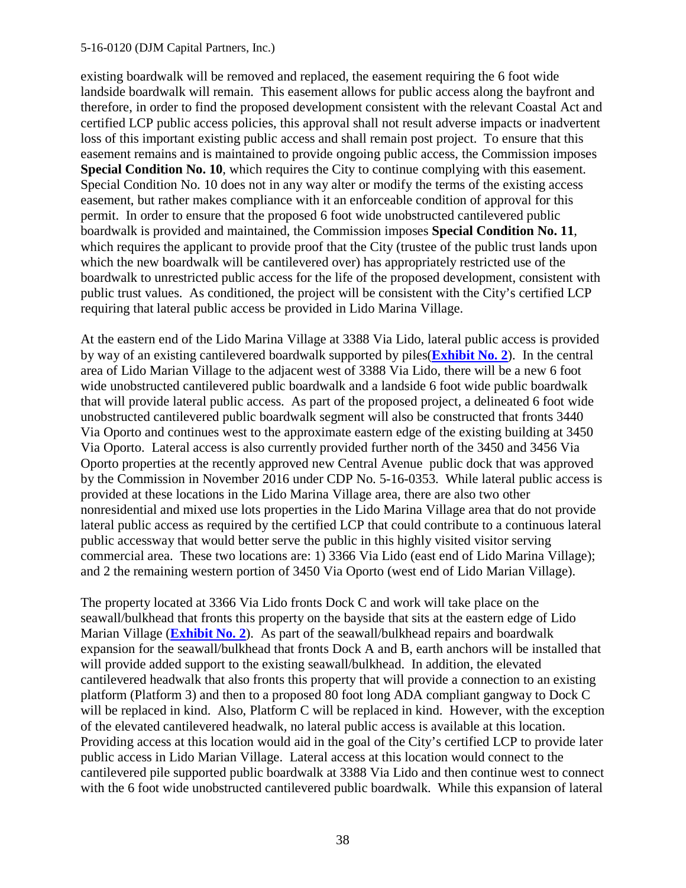existing boardwalk will be removed and replaced, the easement requiring the 6 foot wide landside boardwalk will remain. This easement allows for public access along the bayfront and therefore, in order to find the proposed development consistent with the relevant Coastal Act and certified LCP public access policies, this approval shall not result adverse impacts or inadvertent loss of this important existing public access and shall remain post project. To ensure that this easement remains and is maintained to provide ongoing public access, the Commission imposes **Special Condition No. 10**, which requires the City to continue complying with this easement. Special Condition No. 10 does not in any way alter or modify the terms of the existing access easement, but rather makes compliance with it an enforceable condition of approval for this permit. In order to ensure that the proposed 6 foot wide unobstructed cantilevered public boardwalk is provided and maintained, the Commission imposes **Special Condition No. 11**, which requires the applicant to provide proof that the City (trustee of the public trust lands upon which the new boardwalk will be cantilevered over) has appropriately restricted use of the boardwalk to unrestricted public access for the life of the proposed development, consistent with public trust values. As conditioned, the project will be consistent with the City's certified LCP requiring that lateral public access be provided in Lido Marina Village.

At the eastern end of the Lido Marina Village at 3388 Via Lido, lateral public access is provided by way of an existing cantilevered boardwalk supported by piles(**Exhibit No. 2**). In the central area of Lido Marian Village to the adjacent west of 3388 Via Lido, there will be a new 6 foot wide unobstructed cantilevered public boardwalk and a landside 6 foot wide public boardwalk that will provide lateral public access. As part of the proposed project, a delineated 6 foot wide unobstructed cantilevered public boardwalk segment will also be constructed that fronts 3440 Via Oporto and continues west to the approximate eastern edge of the existing building at 3450 Via Oporto. Lateral access is also currently provided further north of the 3450 and 3456 Via Oporto properties at the recently approved new Central Avenue public dock that was approved by the Commission in November 2016 under CDP No. 5-16-0353. While lateral public access is provided at these locations in the Lido Marina Village area, there are also two other nonresidential and mixed use lots properties in the Lido Marina Village area that do not provide lateral public access as required by the certified LCP that could contribute to a continuous lateral public accessway that would better serve the public in this highly visited visitor serving commercial area. These two locations are: 1) 3366 Via Lido (east end of Lido Marina Village); and 2 the remaining western portion of 3450 Via Oporto (west end of Lido Marian Village).

The property located at 3366 Via Lido fronts Dock C and work will take place on the seawall/bulkhead that fronts this property on the bayside that sits at the eastern edge of Lido Marian Village (**Exhibit No. 2**). As part of the seawall/bulkhead repairs and boardwalk expansion for the seawall/bulkhead that fronts Dock A and B, earth anchors will be installed that will provide added support to the existing seawall/bulkhead. In addition, the elevated cantilevered headwalk that also fronts this property that will provide a connection to an existing platform (Platform 3) and then to a proposed 80 foot long ADA compliant gangway to Dock C will be replaced in kind. Also, Platform C will be replaced in kind. However, with the exception of the elevated cantilevered headwalk, no lateral public access is available at this location. Providing access at this location would aid in the goal of the City's certified LCP to provide later public access in Lido Marian Village. Lateral access at this location would connect to the cantilevered pile supported public boardwalk at 3388 Via Lido and then continue west to connect with the 6 foot wide unobstructed cantilevered public boardwalk. While this expansion of lateral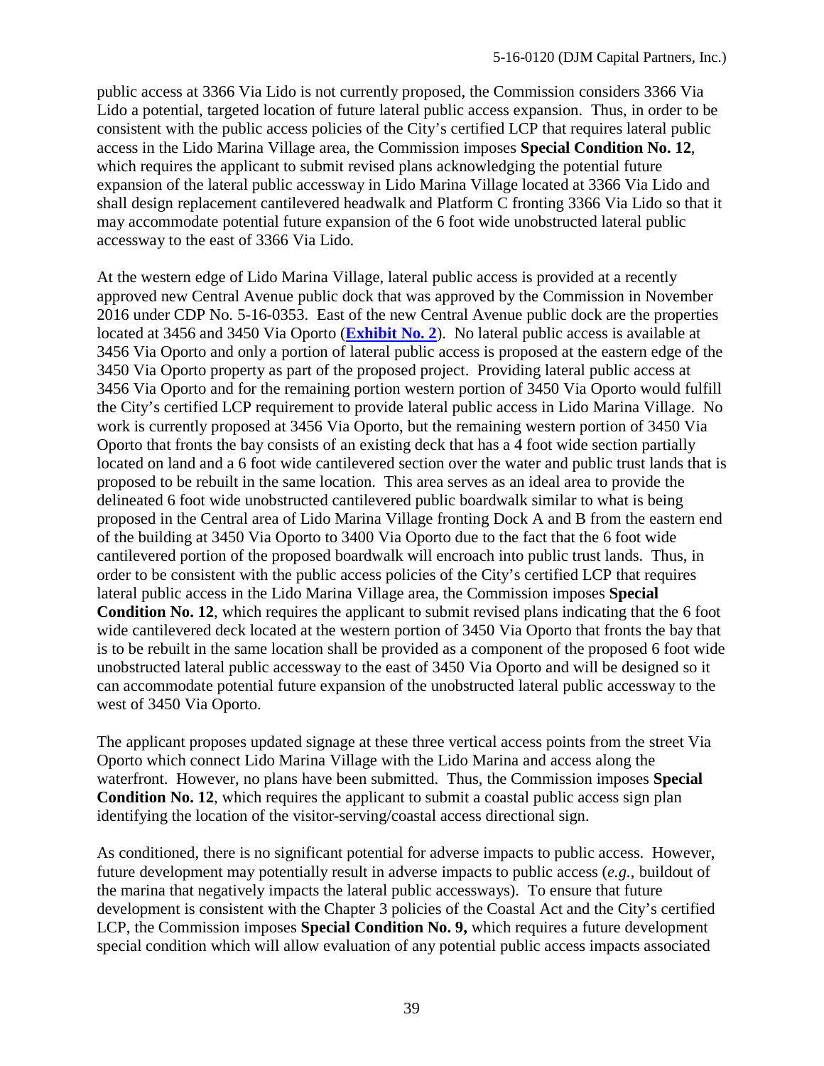public access at 3366 Via Lido is not currently proposed, the Commission considers 3366 Via Lido a potential, targeted location of future lateral public access expansion. Thus, in order to be consistent with the public access policies of the City's certified LCP that requires lateral public access in the Lido Marina Village area, the Commission imposes **Special Condition No. 12**, which requires the applicant to submit revised plans acknowledging the potential future expansion of the lateral public accessway in Lido Marina Village located at 3366 Via Lido and shall design replacement cantilevered headwalk and Platform C fronting 3366 Via Lido so that it may accommodate potential future expansion of the 6 foot wide unobstructed lateral public accessway to the east of 3366 Via Lido.

At the western edge of Lido Marina Village, lateral public access is provided at a recently approved new Central Avenue public dock that was approved by the Commission in November 2016 under CDP No. 5-16-0353. East of the new Central Avenue public dock are the properties located at 3456 and 3450 Via Oporto (**Exhibit No. 2**). No lateral public access is available at 3456 Via Oporto and only a portion of lateral public access is proposed at the eastern edge of the 3450 Via Oporto property as part of the proposed project. Providing lateral public access at 3456 Via Oporto and for the remaining portion western portion of 3450 Via Oporto would fulfill the City's certified LCP requirement to provide lateral public access in Lido Marina Village. No work is currently proposed at 3456 Via Oporto, but the remaining western portion of 3450 Via Oporto that fronts the bay consists of an existing deck that has a 4 foot wide section partially located on land and a 6 foot wide cantilevered section over the water and public trust lands that is proposed to be rebuilt in the same location. This area serves as an ideal area to provide the delineated 6 foot wide unobstructed cantilevered public boardwalk similar to what is being proposed in the Central area of Lido Marina Village fronting Dock A and B from the eastern end of the building at 3450 Via Oporto to 3400 Via Oporto due to the fact that the 6 foot wide cantilevered portion of the proposed boardwalk will encroach into public trust lands. Thus, in order to be consistent with the public access policies of the City's certified LCP that requires lateral public access in the Lido Marina Village area, the Commission imposes **Special Condition No. 12**, which requires the applicant to submit revised plans indicating that the 6 foot wide cantilevered deck located at the western portion of 3450 Via Oporto that fronts the bay that is to be rebuilt in the same location shall be provided as a component of the proposed 6 foot wide unobstructed lateral public accessway to the east of 3450 Via Oporto and will be designed so it can accommodate potential future expansion of the unobstructed lateral public accessway to the west of 3450 Via Oporto.

The applicant proposes updated signage at these three vertical access points from the street Via Oporto which connect Lido Marina Village with the Lido Marina and access along the waterfront. However, no plans have been submitted. Thus, the Commission imposes **Special Condition No. 12**, which requires the applicant to submit a coastal public access sign plan identifying the location of the visitor-serving/coastal access directional sign.

As conditioned, there is no significant potential for adverse impacts to public access. However, future development may potentially result in adverse impacts to public access (*e.g.*, buildout of the marina that negatively impacts the lateral public accessways). To ensure that future development is consistent with the Chapter 3 policies of the Coastal Act and the City's certified LCP, the Commission imposes **Special Condition No. 9,** which requires a future development special condition which will allow evaluation of any potential public access impacts associated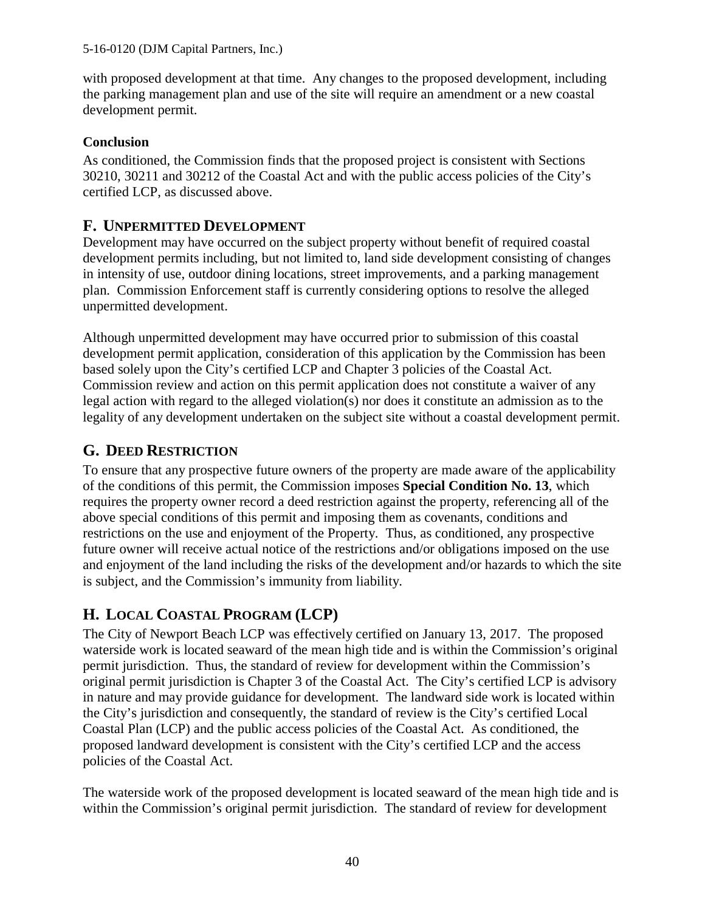with proposed development at that time. Any changes to the proposed development, including the parking management plan and use of the site will require an amendment or a new coastal development permit.

**Conclusion**

As conditioned, the Commission finds that the proposed project is consistent with Sections 30210, 30211 and 30212 of the Coastal Act and with the public access policies of the City's certified LCP, as discussed above.

## F. Unpermitted Development

Development may have occurred on the subject property without benefit of required coastal development permits including, but not limited to, land side development consisting of changes in intensity of use, outdoor dining locations, street improvements, and a parking management plan. Commission Enforcement staff is currently considering options to resolve the alleged unpermitted development.

Although unpermitted development may have occurred prior to submission of this coastal development permit application, consideration of this application by the Commission has been based solely upon the City's certified LCP and Chapter 3 policies of the Coastal Act. Commission review and action on this permit application does not constitute a waiver of any legal action with regard to the alleged violation(s) nor does it constitute an admission as to the legality of any development undertaken on the subject site without a coastal development permit.

## G. Deed Restriction

To ensure that any prospective future owners of the property are made aware of the applicability of the conditions of this permit, the Commission imposes **Special Condition No. 13**, which requires the property owner record a deed restriction against the property, referencing all of the above special conditions of this permit and imposing them as covenants, conditions and restrictions on the use and enjoyment of the Property. Thus, as conditioned, any prospective future owner will receive actual notice of the restrictions and/or obligations imposed on the use and enjoyment of the land including the risks of the development and/or hazards to which the site is subject, and the Commission's immunity from liability.

## H. Local Coastal Program (LCP)

The City of Newport Beach LCP was effectively certified on January 13, 2017. The proposed waterside work is located seaward of the mean high tide and is within the Commission's original permit jurisdiction. Thus, the standard of review for development within the Commission's original permit jurisdiction is Chapter 3 of the Coastal Act. The City's certified LCP is advisory in nature and may provide guidance for development. The landward side work is located within the City's jurisdiction and consequently, the standard of review is the City's certified Local Coastal Plan (LCP) and the public access policies of the Coastal Act. As conditioned, the proposed landward development is consistent with the City's certified LCP and the access policies of the Coastal Act.

The waterside work of the proposed development is located seaward of the mean high tide and is within the Commission's original permit jurisdiction. The standard of review for development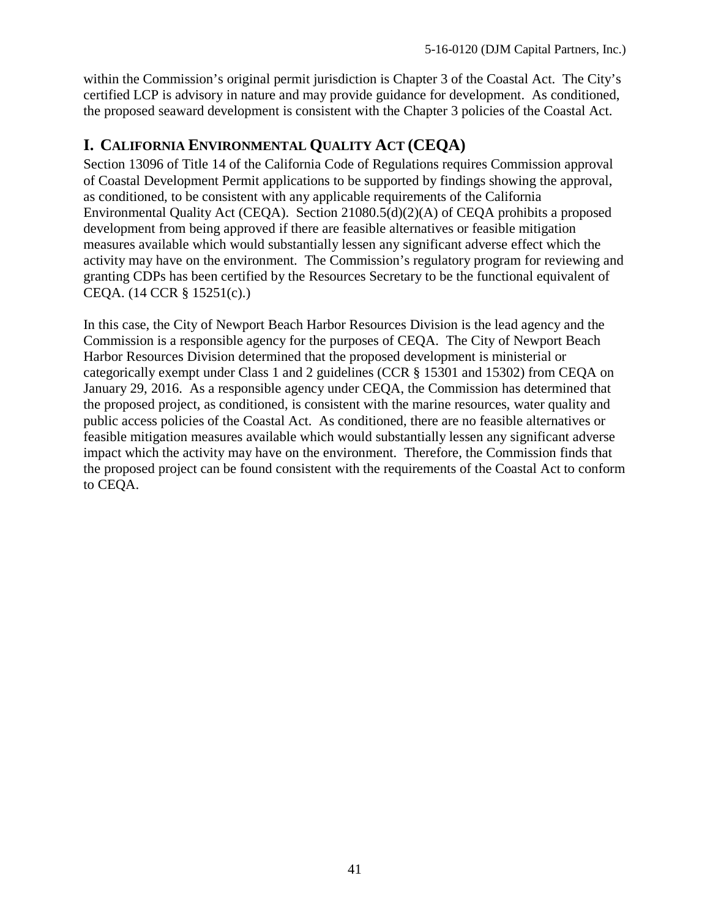within the Commission's original permit jurisdiction is Chapter 3 of the Coastal Act. The City's certified LCP is advisory in nature and may provide guidance for development. As conditioned, the proposed seaward development is consistent with the Chapter 3 policies of the Coastal Act.

## I. CALIFORNIA ENVIRONMENTAL QUALITY ACT (CEQA)

Section 13096 of Title 14 of the California Code of Regulations requires Commission approval of Coastal Development Permit applications to be supported by findings showing the approval, as conditioned, to be consistent with any applicable requirements of the California Environmental Quality Act (CEQA). Section 21080.5(d)(2)(A) of CEQA prohibits a proposed development from being approved if there are feasible alternatives or feasible mitigation measures available which would substantially lessen any significant adverse effect which the activity may have on the environment. The Commission's regulatory program for reviewing and granting CDPs has been certified by the Resources Secretary to be the functional equivalent of CEQA. (14 CCR § 15251(c).)

In this case, the City of Newport Beach Harbor Resources Division is the lead agency and the Commission is a responsible agency for the purposes of CEQA. The City of Newport Beach Harbor Resources Division determined that the proposed development is ministerial or categorically exempt under Class 1 and 2 guidelines (CCR § 15301 and 15302) from CEQA on January 29, 2016. As a responsible agency under CEQA, the Commission has determined that the proposed project, as conditioned, is consistent with the marine resources, water quality and public access policies of the Coastal Act. As conditioned, there are no feasible alternatives or feasible mitigation measures available which would substantially lessen any significant adverse impact which the activity may have on the environment. Therefore, the Commission finds that the proposed project can be found consistent with the requirements of the Coastal Act to conform to CEQA.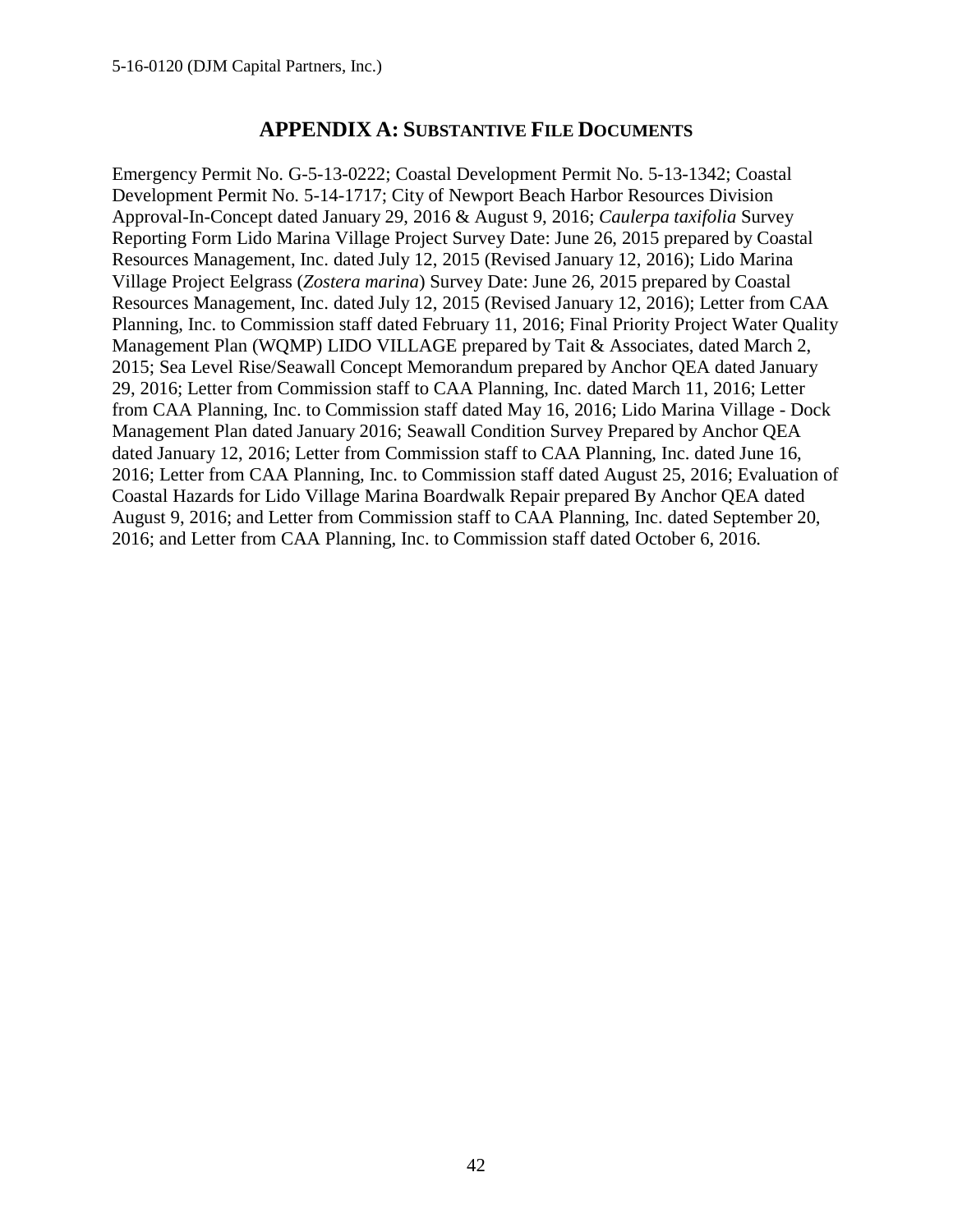## APPENDIX A: SUBSTANTIVE FILE DOCUMENTS

Emergency Permit No. G-5-13-0222; Coastal Development Permit No. 5-13-1342; Coastal Development Permit No. 5-14-1717; City of Newport Beach Harbor Resources Division Approval-In-Concept dated January 29, 2016 & August 9, 2016; *Caulerpa taxifolia* Survey Reporting Form Lido Marina Village Project Survey Date: June 26, 2015 prepared by Coastal Resources Management, Inc. dated July 12, 2015 (Revised January 12, 2016); Lido Marina Village Project Eelgrass (*Zostera marina*) Survey Date: June 26, 2015 prepared by Coastal Resources Management, Inc. dated July 12, 2015 (Revised January 12, 2016); Letter from CAA Planning, Inc. to Commission staff dated February 11, 2016; Final Priority Project Water Quality Management Plan (WQMP) LIDO VILLAGE prepared by Tait & Associates, dated March 2, 2015; Sea Level Rise/Seawall Concept Memorandum prepared by Anchor QEA dated January 29, 2016; Letter from Commission staff to CAA Planning, Inc. dated March 11, 2016; Letter from CAA Planning, Inc. to Commission staff dated May 16, 2016; Lido Marina Village - Dock Management Plan dated January 2016; Seawall Condition Survey Prepared by Anchor QEA dated January 12, 2016; Letter from Commission staff to CAA Planning, Inc. dated June 16, 2016; Letter from CAA Planning, Inc. to Commission staff dated August 25, 2016; Evaluation of Coastal Hazards for Lido Village Marina Boardwalk Repair prepared By Anchor QEA dated August 9, 2016; and Letter from Commission staff to CAA Planning, Inc. dated September 20, 2016; and Letter from CAA Planning, Inc. to Commission staff dated October 6, 2016.